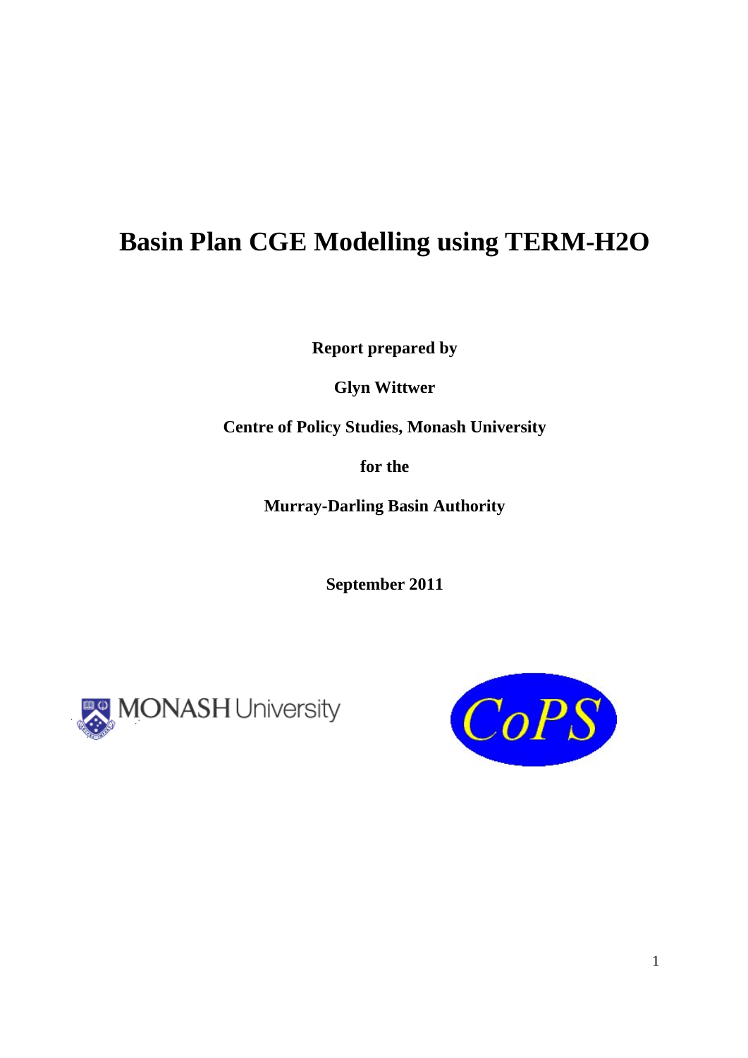# Basin Plan CGE Modelling using TERM-H2O

**Report prepared by**

**Glyn Wittwer**

**Centre of Policy Studies, Monash University**

**for the**

**Murray-Darling Basin Authority**

**September 2011**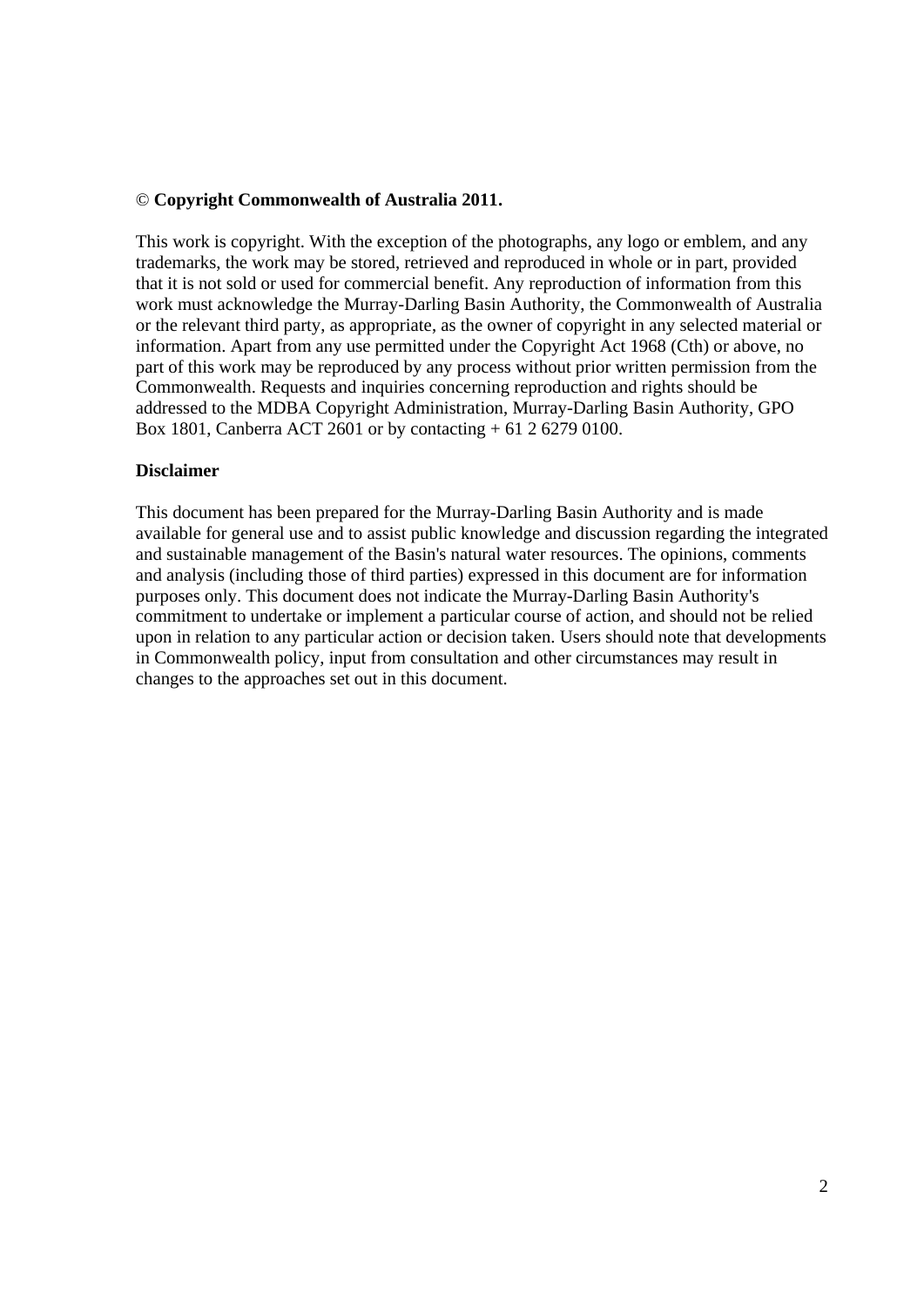© **Copyright Commonwealth of Australia 2011.**

This work is copyright. With the exception of the photographs, any logo or emblem, and any trademarks, the work may be stored, retrieved and reproduced in whole or in part, provided that it is not sold or used for commercial benefit. Any reproduction of information from this work must acknowledge the Murray-Darling Basin Authority, the Commonwealth of Australia or the relevant third party, as appropriate, as the owner of copyright in any selected material or information. Apart from any use permitted under the Copyright Act 1968 (Cth) or above, no part of this work may be reproduced by any process without prior written permission from the Commonwealth. Requests and inquiries concerning reproduction and rights should be addressed to the MDBA Copyright Administration, Murray-Darling Basin Authority, GPO Box 1801, Canberra ACT 2601 or by contacting + 61 2 6279 0100.

**Disclaimer**

This document has been prepared for the Murray-Darling Basin Authority and is made available for general use and to assist public knowledge and discussion regarding the integrated and sustainable management of the Basin's natural water resources. The opinions, comments and analysis (including those of third parties) expressed in this document are for information purposes only. This document does not indicate the Murray-Darling Basin Authority's commitment to undertake or implement a particular course of action, and should not be relied upon in relation to any particular action or decision taken. Users should note that developments in Commonwealth policy, input from consultation and other circumstances may result in changes to the approaches set out in this document.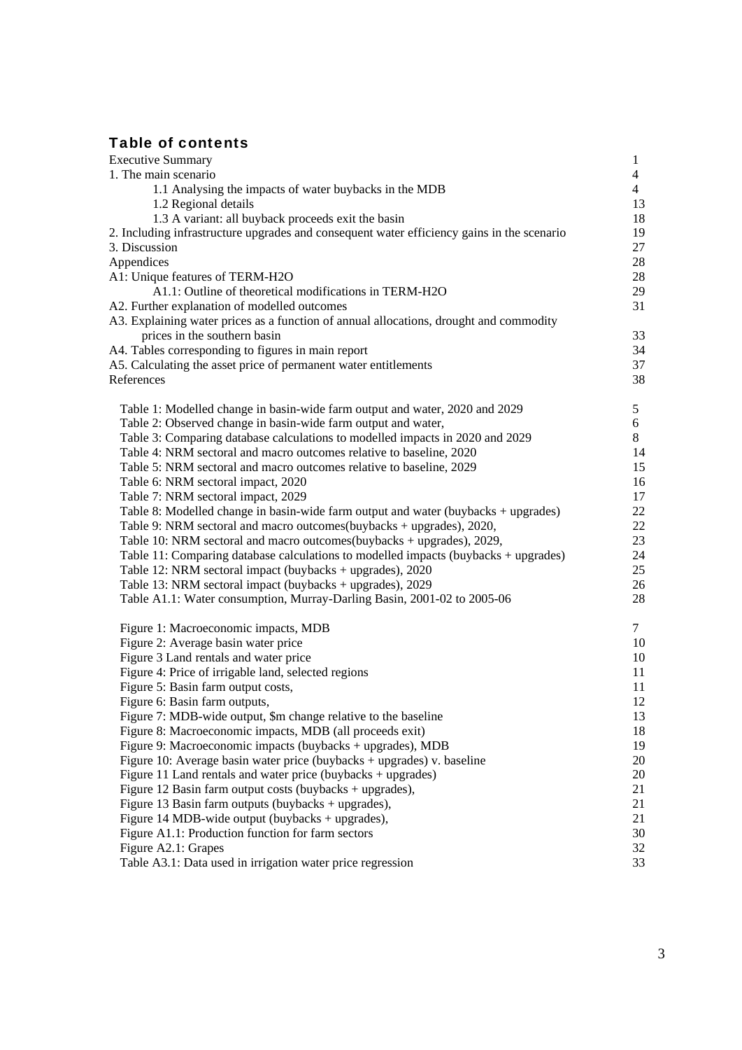## Table of contents

| | |
|---|---|
| Executive Summary | 1 |
| 1. The main scenario | 4 |
| 1.1 Analysing the impacts of water buybacks in the MDB | 4 |
| 1.2 Regional details | 13 |
| 1.3 A variant: all buyback proceeds exit the basin | 18 |
| 2. Including infrastructure upgrades and consequent water efficiency gains in the scenario | 19 |
| 3. Discussion | 27 |
| Appendices | 28 |
| A1: Unique features of TERM-H2O | 28 |
| A1.1: Outline of theoretical modifications in TERM-H2O | 29 |
| A2. Further explanation of modelled outcomes | 31 |
| A3. Explaining water prices as a function of annual allocations, drought and commodity prices in the southern basin | 33 |
| A4. Tables corresponding to figures in main report | 34 |
| A5. Calculating the asset price of permanent water entitlements | 37 |
| References | 38 |

| | |
|---|---|
| Table 1: Modelled change in basin-wide farm output and water, 2020 and 2029 | 5 |
| Table 2: Observed change in basin-wide farm output and water, | 6 |
| Table 3: Comparing database calculations to modelled impacts in 2020 and 2029 | 8 |
| Table 4: NRM sectoral and macro outcomes relative to baseline, 2020 | 14 |
| Table 5: NRM sectoral and macro outcomes relative to baseline, 2029 | 15 |
| Table 6: NRM sectoral impact, 2020 | 16 |
| Table 7: NRM sectoral impact, 2029 | 17 |
| Table 8: Modelled change in basin-wide farm output and water (buybacks + upgrades) | 22 |
| Table 9: NRM sectoral and macro outcomes(buybacks + upgrades), 2020, | 22 |
| Table 10: NRM sectoral and macro outcomes(buybacks + upgrades), 2029, | 23 |
| Table 11: Comparing database calculations to modelled impacts (buybacks + upgrades) | 24 |
| Table 12: NRM sectoral impact (buybacks + upgrades), 2020 | 25 |
| Table 13: NRM sectoral impact (buybacks + upgrades), 2029 | 26 |
| Table A1.1: Water consumption, Murray-Darling Basin, 2001-02 to 2005-06 | 28 |

| | |
|---|---|
| Figure 1: Macroeconomic impacts, MDB | 7 |
| Figure 2: Average basin water price | 10 |
| Figure 3 Land rentals and water price | 10 |
| Figure 4: Price of irrigable land, selected regions | 11 |
| Figure 5: Basin farm output costs, | 11 |
| Figure 6: Basin farm outputs, | 12 |
| Figure 7: MDB-wide output, $m change relative to the baseline | 13 |
| Figure 8: Macroeconomic impacts, MDB (all proceeds exit) | 18 |
| Figure 9: Macroeconomic impacts (buybacks + upgrades), MDB | 19 |
| Figure 10: Average basin water price (buybacks + upgrades) v. baseline | 20 |
| Figure 11 Land rentals and water price (buybacks + upgrades) | 20 |
| Figure 12 Basin farm output costs (buybacks + upgrades), | 21 |
| Figure 13 Basin farm outputs (buybacks + upgrades), | 21 |
| Figure 14 MDB-wide output (buybacks + upgrades), | 21 |
| Figure A1.1: Production function for farm sectors | 30 |
| Figure A2.1: Grapes | 32 |
| Table A3.1: Data used in irrigation water price regression | 33 |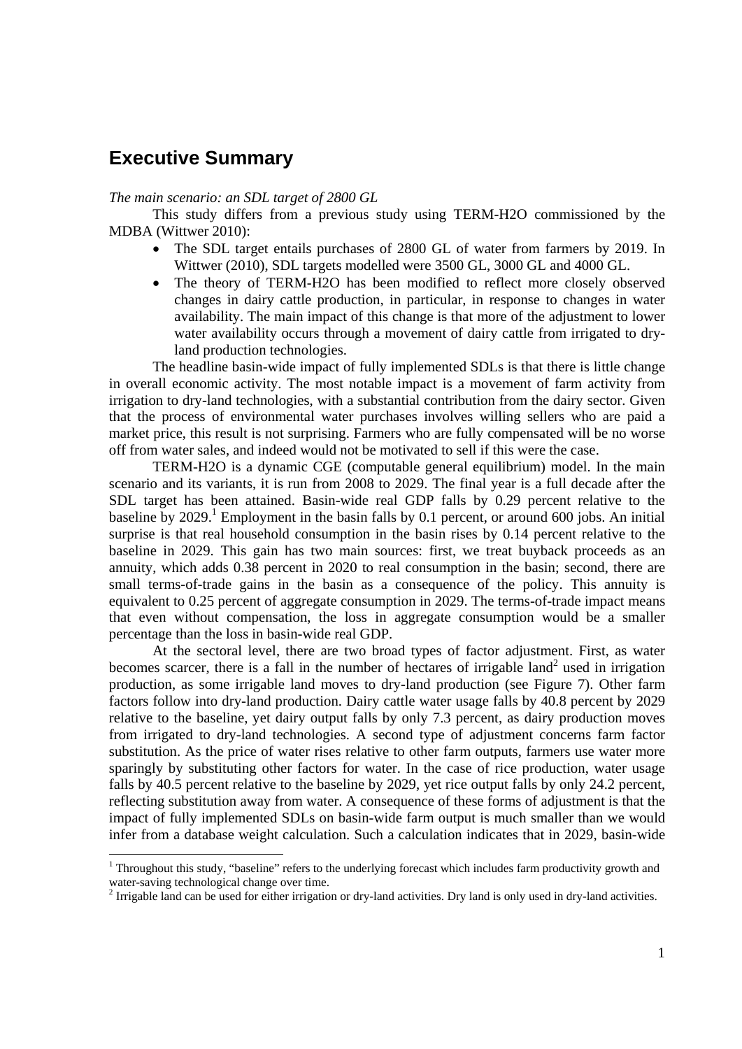## Executive Summary

*The main scenario: an SDL target of 2800 GL*

This study differs from a previous study using TERM-H2O commissioned by the MDBA (Wittwer 2010):

- The SDL target entails purchases of 2800 GL of water from farmers by 2019. In Wittwer (2010), SDL targets modelled were 3500 GL, 3000 GL and 4000 GL.
- The theory of TERM-H2O has been modified to reflect more closely observed changes in dairy cattle production, in particular, in response to changes in water availability. The main impact of this change is that more of the adjustment to lower water availability occurs through a movement of dairy cattle from irrigated to dry-land production technologies.

The headline basin-wide impact of fully implemented SDLs is that there is little change in overall economic activity. The most notable impact is a movement of farm activity from irrigation to dry-land technologies, with a substantial contribution from the dairy sector. Given that the process of environmental water purchases involves willing sellers who are paid a market price, this result is not surprising. Farmers who are fully compensated will be no worse off from water sales, and indeed would not be motivated to sell if this were the case.

TERM-H2O is a dynamic CGE (computable general equilibrium) model. In the main scenario and its variants, it is run from 2008 to 2029. The final year is a full decade after the SDL target has been attained. Basin-wide real GDP falls by 0.29 percent relative to the baseline by 2029.[1] Employment in the basin falls by 0.1 percent, or around 600 jobs. An initial surprise is that real household consumption in the basin rises by 0.14 percent relative to the baseline in 2029. This gain has two main sources: first, we treat buyback proceeds as an annuity, which adds 0.38 percent in 2020 to real consumption in the basin; second, there are small terms-of-trade gains in the basin as a consequence of the policy. This annuity is equivalent to 0.25 percent of aggregate consumption in 2029. The terms-of-trade impact means that even without compensation, the loss in aggregate consumption would be a smaller percentage than the loss in basin-wide real GDP.

At the sectoral level, there are two broad types of factor adjustment. First, as water becomes scarcer, there is a fall in the number of hectares of irrigable land[2] used in irrigation production, as some irrigable land moves to dry-land production (see Figure 7). Other farm factors follow into dry-land production. Dairy cattle water usage falls by 40.8 percent by 2029 relative to the baseline, yet dairy output falls by only 7.3 percent, as dairy production moves from irrigated to dry-land technologies. A second type of adjustment concerns farm factor substitution. As the price of water rises relative to other farm outputs, farmers use water more sparingly by substituting other factors for water. In the case of rice production, water usage falls by 40.5 percent relative to the baseline by 2029, yet rice output falls by only 24.2 percent, reflecting substitution away from water. A consequence of these forms of adjustment is that the impact of fully implemented SDLs on basin-wide farm output is much smaller than we would infer from a database weight calculation. Such a calculation indicates that in 2029, basin-wide

[1] Throughout this study, "baseline" refers to the underlying forecast which includes farm productivity growth and water-saving technological change over time.

[2] Irrigable land can be used for either irrigation or dry-land activities. Dry land is only used in dry-land activities.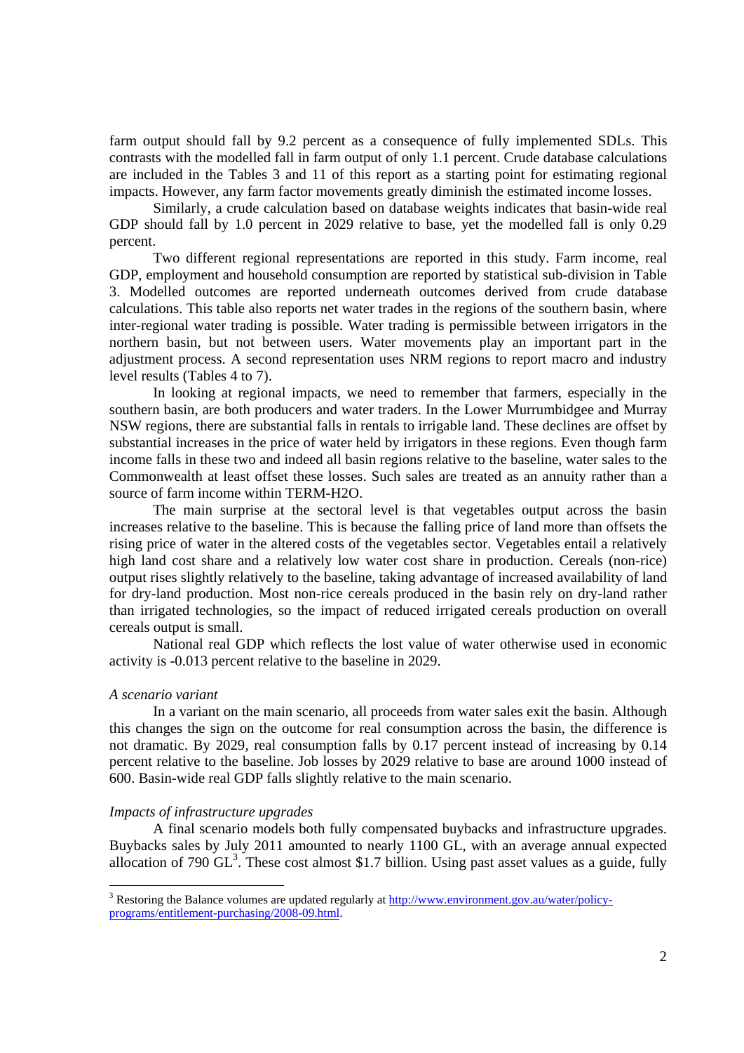farm output should fall by 9.2 percent as a consequence of fully implemented SDLs. This contrasts with the modelled fall in farm output of only 1.1 percent. Crude database calculations are included in the Tables 3 and 11 of this report as a starting point for estimating regional impacts. However, any farm factor movements greatly diminish the estimated income losses.

Similarly, a crude calculation based on database weights indicates that basin-wide real GDP should fall by 1.0 percent in 2029 relative to base, yet the modelled fall is only 0.29 percent.

Two different regional representations are reported in this study. Farm income, real GDP, employment and household consumption are reported by statistical sub-division in Table 3. Modelled outcomes are reported underneath outcomes derived from crude database calculations. This table also reports net water trades in the regions of the southern basin, where inter-regional water trading is possible. Water trading is permissible between irrigators in the northern basin, but not between users. Water movements play an important part in the adjustment process. A second representation uses NRM regions to report macro and industry level results (Tables 4 to 7).

In looking at regional impacts, we need to remember that farmers, especially in the southern basin, are both producers and water traders. In the Lower Murrumbidgee and Murray NSW regions, there are substantial falls in rentals to irrigable land. These declines are offset by substantial increases in the price of water held by irrigators in these regions. Even though farm income falls in these two and indeed all basin regions relative to the baseline, water sales to the Commonwealth at least offset these losses. Such sales are treated as an annuity rather than a source of farm income within TERM-H2O.

The main surprise at the sectoral level is that vegetables output across the basin increases relative to the baseline. This is because the falling price of land more than offsets the rising price of water in the altered costs of the vegetables sector. Vegetables entail a relatively high land cost share and a relatively low water cost share in production. Cereals (non-rice) output rises slightly relatively to the baseline, taking advantage of increased availability of land for dry-land production. Most non-rice cereals produced in the basin rely on dry-land rather than irrigated technologies, so the impact of reduced irrigated cereals production on overall cereals output is small.

National real GDP which reflects the lost value of water otherwise used in economic activity is -0.013 percent relative to the baseline in 2029.

*A scenario variant*

In a variant on the main scenario, all proceeds from water sales exit the basin. Although this changes the sign on the outcome for real consumption across the basin, the difference is not dramatic. By 2029, real consumption falls by 0.17 percent instead of increasing by 0.14 percent relative to the baseline. Job losses by 2029 relative to base are around 1000 instead of 600. Basin-wide real GDP falls slightly relative to the main scenario.

*Impacts of infrastructure upgrades*

A final scenario models both fully compensated buybacks and infrastructure upgrades. Buybacks sales by July 2011 amounted to nearly 1100 GL, with an average annual expected allocation of 790 GL[3]. These cost almost $1.7 billion. Using past asset values as a guide, fully

[3] Restoring the Balance volumes are updated regularly at http://www.environment.gov.au/water/policy-programs/entitlement-purchasing/2008-09.html.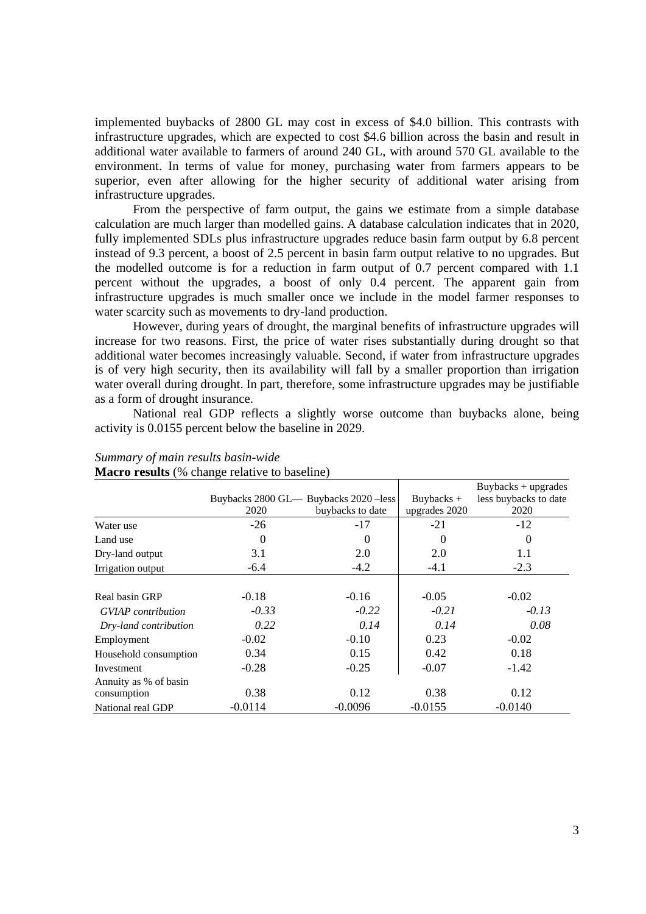implemented buybacks of 2800 GL may cost in excess of $4.0 billion. This contrasts with infrastructure upgrades, which are expected to cost $4.6 billion across the basin and result in additional water available to farmers of around 240 GL, with around 570 GL available to the environment. In terms of value for money, purchasing water from farmers appears to be superior, even after allowing for the higher security of additional water arising from infrastructure upgrades.

From the perspective of farm output, the gains we estimate from a simple database calculation are much larger than modelled gains. A database calculation indicates that in 2020, fully implemented SDLs plus infrastructure upgrades reduce basin farm output by 6.8 percent instead of 9.3 percent, a boost of 2.5 percent in basin farm output relative to no upgrades. But the modelled outcome is for a reduction in farm output of 0.7 percent compared with 1.1 percent without the upgrades, a boost of only 0.4 percent. The apparent gain from infrastructure upgrades is much smaller once we include in the model farmer responses to water scarcity such as movements to dry-land production.

However, during years of drought, the marginal benefits of infrastructure upgrades will increase for two reasons. First, the price of water rises substantially during drought so that additional water becomes increasingly valuable. Second, if water from infrastructure upgrades is of very high security, then its availability will fall by a smaller proportion than irrigation water overall during drought. In part, therefore, some infrastructure upgrades may be justifiable as a form of drought insurance.

National real GDP reflects a slightly worse outcome than buybacks alone, being activity is 0.0155 percent below the baseline in 2029.

*Summary of main results basin-wide*

**Macro results** (% change relative to baseline)

| | Buybacks 2800 GL— 2020 | Buybacks 2020 –less buybacks to date | Buybacks + upgrades 2020 | Buybacks + upgrades less buybacks to date 2020 |
|---|---|---|---|---|
| Water use | -26 | -17 | -21 | -12 |
| Land use | 0 | 0 | 0 | 0 |
| Dry-land output | 3.1 | 2.0 | 2.0 | 1.1 |
| Irrigation output | -6.4 | -4.2 | -4.1 | -2.3 |
| Real basin GRP | -0.18 | -0.16 | -0.05 | -0.02 |
| *GVIAP contribution* | *-0.33* | *-0.22* | *-0.21* | *-0.13* |
| *Dry-land contribution* | *0.22* | *0.14* | *0.14* | *0.08* |
| Employment | -0.02 | -0.10 | 0.23 | -0.02 |
| Household consumption | 0.34 | 0.15 | 0.42 | 0.18 |
| Investment | -0.28 | -0.25 | -0.07 | -1.42 |
| Annuity as % of basin consumption | 0.38 | 0.12 | 0.38 | 0.12 |
| National real GDP | -0.0114 | -0.0096 | -0.0155 | -0.0140 |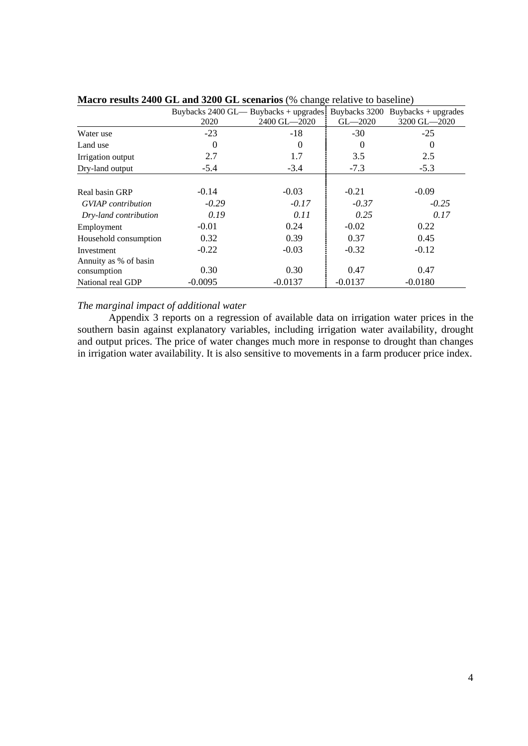**Macro results 2400 GL and 3200 GL scenarios** (% change relative to baseline)

| | Buybacks 2400 GL—2020 | Buybacks + upgrades 2400 GL—2020 | Buybacks 3200 GL—2020 | Buybacks + upgrades 3200 GL—2020 |
|---|---|---|---|---|
| Water use | -23 | -18 | -30 | -25 |
| Land use | 0 | 0 | 0 | 0 |
| Irrigation output | 2.7 | 1.7 | 3.5 | 2.5 |
| Dry-land output | -5.4 | -3.4 | -7.3 | -5.3 |
| Real basin GRP | -0.14 | -0.03 | -0.21 | -0.09 |
| *GVIAP contribution* | *-0.29* | *-0.17* | *-0.37* | *-0.25* |
| *Dry-land contribution* | *0.19* | *0.11* | *0.25* | *0.17* |
| Employment | -0.01 | 0.24 | -0.02 | 0.22 |
| Household consumption | 0.32 | 0.39 | 0.37 | 0.45 |
| Investment | -0.22 | -0.03 | -0.32 | -0.12 |
| Annuity as % of basin consumption | 0.30 | 0.30 | 0.47 | 0.47 |
| National real GDP | -0.0095 | -0.0137 | -0.0137 | -0.0180 |

*The marginal impact of additional water*

Appendix 3 reports on a regression of available data on irrigation water prices in the southern basin against explanatory variables, including irrigation water availability, drought and output prices. The price of water changes much more in response to drought than changes in irrigation water availability. It is also sensitive to movements in a farm producer price index.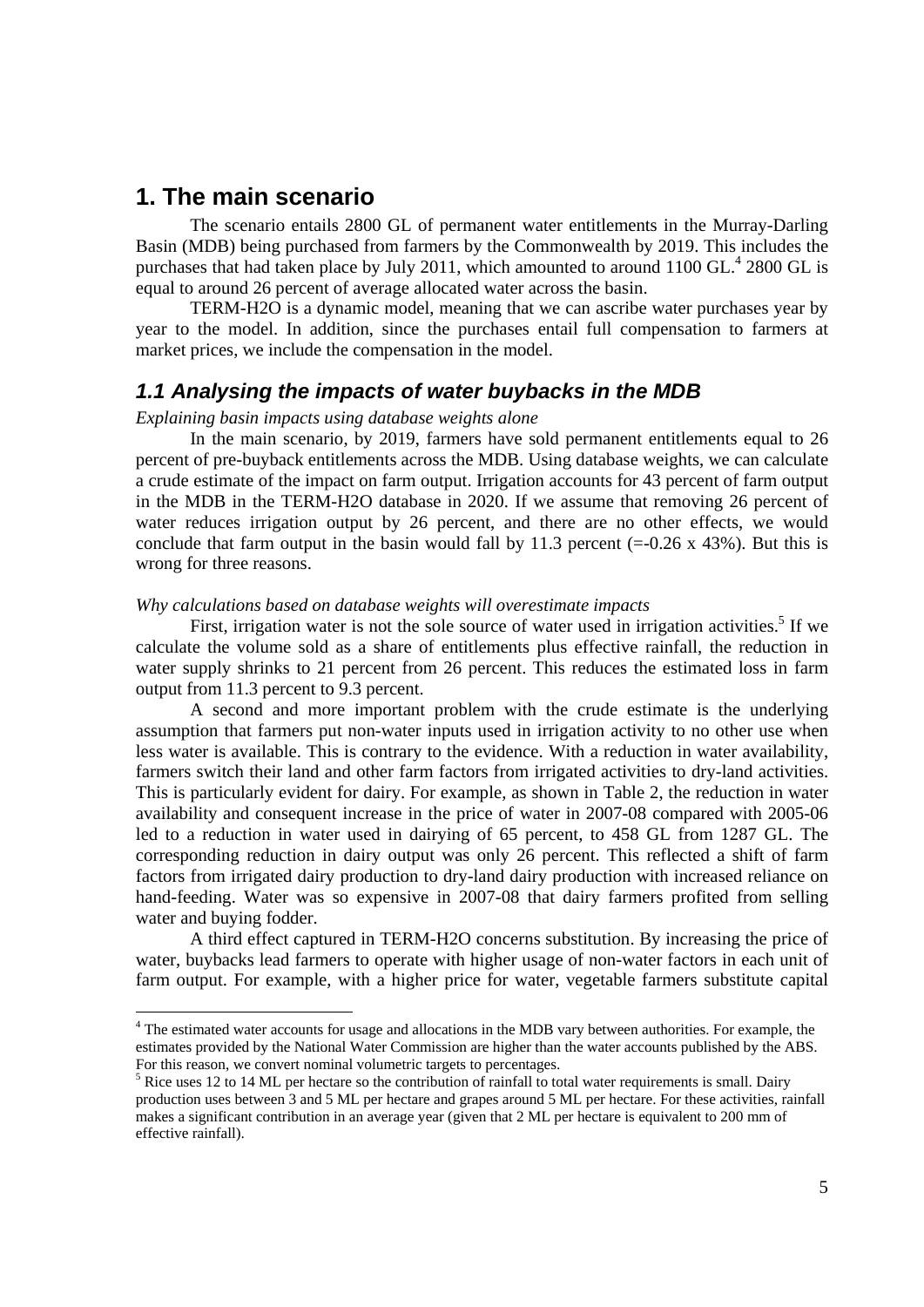# 1. The main scenario

The scenario entails 2800 GL of permanent water entitlements in the Murray-Darling Basin (MDB) being purchased from farmers by the Commonwealth by 2019. This includes the purchases that had taken place by July 2011, which amounted to around 1100 GL.[4] 2800 GL is equal to around 26 percent of average allocated water across the basin.

TERM-H2O is a dynamic model, meaning that we can ascribe water purchases year by year to the model. In addition, since the purchases entail full compensation to farmers at market prices, we include the compensation in the model.

## 1.1 Analysing the impacts of water buybacks in the MDB

*Explaining basin impacts using database weights alone*

In the main scenario, by 2019, farmers have sold permanent entitlements equal to 26 percent of pre-buyback entitlements across the MDB. Using database weights, we can calculate a crude estimate of the impact on farm output. Irrigation accounts for 43 percent of farm output in the MDB in the TERM-H2O database in 2020. If we assume that removing 26 percent of water reduces irrigation output by 26 percent, and there are no other effects, we would conclude that farm output in the basin would fall by 11.3 percent (=-0.26 x 43%). But this is wrong for three reasons.

*Why calculations based on database weights will overestimate impacts*

First, irrigation water is not the sole source of water used in irrigation activities.[5] If we calculate the volume sold as a share of entitlements plus effective rainfall, the reduction in water supply shrinks to 21 percent from 26 percent. This reduces the estimated loss in farm output from 11.3 percent to 9.3 percent.

A second and more important problem with the crude estimate is the underlying assumption that farmers put non-water inputs used in irrigation activity to no other use when less water is available. This is contrary to the evidence. With a reduction in water availability, farmers switch their land and other farm factors from irrigated activities to dry-land activities. This is particularly evident for dairy. For example, as shown in Table 2, the reduction in water availability and consequent increase in the price of water in 2007-08 compared with 2005-06 led to a reduction in water used in dairying of 65 percent, to 458 GL from 1287 GL. The corresponding reduction in dairy output was only 26 percent. This reflected a shift of farm factors from irrigated dairy production to dry-land dairy production with increased reliance on hand-feeding. Water was so expensive in 2007-08 that dairy farmers profited from selling water and buying fodder.

A third effect captured in TERM-H2O concerns substitution. By increasing the price of water, buybacks lead farmers to operate with higher usage of non-water factors in each unit of farm output. For example, with a higher price for water, vegetable farmers substitute capital

[4] The estimated water accounts for usage and allocations in the MDB vary between authorities. For example, the estimates provided by the National Water Commission are higher than the water accounts published by the ABS. For this reason, we convert nominal volumetric targets to percentages.

[5] Rice uses 12 to 14 ML per hectare so the contribution of rainfall to total water requirements is small. Dairy production uses between 3 and 5 ML per hectare and grapes around 5 ML per hectare. For these activities, rainfall makes a significant contribution in an average year (given that 2 ML per hectare is equivalent to 200 mm of effective rainfall).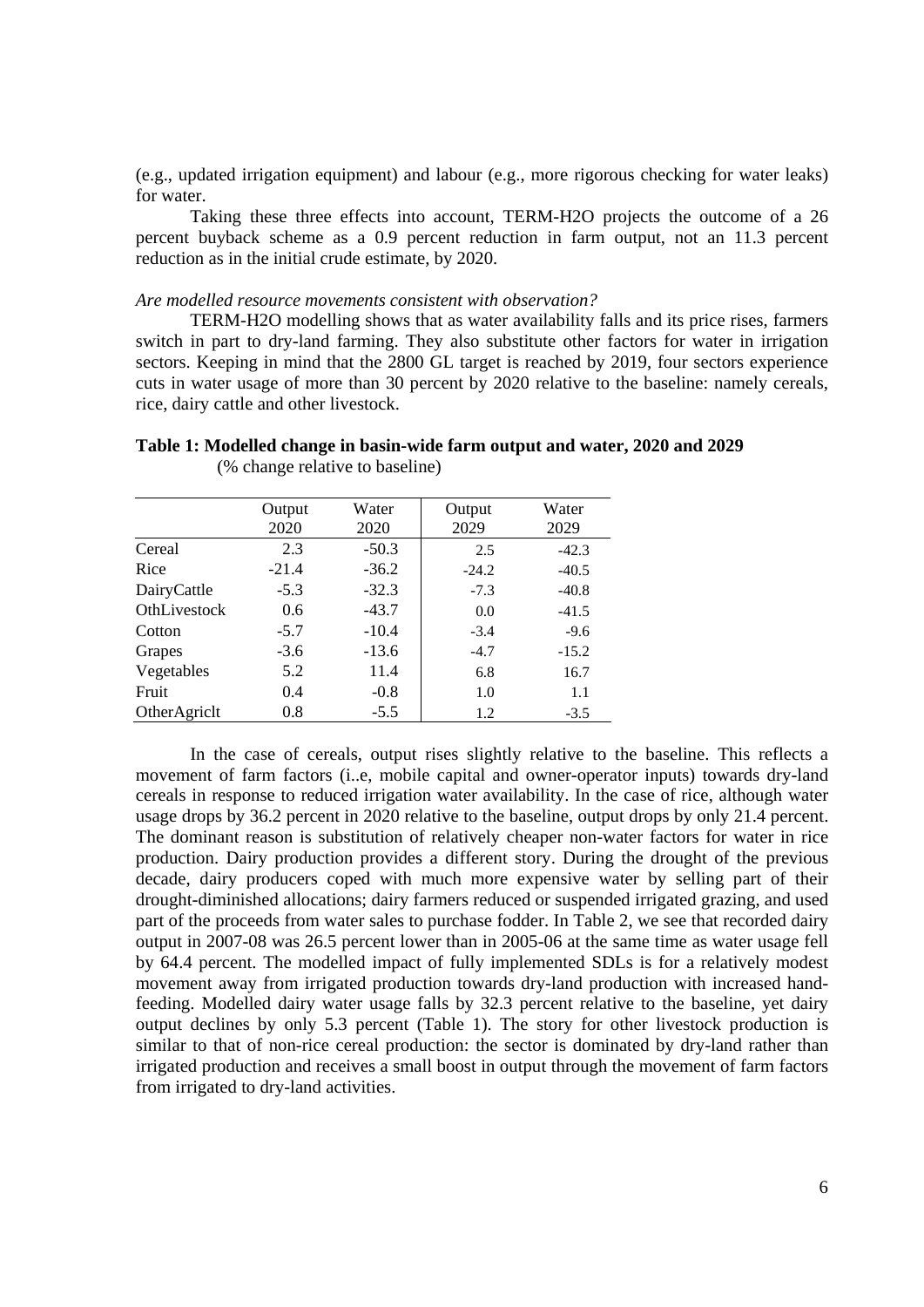(e.g., updated irrigation equipment) and labour (e.g., more rigorous checking for water leaks) for water.

Taking these three effects into account, TERM-H2O projects the outcome of a 26 percent buyback scheme as a 0.9 percent reduction in farm output, not an 11.3 percent reduction as in the initial crude estimate, by 2020.

*Are modelled resource movements consistent with observation?*

TERM-H2O modelling shows that as water availability falls and its price rises, farmers switch in part to dry-land farming. They also substitute other factors for water in irrigation sectors. Keeping in mind that the 2800 GL target is reached by 2019, four sectors experience cuts in water usage of more than 30 percent by 2020 relative to the baseline: namely cereals, rice, dairy cattle and other livestock.

**Table 1: Modelled change in basin-wide farm output and water, 2020 and 2029**
(% change relative to baseline)

| | Output 2020 | Water 2020 | Output 2029 | Water 2029 |
|---|---|---|---|---|
| Cereal | 2.3 | -50.3 | 2.5 | -42.3 |
| Rice | -21.4 | -36.2 | -24.2 | -40.5 |
| DairyCattle | -5.3 | -32.3 | -7.3 | -40.8 |
| OthLivestock | 0.6 | -43.7 | 0.0 | -41.5 |
| Cotton | -5.7 | -10.4 | -3.4 | -9.6 |
| Grapes | -3.6 | -13.6 | -4.7 | -15.2 |
| Vegetables | 5.2 | 11.4 | 6.8 | 16.7 |
| Fruit | 0.4 | -0.8 | 1.0 | 1.1 |
| OtherAgriclt | 0.8 | -5.5 | 1.2 | -3.5 |

In the case of cereals, output rises slightly relative to the baseline. This reflects a movement of farm factors (i..e, mobile capital and owner-operator inputs) towards dry-land cereals in response to reduced irrigation water availability. In the case of rice, although water usage drops by 36.2 percent in 2020 relative to the baseline, output drops by only 21.4 percent. The dominant reason is substitution of relatively cheaper non-water factors for water in rice production. Dairy production provides a different story. During the drought of the previous decade, dairy producers coped with much more expensive water by selling part of their drought-diminished allocations; dairy farmers reduced or suspended irrigated grazing, and used part of the proceeds from water sales to purchase fodder. In Table 2, we see that recorded dairy output in 2007-08 was 26.5 percent lower than in 2005-06 at the same time as water usage fell by 64.4 percent. The modelled impact of fully implemented SDLs is for a relatively modest movement away from irrigated production towards dry-land production with increased hand-feeding. Modelled dairy water usage falls by 32.3 percent relative to the baseline, yet dairy output declines by only 5.3 percent (Table 1). The story for other livestock production is similar to that of non-rice cereal production: the sector is dominated by dry-land rather than irrigated production and receives a small boost in output through the movement of farm factors from irrigated to dry-land activities.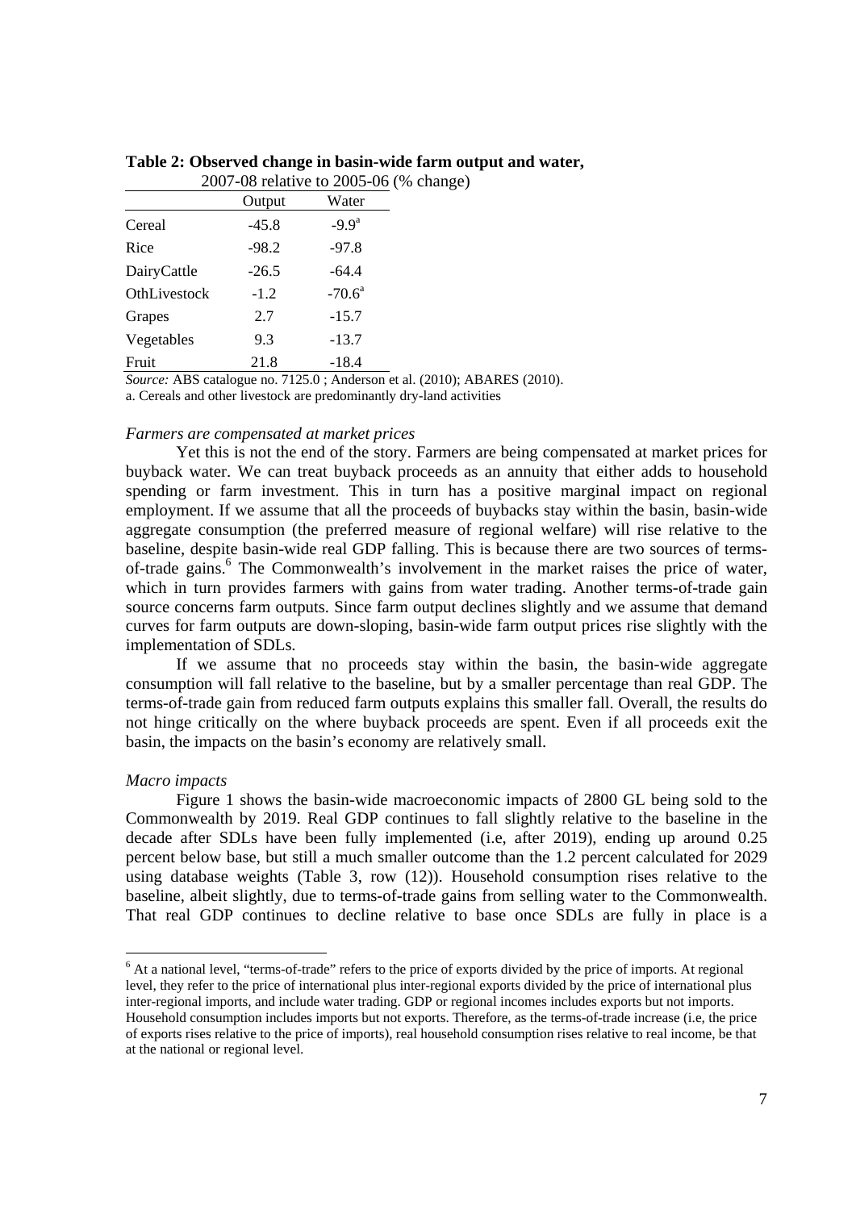**Table 2: Observed change in basin-wide farm output and water, 2007-08 relative to 2005-06 (% change)**

| | Output | Water |
|---|---|---|
| Cereal | -45.8 | -9.9[a] |
| Rice | -98.2 | -97.8 |
| DairyCattle | -26.5 | -64.4 |
| OthLivestock | -1.2 | -70.6[a] |
| Grapes | 2.7 | -15.7 |
| Vegetables | 9.3 | -13.7 |
| Fruit | 21.8 | -18.4 |

*Source:* ABS catalogue no. 7125.0 ; Anderson et al. (2010); ABARES (2010).

a. Cereals and other livestock are predominantly dry-land activities

*Farmers are compensated at market prices*

Yet this is not the end of the story. Farmers are being compensated at market prices for buyback water. We can treat buyback proceeds as an annuity that either adds to household spending or farm investment. This in turn has a positive marginal impact on regional employment. If we assume that all the proceeds of buybacks stay within the basin, basin-wide aggregate consumption (the preferred measure of regional welfare) will rise relative to the baseline, despite basin-wide real GDP falling. This is because there are two sources of terms-of-trade gains.[6] The Commonwealth's involvement in the market raises the price of water, which in turn provides farmers with gains from water trading. Another terms-of-trade gain source concerns farm outputs. Since farm output declines slightly and we assume that demand curves for farm outputs are down-sloping, basin-wide farm output prices rise slightly with the implementation of SDLs.

If we assume that no proceeds stay within the basin, the basin-wide aggregate consumption will fall relative to the baseline, but by a smaller percentage than real GDP. The terms-of-trade gain from reduced farm outputs explains this smaller fall. Overall, the results do not hinge critically on the where buyback proceeds are spent. Even if all proceeds exit the basin, the impacts on the basin's economy are relatively small.

*Macro impacts*

Figure 1 shows the basin-wide macroeconomic impacts of 2800 GL being sold to the Commonwealth by 2019. Real GDP continues to fall slightly relative to the baseline in the decade after SDLs have been fully implemented (i.e, after 2019), ending up around 0.25 percent below base, but still a much smaller outcome than the 1.2 percent calculated for 2029 using database weights (Table 3, row (12)). Household consumption rises relative to the baseline, albeit slightly, due to terms-of-trade gains from selling water to the Commonwealth. That real GDP continues to decline relative to base once SDLs are fully in place is a

[6] At a national level, "terms-of-trade" refers to the price of exports divided by the price of imports. At regional level, they refer to the price of international plus inter-regional exports divided by the price of international plus inter-regional imports, and include water trading. GDP or regional incomes includes exports but not imports. Household consumption includes imports but not exports. Therefore, as the terms-of-trade increase (i.e, the price of exports rises relative to the price of imports), real household consumption rises relative to real income, be that at the national or regional level.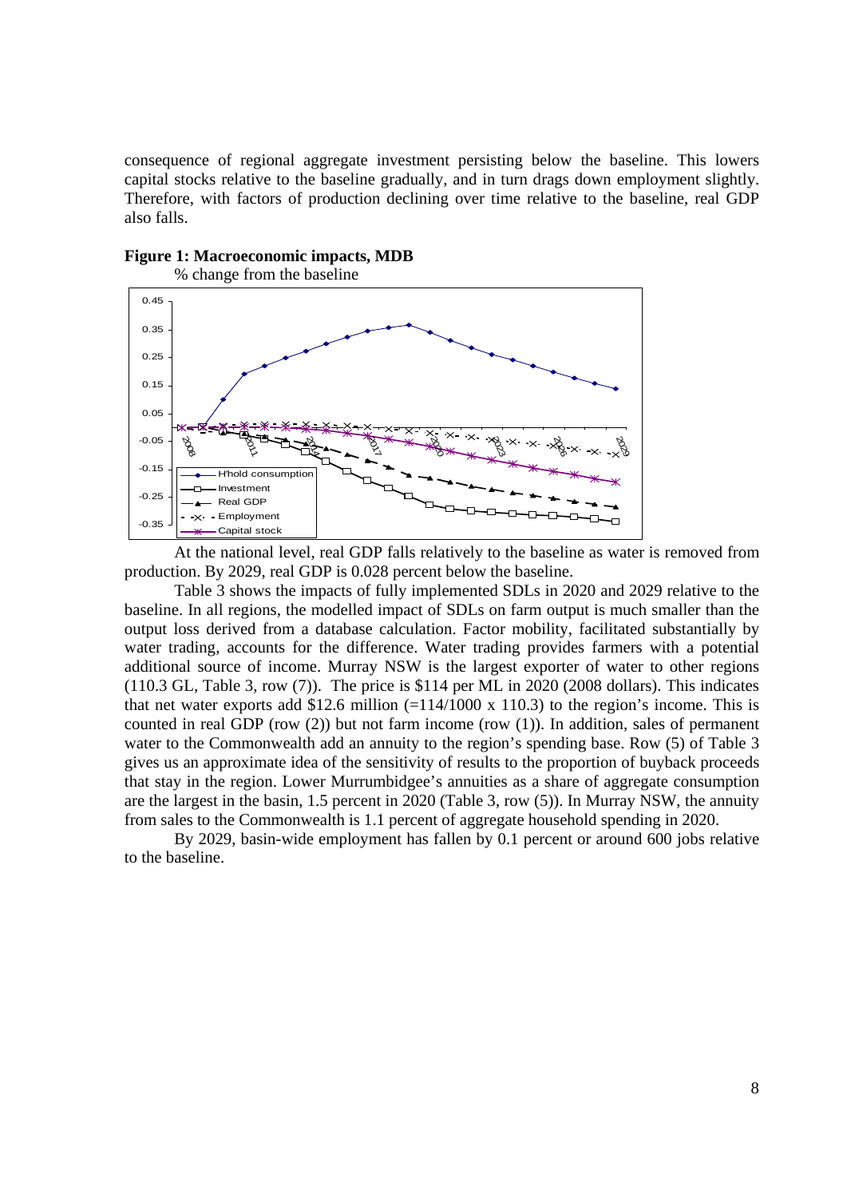consequence of regional aggregate investment persisting below the baseline. This lowers capital stocks relative to the baseline gradually, and in turn drags down employment slightly. Therefore, with factors of production declining over time relative to the baseline, real GDP also falls.

**Figure 1: Macroeconomic impacts, MDB**

% change from the baseline

At the national level, real GDP falls relatively to the baseline as water is removed from production. By 2029, real GDP is 0.028 percent below the baseline.

Table 3 shows the impacts of fully implemented SDLs in 2020 and 2029 relative to the baseline. In all regions, the modelled impact of SDLs on farm output is much smaller than the output loss derived from a database calculation. Factor mobility, facilitated substantially by water trading, accounts for the difference. Water trading provides farmers with a potential additional source of income. Murray NSW is the largest exporter of water to other regions (110.3 GL, Table 3, row (7)). The price is $114 per ML in 2020 (2008 dollars). This indicates that net water exports add $12.6 million (=114/1000 x 110.3) to the region's income. This is counted in real GDP (row (2)) but not farm income (row (1)). In addition, sales of permanent water to the Commonwealth add an annuity to the region's spending base. Row (5) of Table 3 gives us an approximate idea of the sensitivity of results to the proportion of buyback proceeds that stay in the region. Lower Murrumbidgee's annuities as a share of aggregate consumption are the largest in the basin, 1.5 percent in 2020 (Table 3, row (5)). In Murray NSW, the annuity from sales to the Commonwealth is 1.1 percent of aggregate household spending in 2020.

By 2029, basin-wide employment has fallen by 0.1 percent or around 600 jobs relative to the baseline.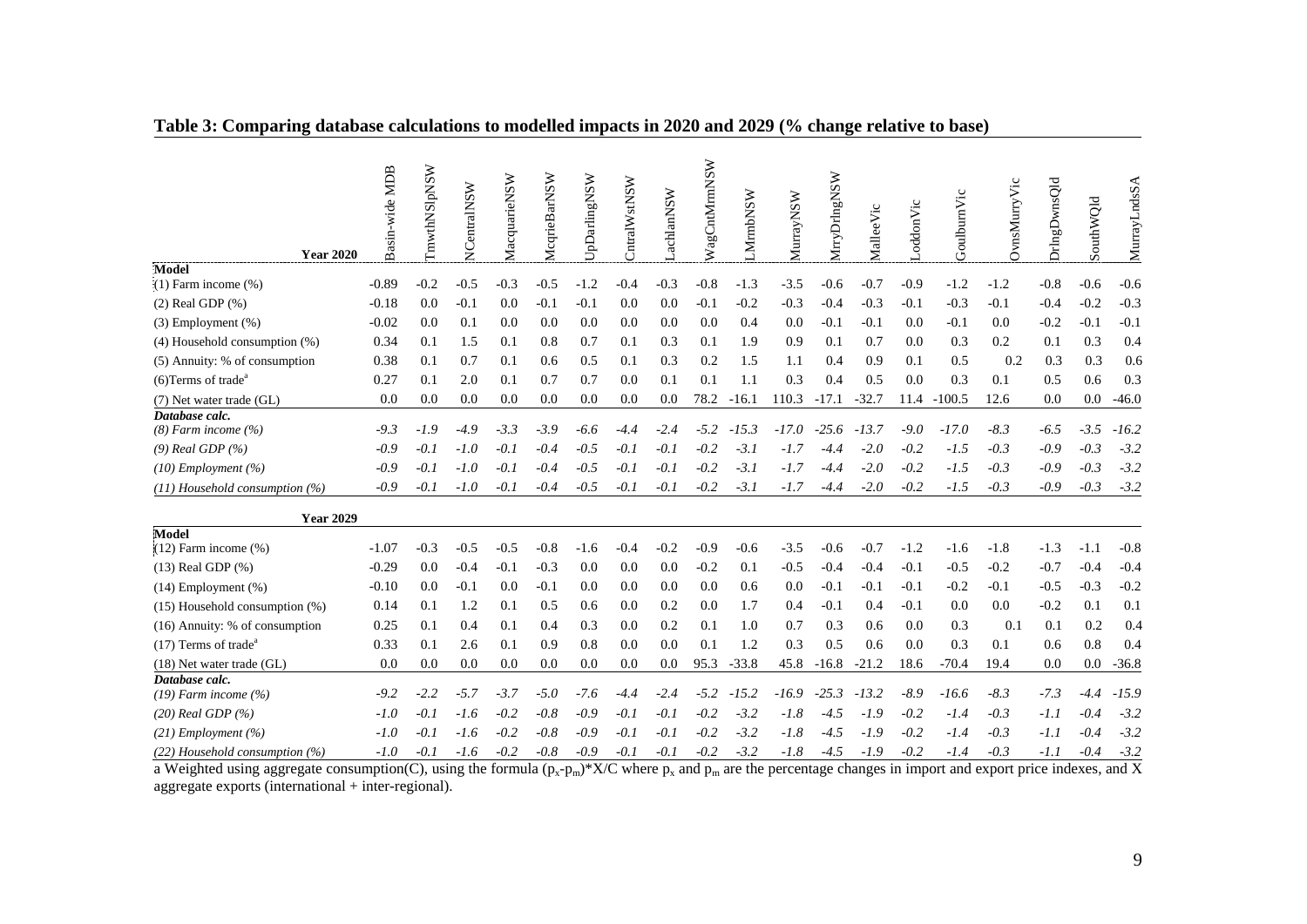## Table 3: Comparing database calculations to modelled impacts in 2020 and 2029 (% change relative to base)

| Year 2020 | Basin-wide MDB | TmwthNSlpNSW | NCentralNSW | MacquarieNSW | McqrieBarNSW | UpDarlingNSW | CntralWstNSW | LachlanNSW | WagCntMrmNSW | LMrmbNSW | MurrayNSW | MrryDrlngNSW | MalleeVic | LoddonVic | GoulburnVic | OvnsMurryVic | DrlngDwnsQld | SouthWQld | MurrayLndsSA |
|---|---|---|---|---|---|---|---|---|---|---|---|---|---|---|---|---|---|---|---|
| **Model** | | | | | | | | | | | | | | | | | | | |
| (1) Farm income (%) | -0.89 | -0.2 | -0.5 | -0.3 | -0.5 | -1.2 | -0.4 | -0.3 | -0.8 | -1.3 | -3.5 | -0.6 | -0.7 | -0.9 | -1.2 | -1.2 | -0.8 | -0.6 | -0.6 |
| (2) Real GDP (%) | -0.18 | 0.0 | -0.1 | 0.0 | -0.1 | -0.1 | 0.0 | 0.0 | -0.1 | -0.2 | -0.3 | -0.4 | -0.3 | -0.1 | -0.3 | -0.1 | -0.4 | -0.2 | -0.3 |
| (3) Employment (%) | -0.02 | 0.0 | 0.1 | 0.0 | 0.0 | 0.0 | 0.0 | 0.0 | 0.0 | 0.4 | 0.0 | -0.1 | -0.1 | 0.0 | -0.1 | 0.0 | -0.2 | -0.1 | -0.1 |
| (4) Household consumption (%) | 0.34 | 0.1 | 1.5 | 0.1 | 0.8 | 0.7 | 0.1 | 0.3 | 0.1 | 1.9 | 0.9 | 0.1 | 0.7 | 0.0 | 0.3 | 0.2 | 0.1 | 0.3 | 0.4 |
| (5) Annuity: % of consumption | 0.38 | 0.1 | 0.7 | 0.1 | 0.6 | 0.5 | 0.1 | 0.3 | 0.2 | 1.5 | 1.1 | 0.4 | 0.9 | 0.1 | 0.5 | 0.2 | 0.3 | 0.3 | 0.6 |
| (6)Terms of trade[a] | 0.27 | 0.1 | 2.0 | 0.1 | 0.7 | 0.7 | 0.0 | 0.1 | 0.1 | 1.1 | 0.3 | 0.4 | 0.5 | 0.0 | 0.3 | 0.1 | 0.5 | 0.6 | 0.3 |
| (7) Net water trade (GL) | 0.0 | 0.0 | 0.0 | 0.0 | 0.0 | 0.0 | 0.0 | 0.0 | 78.2 | -16.1 | 110.3 | -17.1 | -32.7 | 11.4 | -100.5 | 12.6 | 0.0 | 0.0 | -46.0 |
| ***Database calc.*** | | | | | | | | | | | | | | | | | | | |
| *(8) Farm income (%)* | *-9.3* | *-1.9* | *-4.9* | *-3.3* | *-3.9* | *-6.6* | *-4.4* | *-2.4* | *-5.2* | *-15.3* | *-17.0* | *-25.6* | *-13.7* | *-9.0* | *-17.0* | *-8.3* | *-6.5* | *-3.5* | *-16.2* |
| *(9) Real GDP (%)* | *-0.9* | *-0.1* | *-1.0* | *-0.1* | *-0.4* | *-0.5* | *-0.1* | *-0.1* | *-0.2* | *-3.1* | *-1.7* | *-4.4* | *-2.0* | *-0.2* | *-1.5* | *-0.3* | *-0.9* | *-0.3* | *-3.2* |
| *(10) Employment (%)* | *-0.9* | *-0.1* | *-1.0* | *-0.1* | *-0.4* | *-0.5* | *-0.1* | *-0.1* | *-0.2* | *-3.1* | *-1.7* | *-4.4* | *-2.0* | *-0.2* | *-1.5* | *-0.3* | *-0.9* | *-0.3* | *-3.2* |
| *(11) Household consumption (%)* | *-0.9* | *-0.1* | *-1.0* | *-0.1* | *-0.4* | *-0.5* | *-0.1* | *-0.1* | *-0.2* | *-3.1* | *-1.7* | *-4.4* | *-2.0* | *-0.2* | *-1.5* | *-0.3* | *-0.9* | *-0.3* | *-3.2* |
| **Year 2029** | | | | | | | | | | | | | | | | | | | |
| **Model** | | | | | | | | | | | | | | | | | | | |
| (12) Farm income (%) | -1.07 | -0.3 | -0.5 | -0.5 | -0.8 | -1.6 | -0.4 | -0.2 | -0.9 | -0.6 | -3.5 | -0.6 | -0.7 | -1.2 | -1.6 | -1.8 | -1.3 | -1.1 | -0.8 |
| (13) Real GDP (%) | -0.29 | 0.0 | -0.4 | -0.1 | -0.3 | 0.0 | 0.0 | 0.0 | -0.2 | 0.1 | -0.5 | -0.4 | -0.4 | -0.1 | -0.5 | -0.2 | -0.7 | -0.4 | -0.4 |
| (14) Employment (%) | -0.10 | 0.0 | -0.1 | 0.0 | -0.1 | 0.0 | 0.0 | 0.0 | 0.0 | 0.6 | 0.0 | -0.1 | -0.1 | -0.1 | -0.2 | -0.1 | -0.5 | -0.3 | -0.2 |
| (15) Household consumption (%) | 0.14 | 0.1 | 1.2 | 0.1 | 0.5 | 0.6 | 0.0 | 0.2 | 0.0 | 1.7 | 0.4 | -0.1 | 0.4 | -0.1 | 0.0 | 0.0 | -0.2 | 0.1 | 0.1 |
| (16) Annuity: % of consumption | 0.25 | 0.1 | 0.4 | 0.1 | 0.4 | 0.3 | 0.0 | 0.2 | 0.1 | 1.0 | 0.7 | 0.3 | 0.6 | 0.0 | 0.3 | 0.1 | 0.1 | 0.2 | 0.4 |
| (17) Terms of trade[a] | 0.33 | 0.1 | 2.6 | 0.1 | 0.9 | 0.8 | 0.0 | 0.0 | 0.1 | 1.2 | 0.3 | 0.5 | 0.6 | 0.0 | 0.3 | 0.1 | 0.6 | 0.8 | 0.4 |
| (18) Net water trade (GL) | 0.0 | 0.0 | 0.0 | 0.0 | 0.0 | 0.0 | 0.0 | 0.0 | 95.3 | -33.8 | 45.8 | -16.8 | -21.2 | 18.6 | -70.4 | 19.4 | 0.0 | 0.0 | -36.8 |
| ***Database calc.*** | | | | | | | | | | | | | | | | | | | |
| *(19) Farm income (%)* | *-9.2* | *-2.2* | *-5.7* | *-3.7* | *-5.0* | *-7.6* | *-4.4* | *-2.4* | *-5.2* | *-15.2* | *-16.9* | *-25.3* | *-13.2* | *-8.9* | *-16.6* | *-8.3* | *-7.3* | *-4.4* | *-15.9* |
| *(20) Real GDP (%)* | *-1.0* | *-0.1* | *-1.6* | *-0.2* | *-0.8* | *-0.9* | *-0.1* | *-0.1* | *-0.2* | *-3.2* | *-1.8* | *-4.5* | *-1.9* | *-0.2* | *-1.4* | *-0.3* | *-1.1* | *-0.4* | *-3.2* |
| *(21) Employment (%)* | *-1.0* | *-0.1* | *-1.6* | *-0.2* | *-0.8* | *-0.9* | *-0.1* | *-0.1* | *-0.2* | *-3.2* | *-1.8* | *-4.5* | *-1.9* | *-0.2* | *-1.4* | *-0.3* | *-1.1* | *-0.4* | *-3.2* |
| *(22) Household consumption (%)* | *-1.0* | *-0.1* | *-1.6* | *-0.2* | *-0.8* | *-0.9* | *-0.1* | *-0.1* | *-0.2* | *-3.2* | *-1.8* | *-4.5* | *-1.9* | *-0.2* | *-1.4* | *-0.3* | *-1.1* | *-0.4* | *-3.2* |

a Weighted using aggregate consumption(C), using the formula $(p_x-p_m)*X/C$ where $p_x$ and $p_m$ are the percentage changes in import and export price indexes, and X aggregate exports (international + inter-regional).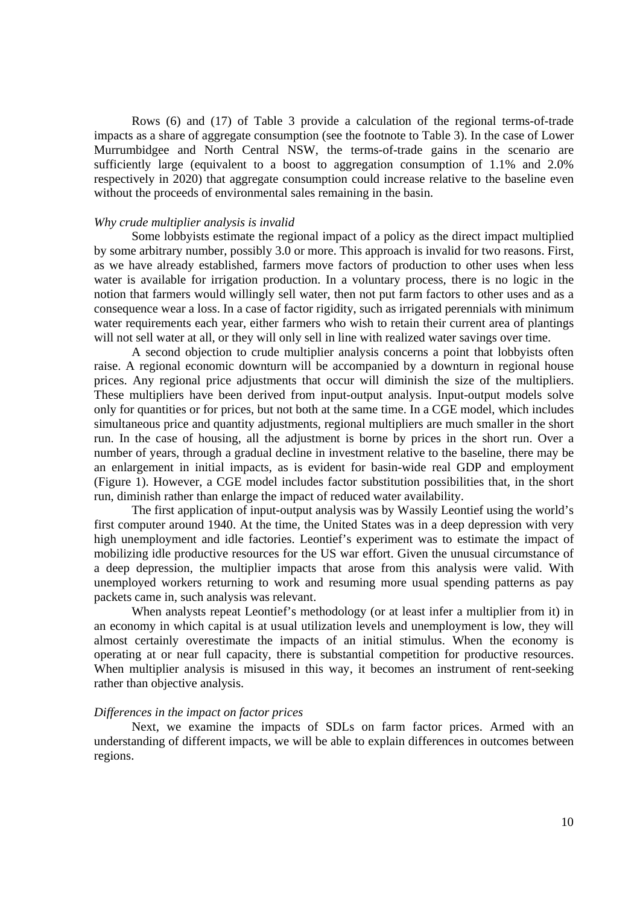Rows (6) and (17) of Table 3 provide a calculation of the regional terms-of-trade impacts as a share of aggregate consumption (see the footnote to Table 3). In the case of Lower Murrumbidgee and North Central NSW, the terms-of-trade gains in the scenario are sufficiently large (equivalent to a boost to aggregation consumption of 1.1% and 2.0% respectively in 2020) that aggregate consumption could increase relative to the baseline even without the proceeds of environmental sales remaining in the basin.

*Why crude multiplier analysis is invalid*

Some lobbyists estimate the regional impact of a policy as the direct impact multiplied by some arbitrary number, possibly 3.0 or more. This approach is invalid for two reasons. First, as we have already established, farmers move factors of production to other uses when less water is available for irrigation production. In a voluntary process, there is no logic in the notion that farmers would willingly sell water, then not put farm factors to other uses and as a consequence wear a loss. In a case of factor rigidity, such as irrigated perennials with minimum water requirements each year, either farmers who wish to retain their current area of plantings will not sell water at all, or they will only sell in line with realized water savings over time.

A second objection to crude multiplier analysis concerns a point that lobbyists often raise. A regional economic downturn will be accompanied by a downturn in regional house prices. Any regional price adjustments that occur will diminish the size of the multipliers. These multipliers have been derived from input-output analysis. Input-output models solve only for quantities or for prices, but not both at the same time. In a CGE model, which includes simultaneous price and quantity adjustments, regional multipliers are much smaller in the short run. In the case of housing, all the adjustment is borne by prices in the short run. Over a number of years, through a gradual decline in investment relative to the baseline, there may be an enlargement in initial impacts, as is evident for basin-wide real GDP and employment (Figure 1). However, a CGE model includes factor substitution possibilities that, in the short run, diminish rather than enlarge the impact of reduced water availability.

The first application of input-output analysis was by Wassily Leontief using the world's first computer around 1940. At the time, the United States was in a deep depression with very high unemployment and idle factories. Leontief's experiment was to estimate the impact of mobilizing idle productive resources for the US war effort. Given the unusual circumstance of a deep depression, the multiplier impacts that arose from this analysis were valid. With unemployed workers returning to work and resuming more usual spending patterns as pay packets came in, such analysis was relevant.

When analysts repeat Leontief's methodology (or at least infer a multiplier from it) in an economy in which capital is at usual utilization levels and unemployment is low, they will almost certainly overestimate the impacts of an initial stimulus. When the economy is operating at or near full capacity, there is substantial competition for productive resources. When multiplier analysis is misused in this way, it becomes an instrument of rent-seeking rather than objective analysis.

*Differences in the impact on factor prices*

Next, we examine the impacts of SDLs on farm factor prices. Armed with an understanding of different impacts, we will be able to explain differences in outcomes between regions.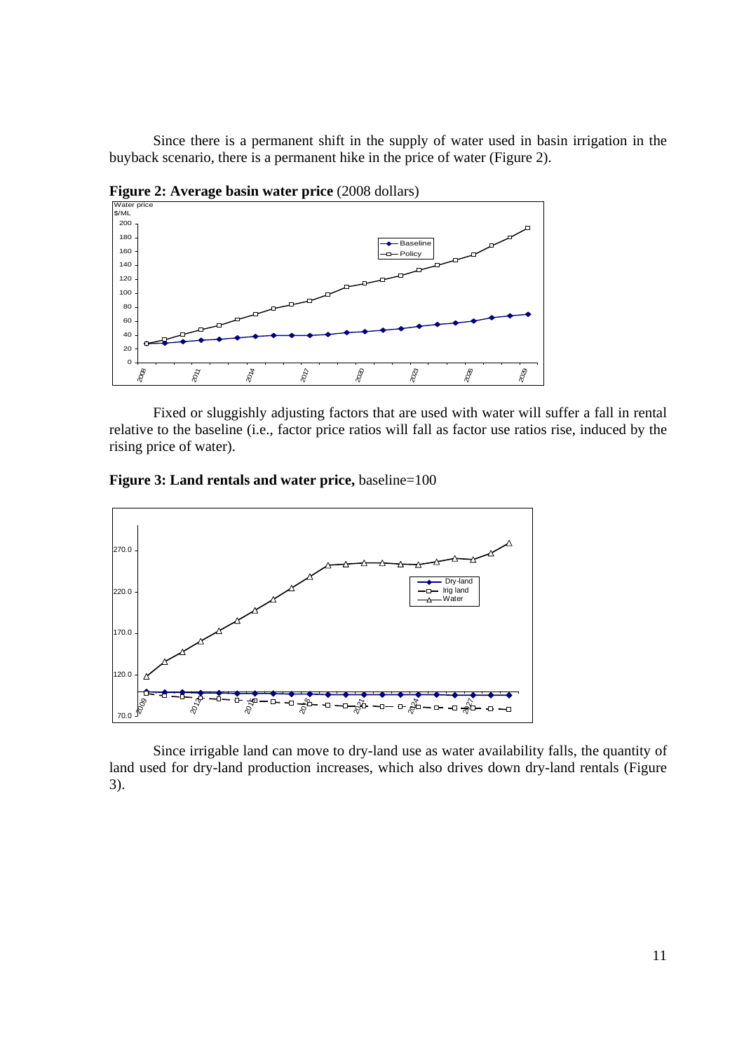Since there is a permanent shift in the supply of water used in basin irrigation in the buyback scenario, there is a permanent hike in the price of water (Figure 2).

**Figure 2: Average basin water price** (2008 dollars)

Fixed or sluggishly adjusting factors that are used with water will suffer a fall in rental relative to the baseline (i.e., factor price ratios will fall as factor use ratios rise, induced by the rising price of water).

**Figure 3: Land rentals and water price,** baseline=100

Since irrigable land can move to dry-land use as water availability falls, the quantity of land used for dry-land production increases, which also drives down dry-land rentals (Figure 3).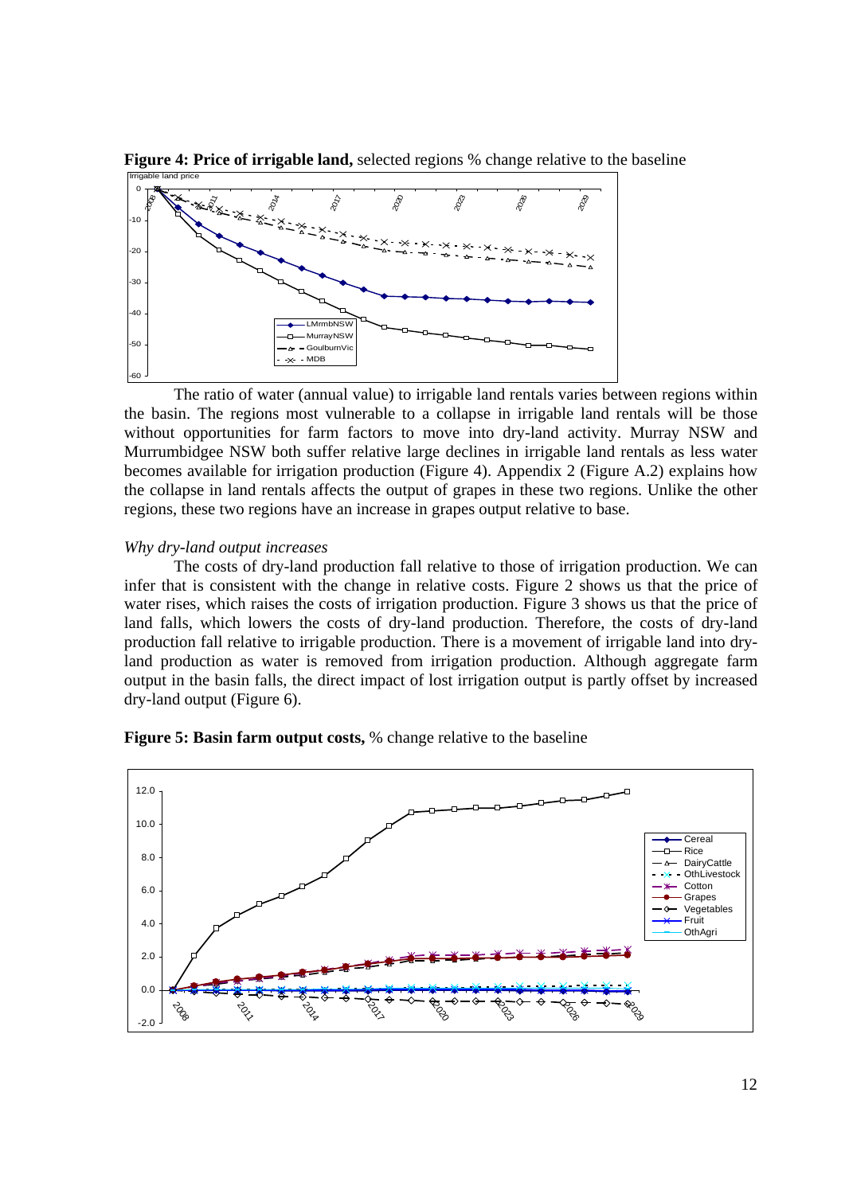**Figure 4: Price of irrigable land,** selected regions % change relative to the baseline

The ratio of water (annual value) to irrigable land rentals varies between regions within the basin. The regions most vulnerable to a collapse in irrigable land rentals will be those without opportunities for farm factors to move into dry-land activity. Murray NSW and Murrumbidgee NSW both suffer relative large declines in irrigable land rentals as less water becomes available for irrigation production (Figure 4). Appendix 2 (Figure A.2) explains how the collapse in land rentals affects the output of grapes in these two regions. Unlike the other regions, these two regions have an increase in grapes output relative to base.

*Why dry-land output increases*

The costs of dry-land production fall relative to those of irrigation production. We can infer that is consistent with the change in relative costs. Figure 2 shows us that the price of water rises, which raises the costs of irrigation production. Figure 3 shows us that the price of land falls, which lowers the costs of dry-land production. Therefore, the costs of dry-land production fall relative to irrigable production. There is a movement of irrigable land into dry-land production as water is removed from irrigation production. Although aggregate farm output in the basin falls, the direct impact of lost irrigation output is partly offset by increased dry-land output (Figure 6).

**Figure 5: Basin farm output costs,** % change relative to the baseline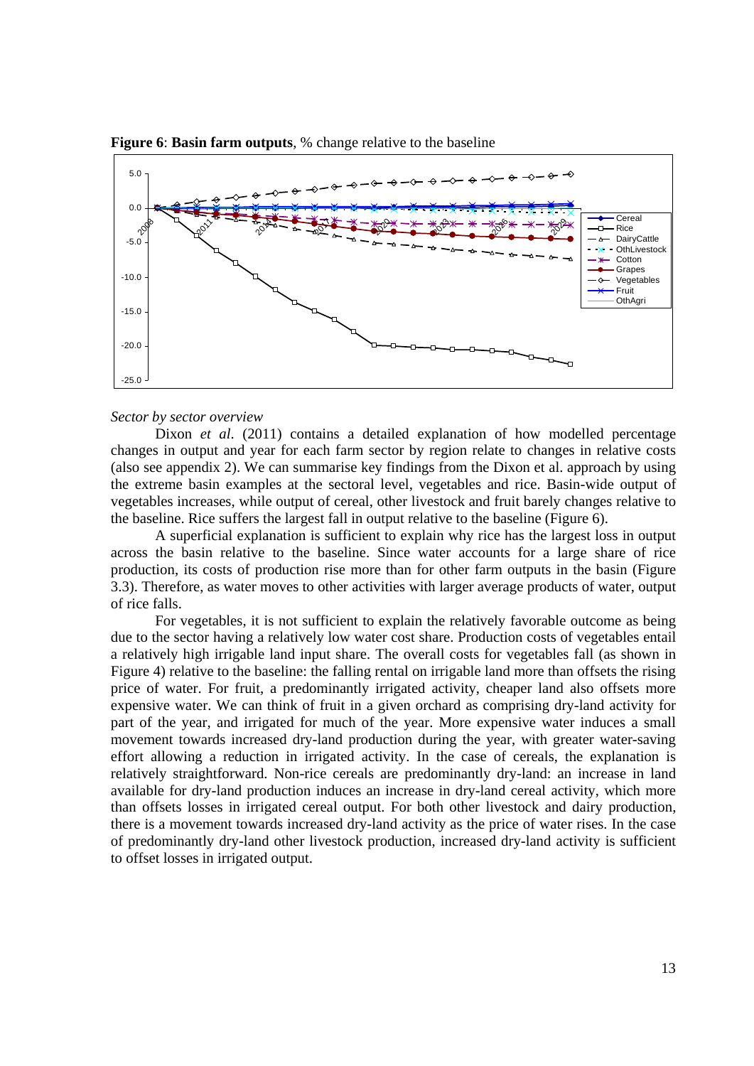**Figure 6**: **Basin farm outputs**, % change relative to the baseline

*Sector by sector overview*

Dixon *et al*. (2011) contains a detailed explanation of how modelled percentage changes in output and year for each farm sector by region relate to changes in relative costs (also see appendix 2). We can summarise key findings from the Dixon et al. approach by using the extreme basin examples at the sectoral level, vegetables and rice. Basin-wide output of vegetables increases, while output of cereal, other livestock and fruit barely changes relative to the baseline. Rice suffers the largest fall in output relative to the baseline (Figure 6).

A superficial explanation is sufficient to explain why rice has the largest loss in output across the basin relative to the baseline. Since water accounts for a large share of rice production, its costs of production rise more than for other farm outputs in the basin (Figure 3.3). Therefore, as water moves to other activities with larger average products of water, output of rice falls.

For vegetables, it is not sufficient to explain the relatively favorable outcome as being due to the sector having a relatively low water cost share. Production costs of vegetables entail a relatively high irrigable land input share. The overall costs for vegetables fall (as shown in Figure 4) relative to the baseline: the falling rental on irrigable land more than offsets the rising price of water. For fruit, a predominantly irrigated activity, cheaper land also offsets more expensive water. We can think of fruit in a given orchard as comprising dry-land activity for part of the year, and irrigated for much of the year. More expensive water induces a small movement towards increased dry-land production during the year, with greater water-saving effort allowing a reduction in irrigated activity. In the case of cereals, the explanation is relatively straightforward. Non-rice cereals are predominantly dry-land: an increase in land available for dry-land production induces an increase in dry-land cereal activity, which more than offsets losses in irrigated cereal output. For both other livestock and dairy production, there is a movement towards increased dry-land activity as the price of water rises. In the case of predominantly dry-land other livestock production, increased dry-land activity is sufficient to offset losses in irrigated output.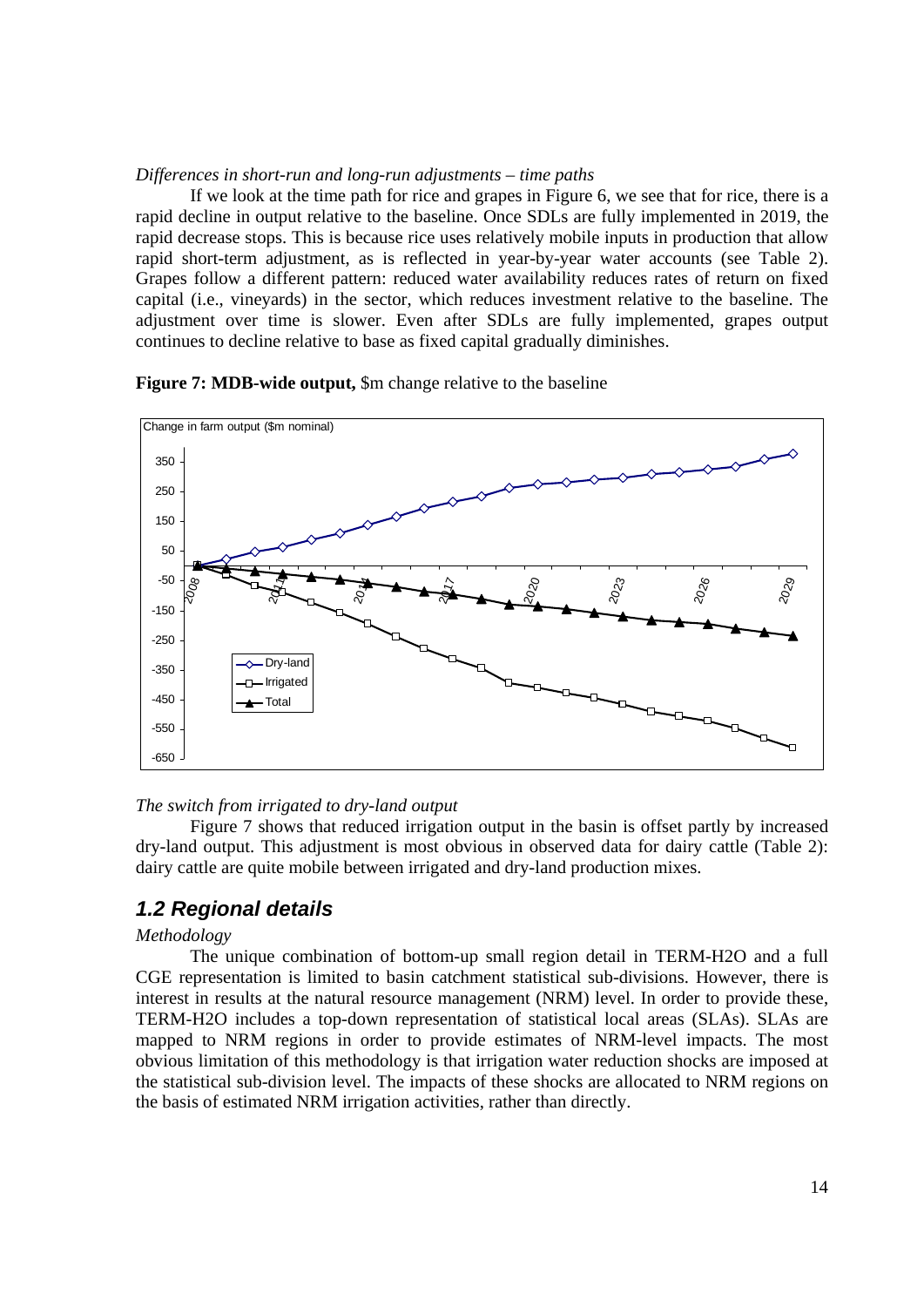*Differences in short-run and long-run adjustments – time paths*

If we look at the time path for rice and grapes in Figure 6, we see that for rice, there is a rapid decline in output relative to the baseline. Once SDLs are fully implemented in 2019, the rapid decrease stops. This is because rice uses relatively mobile inputs in production that allow rapid short-term adjustment, as is reflected in year-by-year water accounts (see Table 2). Grapes follow a different pattern: reduced water availability reduces rates of return on fixed capital (i.e., vineyards) in the sector, which reduces investment relative to the baseline. The adjustment over time is slower. Even after SDLs are fully implemented, grapes output continues to decline relative to base as fixed capital gradually diminishes.

**Figure 7: MDB-wide output,** $m change relative to the baseline

*The switch from irrigated to dry-land output*

Figure 7 shows that reduced irrigation output in the basin is offset partly by increased dry-land output. This adjustment is most obvious in observed data for dairy cattle (Table 2): dairy cattle are quite mobile between irrigated and dry-land production mixes.

## *1.2 Regional details*

*Methodology*

The unique combination of bottom-up small region detail in TERM-H2O and a full CGE representation is limited to basin catchment statistical sub-divisions. However, there is interest in results at the natural resource management (NRM) level. In order to provide these, TERM-H2O includes a top-down representation of statistical local areas (SLAs). SLAs are mapped to NRM regions in order to provide estimates of NRM-level impacts. The most obvious limitation of this methodology is that irrigation water reduction shocks are imposed at the statistical sub-division level. The impacts of these shocks are allocated to NRM regions on the basis of estimated NRM irrigation activities, rather than directly.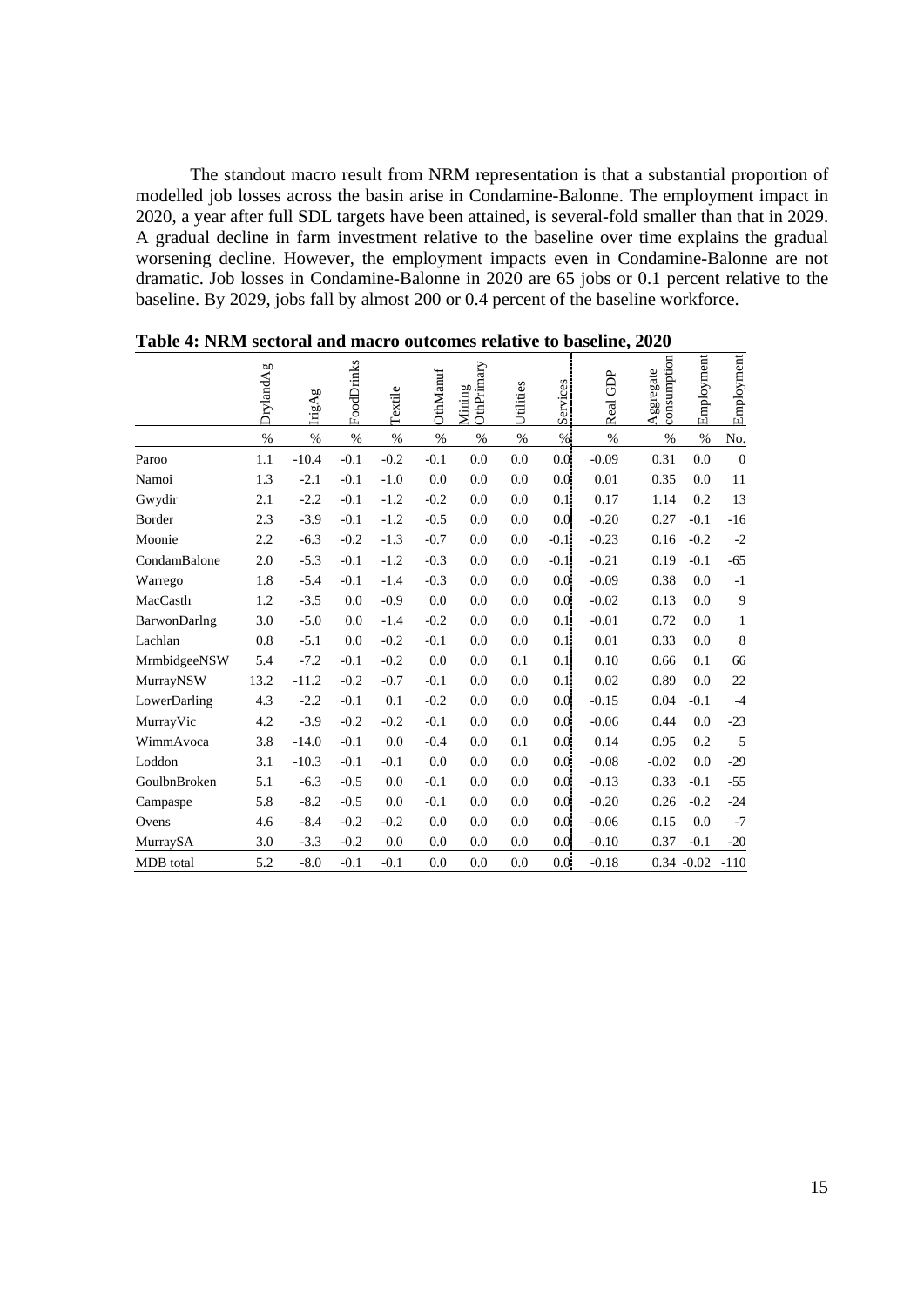The standout macro result from NRM representation is that a substantial proportion of modelled job losses across the basin arise in Condamine-Balonne. The employment impact in 2020, a year after full SDL targets have been attained, is several-fold smaller than that in 2029. A gradual decline in farm investment relative to the baseline over time explains the gradual worsening decline. However, the employment impacts even in Condamine-Balonne are not dramatic. Job losses in Condamine-Balonne in 2020 are 65 jobs or 0.1 percent relative to the baseline. By 2029, jobs fall by almost 200 or 0.4 percent of the baseline workforce.

**Table 4: NRM sectoral and macro outcomes relative to baseline, 2020**

| | DrylandAg | IrigAg | FoodDrinks | Textile | OthManuf | Mining OthPrimary | Utilities | Services | Real GDP | Aggregate consumption | Employment | Employment |
|---|---|---|---|---|---|---|---|---|---|---|---|---|
| | % | % | % | % | % | % | % | % | % | % | % | No. |
| Paroo | 1.1 | -10.4 | -0.1 | -0.2 | -0.1 | 0.0 | 0.0 | 0.0 | -0.09 | 0.31 | 0.0 | 0 |
| Namoi | 1.3 | -2.1 | -0.1 | -1.0 | 0.0 | 0.0 | 0.0 | 0.0 | 0.01 | 0.35 | 0.0 | 11 |
| Gwydir | 2.1 | -2.2 | -0.1 | -1.2 | -0.2 | 0.0 | 0.0 | 0.1 | 0.17 | 1.14 | 0.2 | 13 |
| Border | 2.3 | -3.9 | -0.1 | -1.2 | -0.5 | 0.0 | 0.0 | 0.0 | -0.20 | 0.27 | -0.1 | -16 |
| Moonie | 2.2 | -6.3 | -0.2 | -1.3 | -0.7 | 0.0 | 0.0 | -0.1 | -0.23 | 0.16 | -0.2 | -2 |
| CondamBalone | 2.0 | -5.3 | -0.1 | -1.2 | -0.3 | 0.0 | 0.0 | -0.1 | -0.21 | 0.19 | -0.1 | -65 |
| Warrego | 1.8 | -5.4 | -0.1 | -1.4 | -0.3 | 0.0 | 0.0 | 0.0 | -0.09 | 0.38 | 0.0 | -1 |
| MacCastlr | 1.2 | -3.5 | 0.0 | -0.9 | 0.0 | 0.0 | 0.0 | 0.0 | -0.02 | 0.13 | 0.0 | 9 |
| BarwonDarlng | 3.0 | -5.0 | 0.0 | -1.4 | -0.2 | 0.0 | 0.0 | 0.1 | -0.01 | 0.72 | 0.0 | 1 |
| Lachlan | 0.8 | -5.1 | 0.0 | -0.2 | -0.1 | 0.0 | 0.0 | 0.1 | 0.01 | 0.33 | 0.0 | 8 |
| MrmbidgeeNSW | 5.4 | -7.2 | -0.1 | -0.2 | 0.0 | 0.0 | 0.1 | 0.1 | 0.10 | 0.66 | 0.1 | 66 |
| MurrayNSW | 13.2 | -11.2 | -0.2 | -0.7 | -0.1 | 0.0 | 0.0 | 0.1 | 0.02 | 0.89 | 0.0 | 22 |
| LowerDarling | 4.3 | -2.2 | -0.1 | 0.1 | -0.2 | 0.0 | 0.0 | 0.0 | -0.15 | 0.04 | -0.1 | -4 |
| MurrayVic | 4.2 | -3.9 | -0.2 | -0.2 | -0.1 | 0.0 | 0.0 | 0.0 | -0.06 | 0.44 | 0.0 | -23 |
| WimmAvoca | 3.8 | -14.0 | -0.1 | 0.0 | -0.4 | 0.0 | 0.1 | 0.0 | 0.14 | 0.95 | 0.2 | 5 |
| Loddon | 3.1 | -10.3 | -0.1 | -0.1 | 0.0 | 0.0 | 0.0 | 0.0 | -0.08 | -0.02 | 0.0 | -29 |
| GoulbnBroken | 5.1 | -6.3 | -0.5 | 0.0 | -0.1 | 0.0 | 0.0 | 0.0 | -0.13 | 0.33 | -0.1 | -55 |
| Campaspe | 5.8 | -8.2 | -0.5 | 0.0 | -0.1 | 0.0 | 0.0 | 0.0 | -0.20 | 0.26 | -0.2 | -24 |
| Ovens | 4.6 | -8.4 | -0.2 | -0.2 | 0.0 | 0.0 | 0.0 | 0.0 | -0.06 | 0.15 | 0.0 | -7 |
| MurraySA | 3.0 | -3.3 | -0.2 | 0.0 | 0.0 | 0.0 | 0.0 | 0.0 | -0.10 | 0.37 | -0.1 | -20 |
| MDB total | 5.2 | -8.0 | -0.1 | -0.1 | 0.0 | 0.0 | 0.0 | 0.0 | -0.18 | 0.34 | -0.02 | -110 |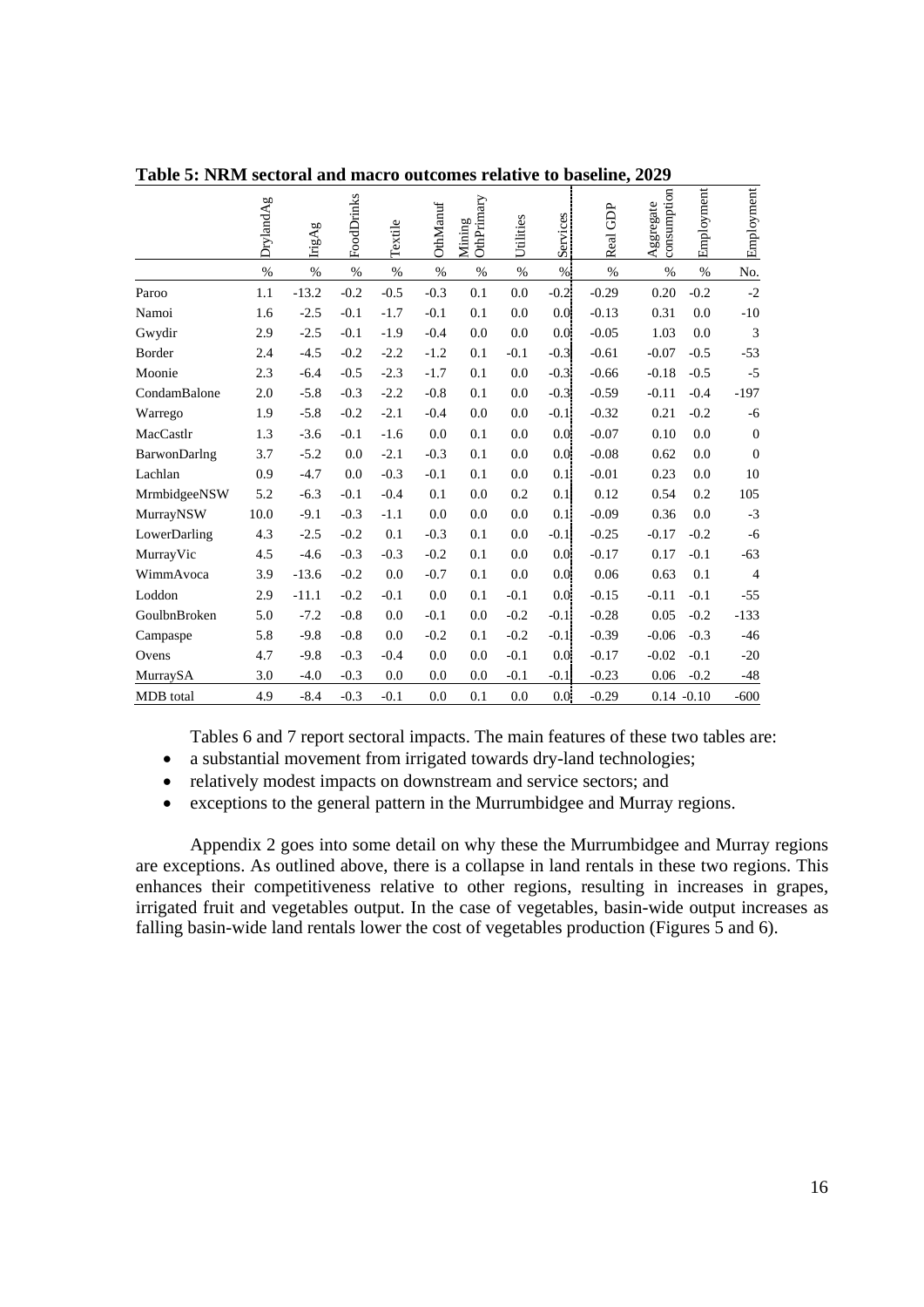**Table 5: NRM sectoral and macro outcomes relative to baseline, 2029**

| | DrylandAg | IrigAg | FoodDrinks | Textile | OthManuf | Mining OthPrimary | Utilities | Services | Real GDP | Aggregate consumption | Employment | Employment |
|---|---|---|---|---|---|---|---|---|---|---|---|---|
| | % | % | % | % | % | % | % | % | % | % | % | No. |
| Paroo | 1.1 | -13.2 | -0.2 | -0.5 | -0.3 | 0.1 | 0.0 | -0.2 | -0.29 | 0.20 | -0.2 | -2 |
| Namoi | 1.6 | -2.5 | -0.1 | -1.7 | -0.1 | 0.1 | 0.0 | 0.0 | -0.13 | 0.31 | 0.0 | -10 |
| Gwydir | 2.9 | -2.5 | -0.1 | -1.9 | -0.4 | 0.0 | 0.0 | 0.0 | -0.05 | 1.03 | 0.0 | 3 |
| Border | 2.4 | -4.5 | -0.2 | -2.2 | -1.2 | 0.1 | -0.1 | -0.3 | -0.61 | -0.07 | -0.5 | -53 |
| Moonie | 2.3 | -6.4 | -0.5 | -2.3 | -1.7 | 0.1 | 0.0 | -0.3 | -0.66 | -0.18 | -0.5 | -5 |
| CondamBalone | 2.0 | -5.8 | -0.3 | -2.2 | -0.8 | 0.1 | 0.0 | -0.3 | -0.59 | -0.11 | -0.4 | -197 |
| Warrego | 1.9 | -5.8 | -0.2 | -2.1 | -0.4 | 0.0 | 0.0 | -0.1 | -0.32 | 0.21 | -0.2 | -6 |
| MacCastlr | 1.3 | -3.6 | -0.1 | -1.6 | 0.0 | 0.1 | 0.0 | 0.0 | -0.07 | 0.10 | 0.0 | 0 |
| BarwonDarlng | 3.7 | -5.2 | 0.0 | -2.1 | -0.3 | 0.1 | 0.0 | 0.0 | -0.08 | 0.62 | 0.0 | 0 |
| Lachlan | 0.9 | -4.7 | 0.0 | -0.3 | -0.1 | 0.1 | 0.0 | 0.1 | -0.01 | 0.23 | 0.0 | 10 |
| MrmbidgeeNSW | 5.2 | -6.3 | -0.1 | -0.4 | 0.1 | 0.0 | 0.2 | 0.1 | 0.12 | 0.54 | 0.2 | 105 |
| MurrayNSW | 10.0 | -9.1 | -0.3 | -1.1 | 0.0 | 0.0 | 0.0 | 0.1 | -0.09 | 0.36 | 0.0 | -3 |
| LowerDarling | 4.3 | -2.5 | -0.2 | 0.1 | -0.3 | 0.1 | 0.0 | -0.1 | -0.25 | -0.17 | -0.2 | -6 |
| MurrayVic | 4.5 | -4.6 | -0.3 | -0.3 | -0.2 | 0.1 | 0.0 | 0.0 | -0.17 | 0.17 | -0.1 | -63 |
| WimmAvoca | 3.9 | -13.6 | -0.2 | 0.0 | -0.7 | 0.1 | 0.0 | 0.0 | 0.06 | 0.63 | 0.1 | 4 |
| Loddon | 2.9 | -11.1 | -0.2 | -0.1 | 0.0 | 0.1 | -0.1 | 0.0 | -0.15 | -0.11 | -0.1 | -55 |
| GoulbnBroken | 5.0 | -7.2 | -0.8 | 0.0 | -0.1 | 0.0 | -0.2 | -0.1 | -0.28 | 0.05 | -0.2 | -133 |
| Campaspe | 5.8 | -9.8 | -0.8 | 0.0 | -0.2 | 0.1 | -0.2 | -0.1 | -0.39 | -0.06 | -0.3 | -46 |
| Ovens | 4.7 | -9.8 | -0.3 | -0.4 | 0.0 | 0.0 | -0.1 | 0.0 | -0.17 | -0.02 | -0.1 | -20 |
| MurraySA | 3.0 | -4.0 | -0.3 | 0.0 | 0.0 | 0.0 | -0.1 | -0.1 | -0.23 | 0.06 | -0.2 | -48 |
| MDB total | 4.9 | -8.4 | -0.3 | -0.1 | 0.0 | 0.1 | 0.0 | 0.0 | -0.29 | 0.14 | -0.10 | -600 |

Tables 6 and 7 report sectoral impacts. The main features of these two tables are:

- a substantial movement from irrigated towards dry-land technologies;
- relatively modest impacts on downstream and service sectors; and
- exceptions to the general pattern in the Murrumbidgee and Murray regions.

Appendix 2 goes into some detail on why these the Murrumbidgee and Murray regions are exceptions. As outlined above, there is a collapse in land rentals in these two regions. This enhances their competitiveness relative to other regions, resulting in increases in grapes, irrigated fruit and vegetables output. In the case of vegetables, basin-wide output increases as falling basin-wide land rentals lower the cost of vegetables production (Figures 5 and 6).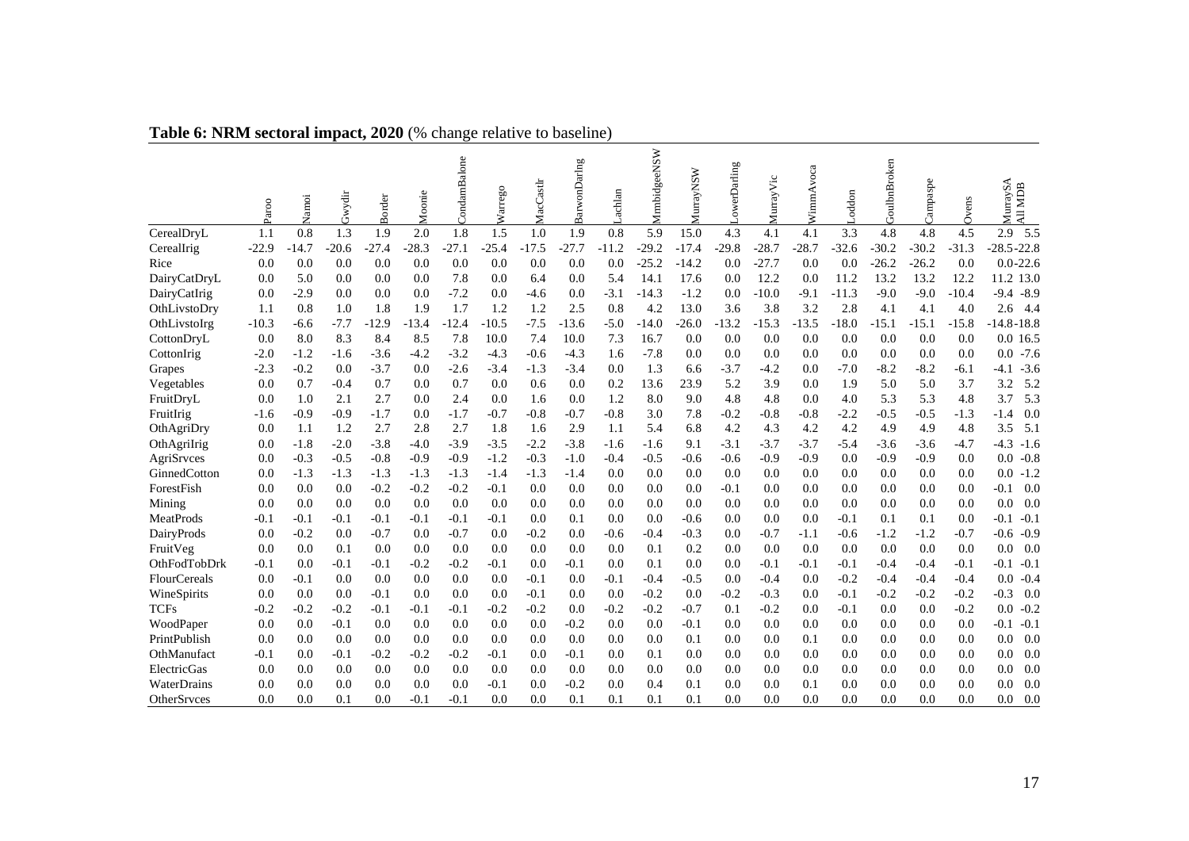**Table 6: NRM sectoral impact, 2020** (% change relative to baseline)

| | Paroo | Namoi | Gwydir | Border | Moonie | CondamBalone | Warrego | MacCastlr | BarwonDarlng | Lachlan | MrmbidgeeNSW | MurrayNSW | LowerDarling | MurrayVic | WimmAvoca | Loddon | GoulbnBroken | Campaspe | Ovens | MurraySA | All MDB |
|---|---|---|---|---|---|---|---|---|---|---|---|---|---|---|---|---|---|---|---|---|---|
| CerealDryL | 1.1 | 0.8 | 1.3 | 1.9 | 2.0 | 1.8 | 1.5 | 1.0 | 1.9 | 0.8 | 5.9 | 15.0 | 4.3 | 4.1 | 4.1 | 3.3 | 4.8 | 4.8 | 4.5 | 2.9 | 5.5 |
| CerealIrig | -22.9 | -14.7 | -20.6 | -27.4 | -28.3 | -27.1 | -25.4 | -17.5 | -27.7 | -11.2 | -29.2 | -17.4 | -29.8 | -28.7 | -28.7 | -32.6 | -30.2 | -30.2 | -31.3 | -28.5 | -22.8 |
| Rice | 0.0 | 0.0 | 0.0 | 0.0 | 0.0 | 0.0 | 0.0 | 0.0 | 0.0 | 0.0 | -25.2 | -14.2 | 0.0 | -27.7 | 0.0 | 0.0 | -26.2 | -26.2 | 0.0 | 0.0 | -22.6 |
| DairyCatDryL | 0.0 | 5.0 | 0.0 | 0.0 | 0.0 | 7.8 | 0.0 | 6.4 | 0.0 | 5.4 | 14.1 | 17.6 | 0.0 | 12.2 | 0.0 | 11.2 | 13.2 | 13.2 | 12.2 | 11.2 | 13.0 |
| DairyCatIrig | 0.0 | -2.9 | 0.0 | 0.0 | 0.0 | -7.2 | 0.0 | -4.6 | 0.0 | -3.1 | -14.3 | -1.2 | 0.0 | -10.0 | -9.1 | -11.3 | -9.0 | -9.0 | -10.4 | -9.4 | -8.9 |
| OthLivstoDry | 1.1 | 0.8 | 1.0 | 1.8 | 1.9 | 1.7 | 1.2 | 1.2 | 2.5 | 0.8 | 4.2 | 13.0 | 3.6 | 3.8 | 3.2 | 2.8 | 4.1 | 4.1 | 4.0 | 2.6 | 4.4 |
| OthLivstoIrg | -10.3 | -6.6 | -7.7 | -12.9 | -13.4 | -12.4 | -10.5 | -7.5 | -13.6 | -5.0 | -14.0 | -26.0 | -13.2 | -15.3 | -13.5 | -18.0 | -15.1 | -15.1 | -15.8 | -14.8 | -18.8 |
| CottonDryL | 0.0 | 8.0 | 8.3 | 8.4 | 8.5 | 7.8 | 10.0 | 7.4 | 10.0 | 7.3 | 16.7 | 0.0 | 0.0 | 0.0 | 0.0 | 0.0 | 0.0 | 0.0 | 0.0 | 0.0 | 16.5 |
| CottonIrig | -2.0 | -1.2 | -1.6 | -3.6 | -4.2 | -3.2 | -4.3 | -0.6 | -4.3 | 1.6 | -7.8 | 0.0 | 0.0 | 0.0 | 0.0 | 0.0 | 0.0 | 0.0 | 0.0 | 0.0 | -7.6 |
| Grapes | -2.3 | -0.2 | 0.0 | -3.7 | 0.0 | -2.6 | -3.4 | -1.3 | -3.4 | 0.0 | 1.3 | 6.6 | -3.7 | -4.2 | 0.0 | -7.0 | -8.2 | -8.2 | -6.1 | -4.1 | -3.6 |
| Vegetables | 0.0 | 0.7 | -0.4 | 0.7 | 0.0 | 0.7 | 0.0 | 0.6 | 0.0 | 0.2 | 13.6 | 23.9 | 5.2 | 3.9 | 0.0 | 1.9 | 5.0 | 5.0 | 3.7 | 3.2 | 5.2 |
| FruitDryL | 0.0 | 1.0 | 2.1 | 2.7 | 0.0 | 2.4 | 0.0 | 1.6 | 0.0 | 1.2 | 8.0 | 9.0 | 4.8 | 4.8 | 0.0 | 4.0 | 5.3 | 5.3 | 4.8 | 3.7 | 5.3 |
| FruitIrig | -1.6 | -0.9 | -0.9 | -1.7 | 0.0 | -1.7 | -0.7 | -0.8 | -0.7 | -0.8 | 3.0 | 7.8 | -0.2 | -0.8 | -0.8 | -2.2 | -0.5 | -0.5 | -1.3 | -1.4 | 0.0 |
| OthAgriDry | 0.0 | 1.1 | 1.2 | 2.7 | 2.8 | 2.7 | 1.8 | 1.6 | 2.9 | 1.1 | 5.4 | 6.8 | 4.2 | 4.3 | 4.2 | 4.2 | 4.9 | 4.9 | 4.8 | 3.5 | 5.1 |
| OthAgriIrig | 0.0 | -1.8 | -2.0 | -3.8 | -4.0 | -3.9 | -3.5 | -2.2 | -3.8 | -1.6 | -1.6 | 9.1 | -3.1 | -3.7 | -3.7 | -5.4 | -3.6 | -3.6 | -4.7 | -4.3 | -1.6 |
| AgriSrvces | 0.0 | -0.3 | -0.5 | -0.8 | -0.9 | -0.9 | -1.2 | -0.3 | -1.0 | -0.4 | -0.5 | -0.6 | -0.6 | -0.9 | -0.9 | 0.0 | -0.9 | -0.9 | 0.0 | 0.0 | -0.8 |
| GinnedCotton | 0.0 | -1.3 | -1.3 | -1.3 | -1.3 | -1.3 | -1.4 | -1.3 | -1.4 | 0.0 | 0.0 | 0.0 | 0.0 | 0.0 | 0.0 | 0.0 | 0.0 | 0.0 | 0.0 | 0.0 | -1.2 |
| ForestFish | 0.0 | 0.0 | 0.0 | -0.2 | -0.2 | -0.2 | -0.1 | 0.0 | 0.0 | 0.0 | 0.0 | 0.0 | -0.1 | 0.0 | 0.0 | 0.0 | 0.0 | 0.0 | 0.0 | -0.1 | 0.0 |
| Mining | 0.0 | 0.0 | 0.0 | 0.0 | 0.0 | 0.0 | 0.0 | 0.0 | 0.0 | 0.0 | 0.0 | 0.0 | 0.0 | 0.0 | 0.0 | 0.0 | 0.0 | 0.0 | 0.0 | 0.0 | 0.0 |
| MeatProds | -0.1 | -0.1 | -0.1 | -0.1 | -0.1 | -0.1 | -0.1 | 0.0 | 0.1 | 0.0 | 0.0 | -0.6 | 0.0 | 0.0 | 0.0 | -0.1 | 0.1 | 0.1 | 0.0 | -0.1 | -0.1 |
| DairyProds | 0.0 | -0.2 | 0.0 | -0.7 | 0.0 | -0.7 | 0.0 | -0.2 | 0.0 | -0.6 | -0.4 | -0.3 | 0.0 | -0.7 | -1.1 | -0.6 | -1.2 | -1.2 | -0.7 | -0.6 | -0.9 |
| FruitVeg | 0.0 | 0.0 | 0.1 | 0.0 | 0.0 | 0.0 | 0.0 | 0.0 | 0.0 | 0.0 | 0.1 | 0.2 | 0.0 | 0.0 | 0.0 | 0.0 | 0.0 | 0.0 | 0.0 | 0.0 | 0.0 |
| OthFodTobDrk | -0.1 | 0.0 | -0.1 | -0.1 | -0.2 | -0.2 | -0.1 | 0.0 | -0.1 | 0.0 | 0.1 | 0.0 | 0.0 | -0.1 | -0.1 | -0.1 | -0.4 | -0.4 | -0.1 | -0.1 | -0.1 |
| FlourCereals | 0.0 | -0.1 | 0.0 | 0.0 | 0.0 | 0.0 | 0.0 | -0.1 | 0.0 | -0.1 | -0.4 | -0.5 | 0.0 | -0.4 | 0.0 | -0.2 | -0.4 | -0.4 | -0.4 | 0.0 | -0.4 |
| WineSpirits | 0.0 | 0.0 | 0.0 | -0.1 | 0.0 | 0.0 | 0.0 | -0.1 | 0.0 | 0.0 | -0.2 | 0.0 | -0.2 | -0.3 | 0.0 | -0.1 | -0.2 | -0.2 | -0.2 | -0.3 | 0.0 |
| TCFs | -0.2 | -0.2 | -0.2 | -0.1 | -0.1 | -0.1 | -0.2 | -0.2 | 0.0 | -0.2 | -0.2 | -0.7 | 0.1 | -0.2 | 0.0 | -0.1 | 0.0 | 0.0 | -0.2 | 0.0 | -0.2 |
| WoodPaper | 0.0 | 0.0 | -0.1 | 0.0 | 0.0 | 0.0 | 0.0 | 0.0 | -0.2 | 0.0 | 0.0 | -0.1 | 0.0 | 0.0 | 0.0 | 0.0 | 0.0 | 0.0 | 0.0 | -0.1 | -0.1 |
| PrintPublish | 0.0 | 0.0 | 0.0 | 0.0 | 0.0 | 0.0 | 0.0 | 0.0 | 0.0 | 0.0 | 0.0 | 0.1 | 0.0 | 0.0 | 0.1 | 0.0 | 0.0 | 0.0 | 0.0 | 0.0 | 0.0 |
| OthManufact | -0.1 | 0.0 | -0.1 | -0.2 | -0.2 | -0.2 | -0.1 | 0.0 | -0.1 | 0.0 | 0.1 | 0.0 | 0.0 | 0.0 | 0.0 | 0.0 | 0.0 | 0.0 | 0.0 | 0.0 | 0.0 |
| ElectricGas | 0.0 | 0.0 | 0.0 | 0.0 | 0.0 | 0.0 | 0.0 | 0.0 | 0.0 | 0.0 | 0.0 | 0.0 | 0.0 | 0.0 | 0.0 | 0.0 | 0.0 | 0.0 | 0.0 | 0.0 | 0.0 |
| WaterDrains | 0.0 | 0.0 | 0.0 | 0.0 | 0.0 | 0.0 | -0.1 | 0.0 | -0.2 | 0.0 | 0.4 | 0.1 | 0.0 | 0.0 | 0.1 | 0.0 | 0.0 | 0.0 | 0.0 | 0.0 | 0.0 |
| OtherSrvces | 0.0 | 0.0 | 0.1 | 0.0 | -0.1 | -0.1 | 0.0 | 0.0 | 0.1 | 0.1 | 0.1 | 0.1 | 0.0 | 0.0 | 0.0 | 0.0 | 0.0 | 0.0 | 0.0 | 0.0 | 0.0 |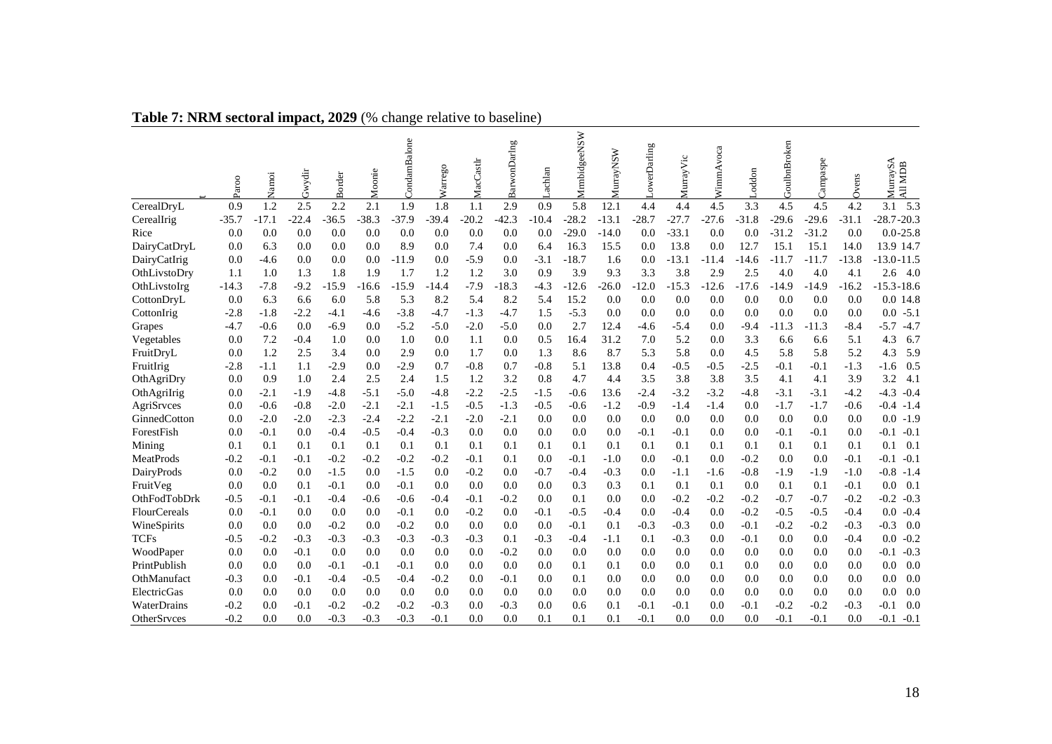**Table 7: NRM sectoral impact, 2029** (% change relative to baseline)

| | Paroo | Namoi | Gwydir | Border | Moonie | CondamBalone | Warrego | MacCastlr | BarwonDarling | Lachlan | MrmbidgeeNSW | MurrayNSW | LowerDarling | MurrayVic | WimmAvoca | Loddon | GoulbnBroken | Campaspe | Ovens | MurraySA | All MDB |
|---|---|---|---|---|---|---|---|---|---|---|---|---|---|---|---|---|---|---|---|---|---|
| CerealDryL | 0.9 | 1.2 | 2.5 | 2.2 | 2.1 | 1.9 | 1.8 | 1.1 | 2.9 | 0.9 | 5.8 | 12.1 | 4.4 | 4.4 | 4.5 | 3.3 | 4.5 | 4.5 | 4.2 | 3.1 | 5.3 |
| CerealIrig | -35.7 | -17.1 | -22.4 | -36.5 | -38.3 | -37.9 | -39.4 | -20.2 | -42.3 | -10.4 | -28.2 | -13.1 | -28.7 | -27.7 | -27.6 | -31.8 | -29.6 | -29.6 | -31.1 | -28.7 | -20.3 |
| Rice | 0.0 | 0.0 | 0.0 | 0.0 | 0.0 | 0.0 | 0.0 | 0.0 | 0.0 | 0.0 | -29.0 | -14.0 | 0.0 | -33.1 | 0.0 | 0.0 | -31.2 | -31.2 | 0.0 | 0.0 | -25.8 |
| DairyCatDryL | 0.0 | 6.3 | 0.0 | 0.0 | 0.0 | 8.9 | 0.0 | 7.4 | 0.0 | 6.4 | 16.3 | 15.5 | 0.0 | 13.8 | 0.0 | 12.7 | 15.1 | 15.1 | 14.0 | 13.9 | 14.7 |
| DairyCatIrig | 0.0 | -4.6 | 0.0 | 0.0 | 0.0 | -11.9 | 0.0 | -5.9 | 0.0 | -3.1 | -18.7 | 1.6 | 0.0 | -13.1 | -11.4 | -14.6 | -11.7 | -11.7 | -13.8 | -13.0 | -11.5 |
| OthLivstoDry | 1.1 | 1.0 | 1.3 | 1.8 | 1.9 | 1.7 | 1.2 | 1.2 | 3.0 | 0.9 | 3.9 | 9.3 | 3.3 | 3.8 | 2.9 | 2.5 | 4.0 | 4.0 | 4.1 | 2.6 | 4.0 |
| OthLivstoIrg | -14.3 | -7.8 | -9.2 | -15.9 | -16.6 | -15.9 | -14.4 | -7.9 | -18.3 | -4.3 | -12.6 | -26.0 | -12.0 | -15.3 | -12.6 | -17.6 | -14.9 | -14.9 | -16.2 | -15.3 | -18.6 |
| CottonDryL | 0.0 | 6.3 | 6.6 | 6.0 | 5.8 | 5.3 | 8.2 | 5.4 | 8.2 | 5.4 | 15.2 | 0.0 | 0.0 | 0.0 | 0.0 | 0.0 | 0.0 | 0.0 | 0.0 | 0.0 | 14.8 |
| CottonIrig | -2.8 | -1.8 | -2.2 | -4.1 | -4.6 | -3.8 | -4.7 | -1.3 | -4.7 | 1.5 | -5.3 | 0.0 | 0.0 | 0.0 | 0.0 | 0.0 | 0.0 | 0.0 | 0.0 | 0.0 | -5.1 |
| Grapes | -4.7 | -0.6 | 0.0 | -6.9 | 0.0 | -5.2 | -5.0 | -2.0 | -5.0 | 0.0 | 2.7 | 12.4 | -4.6 | -5.4 | 0.0 | -9.4 | -11.3 | -11.3 | -8.4 | -5.7 | -4.7 |
| Vegetables | 0.0 | 7.2 | -0.4 | 1.0 | 0.0 | 1.0 | 0.0 | 1.1 | 0.0 | 0.5 | 16.4 | 31.2 | 7.0 | 5.2 | 0.0 | 3.3 | 6.6 | 6.6 | 5.1 | 4.3 | 6.7 |
| FruitDryL | 0.0 | 1.2 | 2.5 | 3.4 | 0.0 | 2.9 | 0.0 | 1.7 | 0.0 | 1.3 | 8.6 | 8.7 | 5.3 | 5.8 | 0.0 | 4.5 | 5.8 | 5.8 | 5.2 | 4.3 | 5.9 |
| FruitIrig | -2.8 | -1.1 | 1.1 | -2.9 | 0.0 | -2.9 | 0.7 | -0.8 | 0.7 | -0.8 | 5.1 | 13.8 | 0.4 | -0.5 | -0.5 | -2.5 | -0.1 | -0.1 | -1.3 | -1.6 | 0.5 |
| OthAgriDry | 0.0 | 0.9 | 1.0 | 2.4 | 2.5 | 2.4 | 1.5 | 1.2 | 3.2 | 0.8 | 4.7 | 4.4 | 3.5 | 3.8 | 3.8 | 3.5 | 4.1 | 4.1 | 3.9 | 3.2 | 4.1 |
| OthAgriIrig | 0.0 | -2.1 | -1.9 | -4.8 | -5.1 | -5.0 | -4.8 | -2.2 | -2.5 | -1.5 | -0.6 | 13.6 | -2.4 | -3.2 | -3.2 | -4.8 | -3.1 | -3.1 | -4.2 | -4.3 | -0.4 |
| AgriSrvces | 0.0 | -0.6 | -0.8 | -2.0 | -2.1 | -2.1 | -1.5 | -0.5 | -1.3 | -0.5 | -0.6 | -1.2 | -0.9 | -1.4 | -1.4 | 0.0 | -1.7 | -1.7 | -0.6 | -0.4 | -1.4 |
| GinnedCotton | 0.0 | -2.0 | -2.0 | -2.3 | -2.4 | -2.2 | -2.1 | -2.0 | -2.1 | 0.0 | 0.0 | 0.0 | 0.0 | 0.0 | 0.0 | 0.0 | 0.0 | 0.0 | 0.0 | 0.0 | -1.9 |
| ForestFish | 0.0 | -0.1 | 0.0 | -0.4 | -0.5 | -0.4 | -0.3 | 0.0 | 0.0 | 0.0 | 0.0 | 0.0 | -0.1 | -0.1 | 0.0 | 0.0 | -0.1 | -0.1 | 0.0 | -0.1 | -0.1 |
| Mining | 0.1 | 0.1 | 0.1 | 0.1 | 0.1 | 0.1 | 0.1 | 0.1 | 0.1 | 0.1 | 0.1 | 0.1 | 0.1 | 0.1 | 0.1 | 0.1 | 0.1 | 0.1 | 0.1 | 0.1 | 0.1 |
| MeatProds | -0.2 | -0.1 | -0.1 | -0.2 | -0.2 | -0.2 | -0.2 | -0.1 | 0.1 | 0.0 | -0.1 | -1.0 | 0.0 | -0.1 | 0.0 | -0.2 | 0.0 | 0.0 | -0.1 | -0.1 | -0.1 |
| DairyProds | 0.0 | -0.2 | 0.0 | -1.5 | 0.0 | -1.5 | 0.0 | -0.2 | 0.0 | -0.7 | -0.4 | -0.3 | 0.0 | -1.1 | -1.6 | -0.8 | -1.9 | -1.9 | -1.0 | -0.8 | -1.4 |
| FruitVeg | 0.0 | 0.0 | 0.1 | -0.1 | 0.0 | -0.1 | 0.0 | 0.0 | 0.0 | 0.0 | 0.3 | 0.3 | 0.1 | 0.1 | 0.1 | 0.0 | 0.1 | 0.1 | -0.1 | 0.0 | 0.1 |
| OthFodTobDrk | -0.5 | -0.1 | -0.1 | -0.4 | -0.6 | -0.6 | -0.4 | -0.1 | -0.2 | 0.0 | 0.1 | 0.0 | 0.0 | -0.2 | -0.2 | -0.2 | -0.7 | -0.7 | -0.2 | -0.2 | -0.3 |
| FlourCereals | 0.0 | -0.1 | 0.0 | 0.0 | 0.0 | -0.1 | 0.0 | -0.2 | 0.0 | -0.1 | -0.5 | -0.4 | 0.0 | -0.4 | 0.0 | -0.2 | -0.5 | -0.5 | -0.4 | 0.0 | -0.4 |
| WineSpirits | 0.0 | 0.0 | 0.0 | -0.2 | 0.0 | -0.2 | 0.0 | 0.0 | 0.0 | 0.0 | -0.1 | 0.1 | -0.3 | -0.3 | 0.0 | -0.1 | -0.2 | -0.2 | -0.3 | -0.3 | 0.0 |
| TCFs | -0.5 | -0.2 | -0.3 | -0.3 | -0.3 | -0.3 | -0.3 | -0.3 | 0.1 | -0.3 | -0.4 | -1.1 | 0.1 | -0.3 | 0.0 | -0.1 | 0.0 | 0.0 | -0.4 | 0.0 | -0.2 |
| WoodPaper | 0.0 | 0.0 | -0.1 | 0.0 | 0.0 | 0.0 | 0.0 | 0.0 | -0.2 | 0.0 | 0.0 | 0.0 | 0.0 | 0.0 | 0.0 | 0.0 | 0.0 | 0.0 | 0.0 | -0.1 | -0.3 |
| PrintPublish | 0.0 | 0.0 | 0.0 | -0.1 | -0.1 | -0.1 | 0.0 | 0.0 | 0.0 | 0.0 | 0.1 | 0.1 | 0.0 | 0.0 | 0.1 | 0.0 | 0.0 | 0.0 | 0.0 | 0.0 | 0.0 |
| OthManufact | -0.3 | 0.0 | -0.1 | -0.4 | -0.5 | -0.4 | -0.2 | 0.0 | -0.1 | 0.0 | 0.1 | 0.0 | 0.0 | 0.0 | 0.0 | 0.0 | 0.0 | 0.0 | 0.0 | 0.0 | 0.0 |
| ElectricGas | 0.0 | 0.0 | 0.0 | 0.0 | 0.0 | 0.0 | 0.0 | 0.0 | 0.0 | 0.0 | 0.0 | 0.0 | 0.0 | 0.0 | 0.0 | 0.0 | 0.0 | 0.0 | 0.0 | 0.0 | 0.0 |
| WaterDrains | -0.2 | 0.0 | -0.1 | -0.2 | -0.2 | -0.2 | -0.3 | 0.0 | -0.3 | 0.0 | 0.6 | 0.1 | -0.1 | -0.1 | 0.0 | -0.1 | -0.2 | -0.2 | -0.3 | -0.1 | 0.0 |
| OtherSrvces | -0.2 | 0.0 | 0.0 | -0.3 | -0.3 | -0.3 | -0.1 | 0.0 | 0.0 | 0.1 | 0.1 | 0.1 | -0.1 | 0.0 | 0.0 | 0.0 | -0.1 | -0.1 | 0.0 | -0.1 | -0.1 |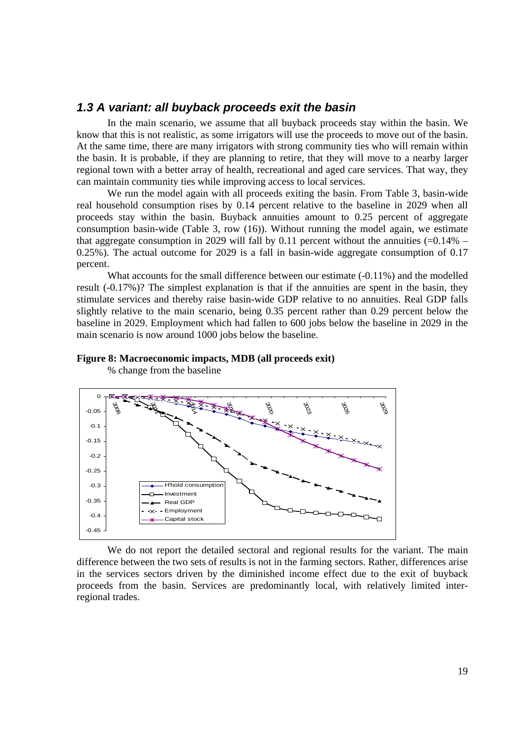## *1.3 A variant: all buyback proceeds exit the basin*

In the main scenario, we assume that all buyback proceeds stay within the basin. We know that this is not realistic, as some irrigators will use the proceeds to move out of the basin. At the same time, there are many irrigators with strong community ties who will remain within the basin. It is probable, if they are planning to retire, that they will move to a nearby larger regional town with a better array of health, recreational and aged care services. That way, they can maintain community ties while improving access to local services.

We run the model again with all proceeds exiting the basin. From Table 3, basin-wide real household consumption rises by 0.14 percent relative to the baseline in 2029 when all proceeds stay within the basin. Buyback annuities amount to 0.25 percent of aggregate consumption basin-wide (Table 3, row (16)). Without running the model again, we estimate that aggregate consumption in 2029 will fall by 0.11 percent without the annuities (=0.14% – 0.25%). The actual outcome for 2029 is a fall in basin-wide aggregate consumption of 0.17 percent.

What accounts for the small difference between our estimate (-0.11%) and the modelled result (-0.17%)? The simplest explanation is that if the annuities are spent in the basin, they stimulate services and thereby raise basin-wide GDP relative to no annuities. Real GDP falls slightly relative to the main scenario, being 0.35 percent rather than 0.29 percent below the baseline in 2029. Employment which had fallen to 600 jobs below the baseline in 2029 in the main scenario is now around 1000 jobs below the baseline.

**Figure 8: Macroeconomic impacts, MDB (all proceeds exit)**

% change from the baseline

We do not report the detailed sectoral and regional results for the variant. The main difference between the two sets of results is not in the farming sectors. Rather, differences arise in the services sectors driven by the diminished income effect due to the exit of buyback proceeds from the basin. Services are predominantly local, with relatively limited inter-regional trades.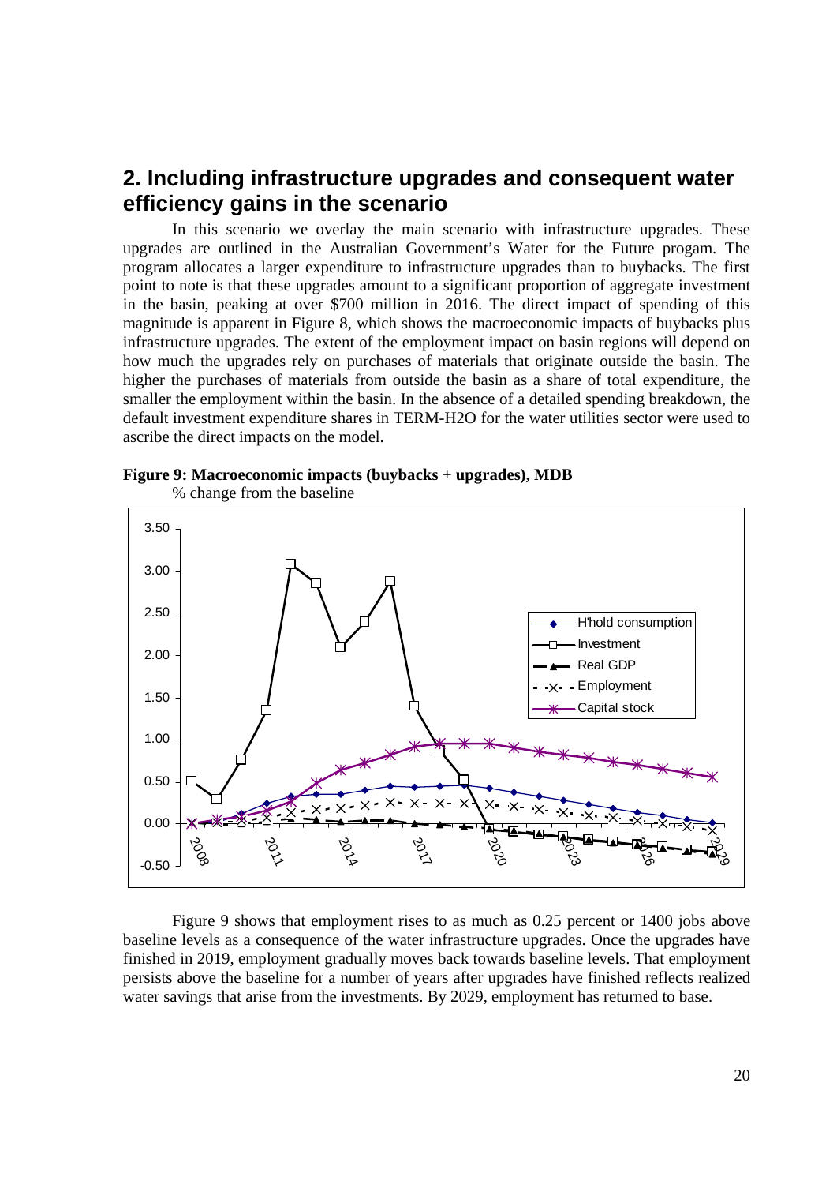## 2. Including infrastructure upgrades and consequent water efficiency gains in the scenario

In this scenario we overlay the main scenario with infrastructure upgrades. These upgrades are outlined in the Australian Government's Water for the Future progam. The program allocates a larger expenditure to infrastructure upgrades than to buybacks. The first point to note is that these upgrades amount to a significant proportion of aggregate investment in the basin, peaking at over $700 million in 2016. The direct impact of spending of this magnitude is apparent in Figure 8, which shows the macroeconomic impacts of buybacks plus infrastructure upgrades. The extent of the employment impact on basin regions will depend on how much the upgrades rely on purchases of materials that originate outside the basin. The higher the purchases of materials from outside the basin as a share of total expenditure, the smaller the employment within the basin. In the absence of a detailed spending breakdown, the default investment expenditure shares in TERM-H2O for the water utilities sector were used to ascribe the direct impacts on the model.

**Figure 9: Macroeconomic impacts (buybacks + upgrades), MDB**

% change from the baseline

Figure 9 shows that employment rises to as much as 0.25 percent or 1400 jobs above baseline levels as a consequence of the water infrastructure upgrades. Once the upgrades have finished in 2019, employment gradually moves back towards baseline levels. That employment persists above the baseline for a number of years after upgrades have finished reflects realized water savings that arise from the investments. By 2029, employment has returned to base.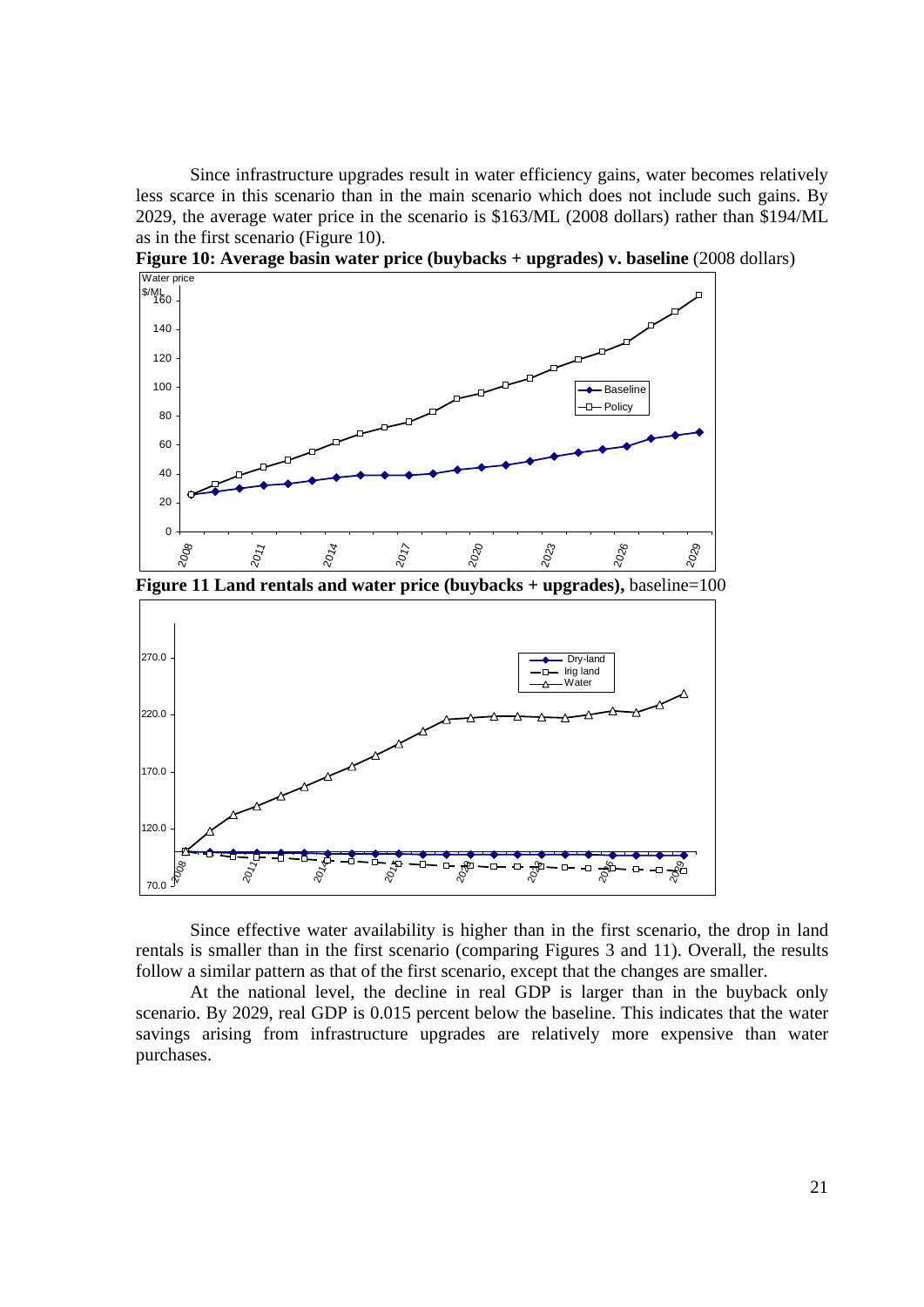Since infrastructure upgrades result in water efficiency gains, water becomes relatively less scarce in this scenario than in the main scenario which does not include such gains. By 2029, the average water price in the scenario is \$163/ML (2008 dollars) rather than \$194/ML as in the first scenario (Figure 10).

**Figure 10: Average basin water price (buybacks + upgrades) v. baseline** (2008 dollars)

**Figure 11 Land rentals and water price (buybacks + upgrades),** baseline=100

Since effective water availability is higher than in the first scenario, the drop in land rentals is smaller than in the first scenario (comparing Figures 3 and 11). Overall, the results follow a similar pattern as that of the first scenario, except that the changes are smaller.

At the national level, the decline in real GDP is larger than in the buyback only scenario. By 2029, real GDP is 0.015 percent below the baseline. This indicates that the water savings arising from infrastructure upgrades are relatively more expensive than water purchases.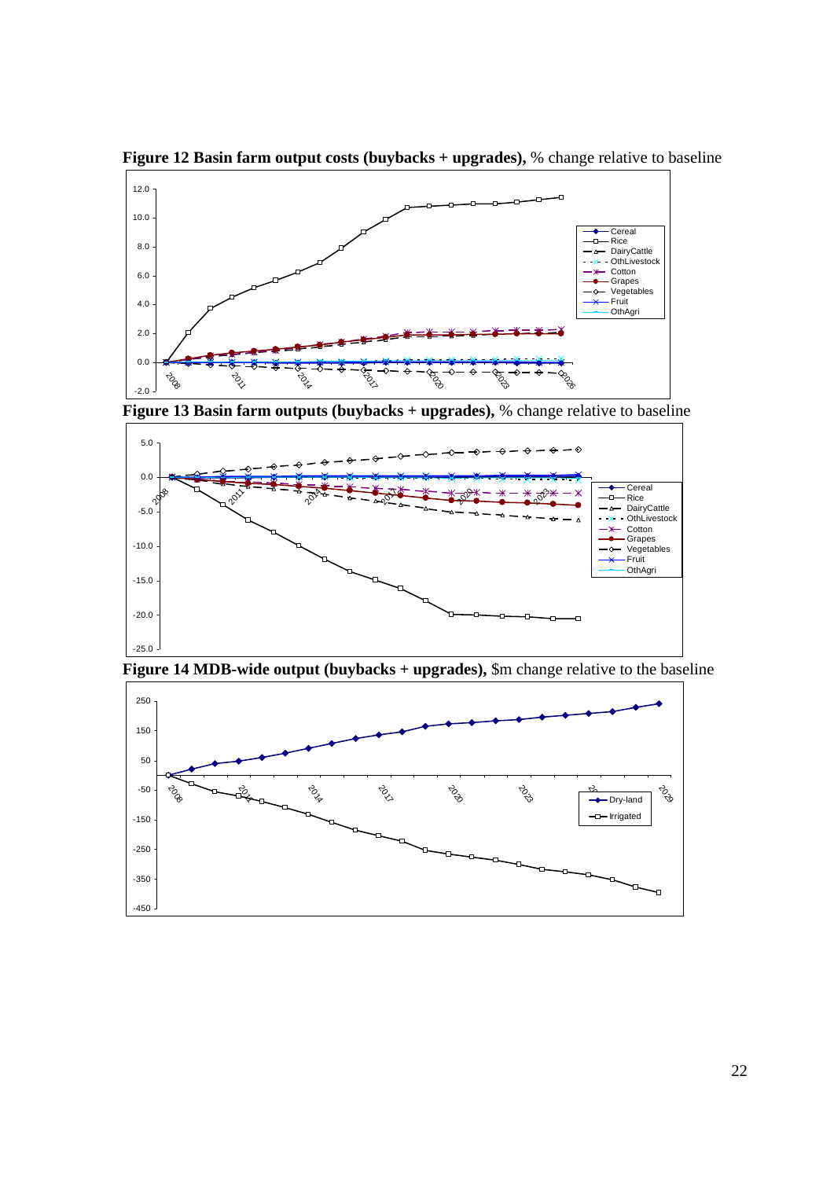**Figure 12 Basin farm output costs (buybacks + upgrades),** % change relative to baseline

**Figure 13 Basin farm outputs (buybacks + upgrades),** % change relative to baseline

**Figure 14 MDB-wide output (buybacks + upgrades),** $m change relative to the baseline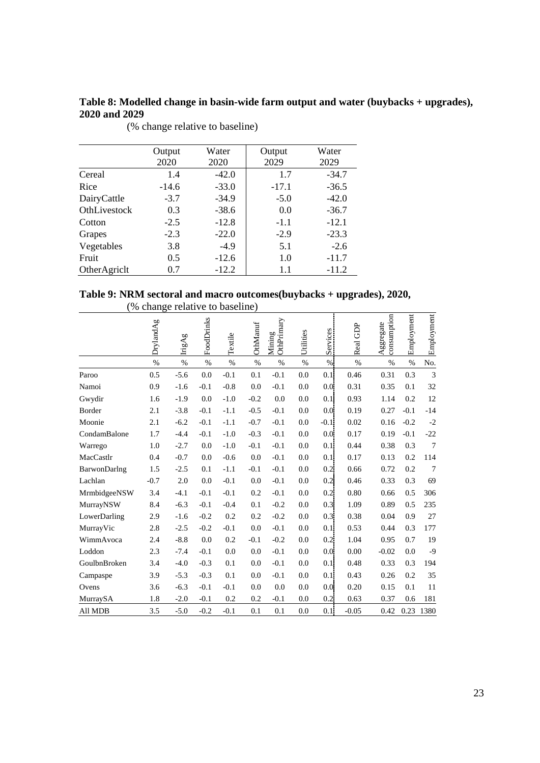**Table 8: Modelled change in basin-wide farm output and water (buybacks + upgrades), 2020 and 2029**

(% change relative to baseline)

| | Output 2020 | Water 2020 | Output 2029 | Water 2029 |
|---|---|---|---|---|
| Cereal | 1.4 | -42.0 | 1.7 | -34.7 |
| Rice | -14.6 | -33.0 | -17.1 | -36.5 |
| DairyCattle | -3.7 | -34.9 | -5.0 | -42.0 |
| OthLivestock | 0.3 | -38.6 | 0.0 | -36.7 |
| Cotton | -2.5 | -12.8 | -1.1 | -12.1 |
| Grapes | -2.3 | -22.0 | -2.9 | -23.3 |
| Vegetables | 3.8 | -4.9 | 5.1 | -2.6 |
| Fruit | 0.5 | -12.6 | 1.0 | -11.7 |
| OtherAgriclt | 0.7 | -12.2 | 1.1 | -11.2 |

**Table 9: NRM sectoral and macro outcomes(buybacks + upgrades), 2020,**

(% change relative to baseline)

| | DrylandAg | IrigAg | FoodDrinks | Textile | OthManuf | Mining OthPrimary | Utilities | Services | Real GDP | Aggregate consumption | Employment | Employment |
|---|---|---|---|---|---|---|---|---|---|---|---|---|
| | % | % | % | % | % | % | % | % | % | % | % | No. |
| Paroo | 0.5 | -5.6 | 0.0 | -0.1 | 0.1 | -0.1 | 0.0 | 0.1 | 0.46 | 0.31 | 0.3 | 3 |
| Namoi | 0.9 | -1.6 | -0.1 | -0.8 | 0.0 | -0.1 | 0.0 | 0.0 | 0.31 | 0.35 | 0.1 | 32 |
| Gwydir | 1.6 | -1.9 | 0.0 | -1.0 | -0.2 | 0.0 | 0.0 | 0.1 | 0.93 | 1.14 | 0.2 | 12 |
| Border | 2.1 | -3.8 | -0.1 | -1.1 | -0.5 | -0.1 | 0.0 | 0.0 | 0.19 | 0.27 | -0.1 | -14 |
| Moonie | 2.1 | -6.2 | -0.1 | -1.1 | -0.7 | -0.1 | 0.0 | -0.1 | 0.02 | 0.16 | -0.2 | -2 |
| CondamBalone | 1.7 | -4.4 | -0.1 | -1.0 | -0.3 | -0.1 | 0.0 | 0.0 | 0.17 | 0.19 | -0.1 | -22 |
| Warrego | 1.0 | -2.7 | 0.0 | -1.0 | -0.1 | -0.1 | 0.0 | 0.1 | 0.44 | 0.38 | 0.3 | 7 |
| MacCastlr | 0.4 | -0.7 | 0.0 | -0.6 | 0.0 | -0.1 | 0.0 | 0.1 | 0.17 | 0.13 | 0.2 | 114 |
| BarwonDarlng | 1.5 | -2.5 | 0.1 | -1.1 | -0.1 | -0.1 | 0.0 | 0.2 | 0.66 | 0.72 | 0.2 | 7 |
| Lachlan | -0.7 | 2.0 | 0.0 | -0.1 | 0.0 | -0.1 | 0.0 | 0.2 | 0.46 | 0.33 | 0.3 | 69 |
| MrmbidgeeNSW | 3.4 | -4.1 | -0.1 | -0.1 | 0.2 | -0.1 | 0.0 | 0.2 | 0.80 | 0.66 | 0.5 | 306 |
| MurrayNSW | 8.4 | -6.3 | -0.1 | -0.4 | 0.1 | -0.2 | 0.0 | 0.3 | 1.09 | 0.89 | 0.5 | 235 |
| LowerDarling | 2.9 | -1.6 | -0.2 | 0.2 | 0.2 | -0.2 | 0.0 | 0.3 | 0.38 | 0.04 | 0.9 | 27 |
| MurrayVic | 2.8 | -2.5 | -0.2 | -0.1 | 0.0 | -0.1 | 0.0 | 0.1 | 0.53 | 0.44 | 0.3 | 177 |
| WimmAvoca | 2.4 | -8.8 | 0.0 | 0.2 | -0.1 | -0.2 | 0.0 | 0.2 | 1.04 | 0.95 | 0.7 | 19 |
| Loddon | 2.3 | -7.4 | -0.1 | 0.0 | 0.0 | -0.1 | 0.0 | 0.0 | 0.00 | -0.02 | 0.0 | -9 |
| GoulbnBroken | 3.4 | -4.0 | -0.3 | 0.1 | 0.0 | -0.1 | 0.0 | 0.1 | 0.48 | 0.33 | 0.3 | 194 |
| Campaspe | 3.9 | -5.3 | -0.3 | 0.1 | 0.0 | -0.1 | 0.0 | 0.1 | 0.43 | 0.26 | 0.2 | 35 |
| Ovens | 3.6 | -6.3 | -0.1 | -0.1 | 0.0 | 0.0 | 0.0 | 0.0 | 0.20 | 0.15 | 0.1 | 11 |
| MurraySA | 1.8 | -2.0 | -0.1 | 0.2 | 0.2 | -0.1 | 0.0 | 0.2 | 0.63 | 0.37 | 0.6 | 181 |
| All MDB | 3.5 | -5.0 | -0.2 | -0.1 | 0.1 | 0.1 | 0.0 | 0.1 | -0.05 | 0.42 | 0.23 | 1380 |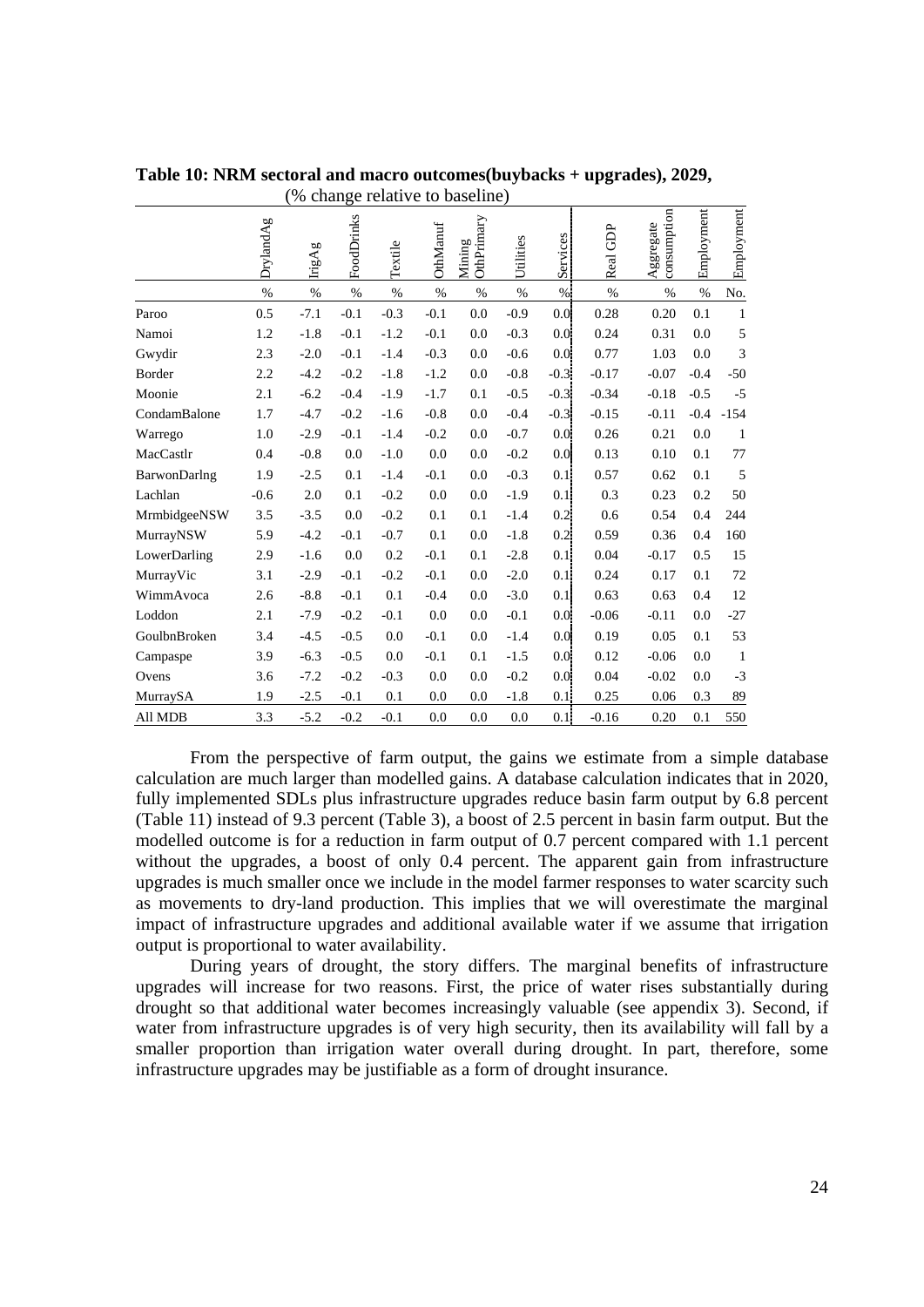**Table 10: NRM sectoral and macro outcomes(buybacks + upgrades), 2029,** (% change relative to baseline)

| | DrylandAg | IrigAg | FoodDrinks | Textile | OthManuf | Mining OthPrimary | Utilities | Services | Real GDP | Aggregate consumption | Employment | Employment |
|---|---|---|---|---|---|---|---|---|---|---|---|---|
| | % | % | % | % | % | % | % | % | % | % | % | No. |
| Paroo | 0.5 | -7.1 | -0.1 | -0.3 | -0.1 | 0.0 | -0.9 | 0.0 | 0.28 | 0.20 | 0.1 | 1 |
| Namoi | 1.2 | -1.8 | -0.1 | -1.2 | -0.1 | 0.0 | -0.3 | 0.0 | 0.24 | 0.31 | 0.0 | 5 |
| Gwydir | 2.3 | -2.0 | -0.1 | -1.4 | -0.3 | 0.0 | -0.6 | 0.0 | 0.77 | 1.03 | 0.0 | 3 |
| Border | 2.2 | -4.2 | -0.2 | -1.8 | -1.2 | 0.0 | -0.8 | -0.3 | -0.17 | -0.07 | -0.4 | -50 |
| Moonie | 2.1 | -6.2 | -0.4 | -1.9 | -1.7 | 0.1 | -0.5 | -0.3 | -0.34 | -0.18 | -0.5 | -5 |
| CondamBalone | 1.7 | -4.7 | -0.2 | -1.6 | -0.8 | 0.0 | -0.4 | -0.3 | -0.15 | -0.11 | -0.4 | -154 |
| Warrego | 1.0 | -2.9 | -0.1 | -1.4 | -0.2 | 0.0 | -0.7 | 0.0 | 0.26 | 0.21 | 0.0 | 1 |
| MacCastlr | 0.4 | -0.8 | 0.0 | -1.0 | 0.0 | 0.0 | -0.2 | 0.0 | 0.13 | 0.10 | 0.1 | 77 |
| BarwonDarlng | 1.9 | -2.5 | 0.1 | -1.4 | -0.1 | 0.0 | -0.3 | 0.1 | 0.57 | 0.62 | 0.1 | 5 |
| Lachlan | -0.6 | 2.0 | 0.1 | -0.2 | 0.0 | 0.0 | -1.9 | 0.1 | 0.3 | 0.23 | 0.2 | 50 |
| MrmbidgeeNSW | 3.5 | -3.5 | 0.0 | -0.2 | 0.1 | 0.1 | -1.4 | 0.2 | 0.6 | 0.54 | 0.4 | 244 |
| MurrayNSW | 5.9 | -4.2 | -0.1 | -0.7 | 0.1 | 0.0 | -1.8 | 0.2 | 0.59 | 0.36 | 0.4 | 160 |
| LowerDarling | 2.9 | -1.6 | 0.0 | 0.2 | -0.1 | 0.1 | -2.8 | 0.1 | 0.04 | -0.17 | 0.5 | 15 |
| MurrayVic | 3.1 | -2.9 | -0.1 | -0.2 | -0.1 | 0.0 | -2.0 | 0.1 | 0.24 | 0.17 | 0.1 | 72 |
| WimmAvoca | 2.6 | -8.8 | -0.1 | 0.1 | -0.4 | 0.0 | -3.0 | 0.1 | 0.63 | 0.63 | 0.4 | 12 |
| Loddon | 2.1 | -7.9 | -0.2 | -0.1 | 0.0 | 0.0 | -0.1 | 0.0 | -0.06 | -0.11 | 0.0 | -27 |
| GoulbnBroken | 3.4 | -4.5 | -0.5 | 0.0 | -0.1 | 0.0 | -1.4 | 0.0 | 0.19 | 0.05 | 0.1 | 53 |
| Campaspe | 3.9 | -6.3 | -0.5 | 0.0 | -0.1 | 0.1 | -1.5 | 0.0 | 0.12 | -0.06 | 0.0 | 1 |
| Ovens | 3.6 | -7.2 | -0.2 | -0.3 | 0.0 | 0.0 | -0.2 | 0.0 | 0.04 | -0.02 | 0.0 | -3 |
| MurraySA | 1.9 | -2.5 | -0.1 | 0.1 | 0.0 | 0.0 | -1.8 | 0.1 | 0.25 | 0.06 | 0.3 | 89 |
| All MDB | 3.3 | -5.2 | -0.2 | -0.1 | 0.0 | 0.0 | 0.0 | 0.1 | -0.16 | 0.20 | 0.1 | 550 |

From the perspective of farm output, the gains we estimate from a simple database calculation are much larger than modelled gains. A database calculation indicates that in 2020, fully implemented SDLs plus infrastructure upgrades reduce basin farm output by 6.8 percent (Table 11) instead of 9.3 percent (Table 3), a boost of 2.5 percent in basin farm output. But the modelled outcome is for a reduction in farm output of 0.7 percent compared with 1.1 percent without the upgrades, a boost of only 0.4 percent. The apparent gain from infrastructure upgrades is much smaller once we include in the model farmer responses to water scarcity such as movements to dry-land production. This implies that we will overestimate the marginal impact of infrastructure upgrades and additional available water if we assume that irrigation output is proportional to water availability.

During years of drought, the story differs. The marginal benefits of infrastructure upgrades will increase for two reasons. First, the price of water rises substantially during drought so that additional water becomes increasingly valuable (see appendix 3). Second, if water from infrastructure upgrades is of very high security, then its availability will fall by a smaller proportion than irrigation water overall during drought. In part, therefore, some infrastructure upgrades may be justifiable as a form of drought insurance.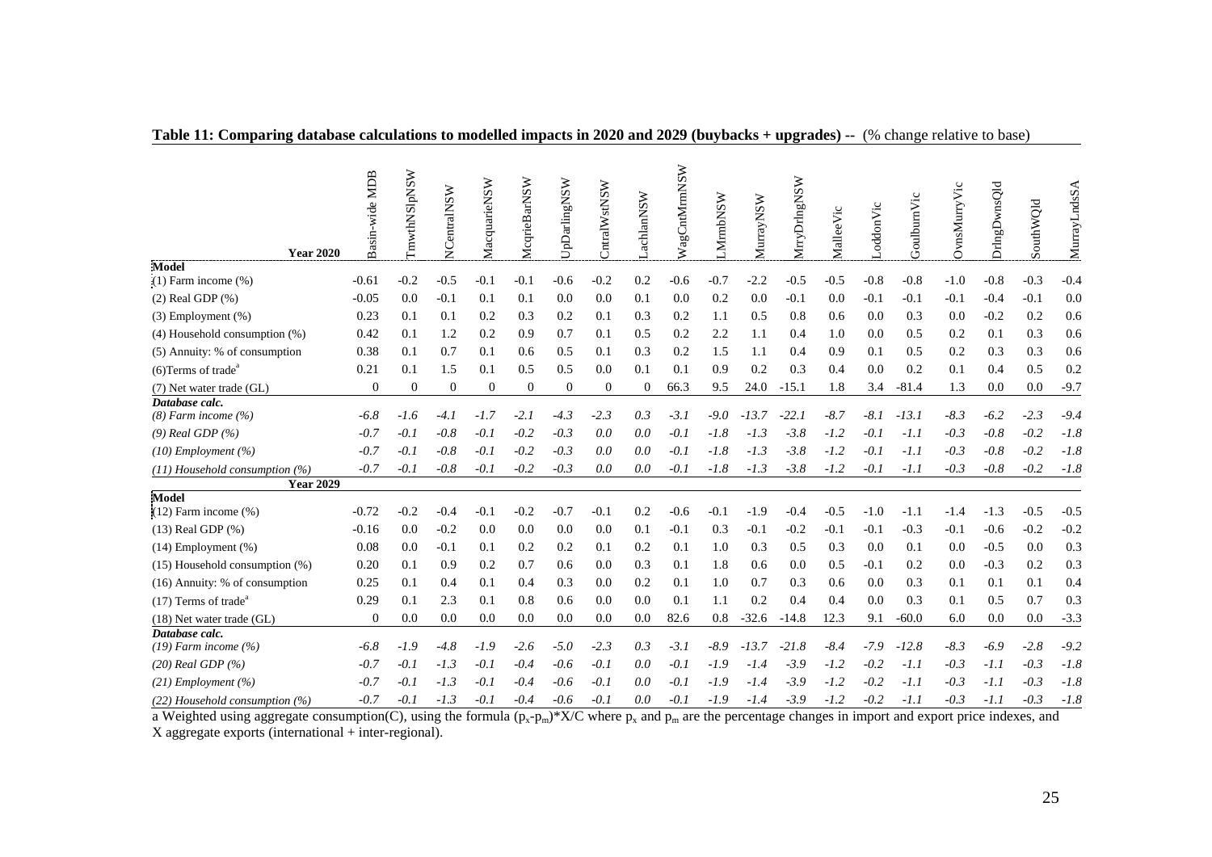**Table 11: Comparing database calculations to modelled impacts in 2020 and 2029 (buybacks + upgrades) --** (% change relative to base)

| Year 2020 | Basin-wide MDB | TmwthNSlpNSW | NCentralNSW | MacquarieNSW | McqrieBarNSW | UpDarlingNSW | CntralWstNSW | LachlanNSW | WagCntMrmNSW | LMrmbNSW | MurrayNSW | MrryDrlngNSW | MalleeVic | LoddonVic | GoulburnVic | OvnsMurryVic | DrlngDwnsQld | SouthWQld | MurrayLndsSA |
|---|---|---|---|---|---|---|---|---|---|---|---|---|---|---|---|---|---|---|---|
| **Model** | | | | | | | | | | | | | | | | | | | |
| (1) Farm income (%) | -0.61 | -0.2 | -0.5 | -0.1 | -0.1 | -0.6 | -0.2 | 0.2 | -0.6 | -0.7 | -2.2 | -0.5 | -0.5 | -0.8 | -0.8 | -1.0 | -0.8 | -0.3 | -0.4 |
| (2) Real GDP (%) | -0.05 | 0.0 | -0.1 | 0.1 | 0.1 | 0.0 | 0.0 | 0.1 | 0.0 | 0.2 | 0.0 | -0.1 | 0.0 | -0.1 | -0.1 | -0.1 | -0.4 | -0.1 | 0.0 |
| (3) Employment (%) | 0.23 | 0.1 | 0.1 | 0.2 | 0.3 | 0.2 | 0.1 | 0.3 | 0.2 | 1.1 | 0.5 | 0.8 | 0.6 | 0.0 | 0.3 | 0.0 | -0.2 | 0.2 | 0.6 |
| (4) Household consumption (%) | 0.42 | 0.1 | 1.2 | 0.2 | 0.9 | 0.7 | 0.1 | 0.5 | 0.2 | 2.2 | 1.1 | 0.4 | 1.0 | 0.0 | 0.5 | 0.2 | 0.1 | 0.3 | 0.6 |
| (5) Annuity: % of consumption | 0.38 | 0.1 | 0.7 | 0.1 | 0.6 | 0.5 | 0.1 | 0.3 | 0.2 | 1.5 | 1.1 | 0.4 | 0.9 | 0.1 | 0.5 | 0.2 | 0.3 | 0.3 | 0.6 |
| (6)Terms of trade[a] | 0.21 | 0.1 | 1.5 | 0.1 | 0.5 | 0.5 | 0.0 | 0.1 | 0.1 | 0.9 | 0.2 | 0.3 | 0.4 | 0.0 | 0.2 | 0.1 | 0.4 | 0.5 | 0.2 |
| (7) Net water trade (GL) | 0 | 0 | 0 | 0 | 0 | 0 | 0 | 0 | 66.3 | 9.5 | 24.0 | -15.1 | 1.8 | 3.4 | -81.4 | 1.3 | 0.0 | 0.0 | -9.7 |
| ***Database calc.*** | | | | | | | | | | | | | | | | | | | |
| *(8) Farm income (%)* | *-6.8* | *-1.6* | *-4.1* | *-1.7* | *-2.1* | *-4.3* | *-2.3* | *0.3* | *-3.1* | *-9.0* | *-13.7* | *-22.1* | *-8.7* | *-8.1* | *-13.1* | *-8.3* | *-6.2* | *-2.3* | *-9.4* |
| *(9) Real GDP (%)* | *-0.7* | *-0.1* | *-0.8* | *-0.1* | *-0.2* | *-0.3* | *0.0* | *0.0* | *-0.1* | *-1.8* | *-1.3* | *-3.8* | *-1.2* | *-0.1* | *-1.1* | *-0.3* | *-0.8* | *-0.2* | *-1.8* |
| *(10) Employment (%)* | *-0.7* | *-0.1* | *-0.8* | *-0.1* | *-0.2* | *-0.3* | *0.0* | *0.0* | *-0.1* | *-1.8* | *-1.3* | *-3.8* | *-1.2* | *-0.1* | *-1.1* | *-0.3* | *-0.8* | *-0.2* | *-1.8* |
| *(11) Household consumption (%)* | *-0.7* | *-0.1* | *-0.8* | *-0.1* | *-0.2* | *-0.3* | *0.0* | *0.0* | *-0.1* | *-1.8* | *-1.3* | *-3.8* | *-1.2* | *-0.1* | *-1.1* | *-0.3* | *-0.8* | *-0.2* | *-1.8* |
| **Year 2029** | | | | | | | | | | | | | | | | | | | |
| **Model** | | | | | | | | | | | | | | | | | | | |
| (12) Farm income (%) | -0.72 | -0.2 | -0.4 | -0.1 | -0.2 | -0.7 | -0.1 | 0.2 | -0.6 | -0.1 | -1.9 | -0.4 | -0.5 | -1.0 | -1.1 | -1.4 | -1.3 | -0.5 | -0.5 |
| (13) Real GDP (%) | -0.16 | 0.0 | -0.2 | 0.0 | 0.0 | 0.0 | 0.0 | 0.1 | -0.1 | 0.3 | -0.1 | -0.2 | -0.1 | -0.1 | -0.3 | -0.1 | -0.6 | -0.2 | -0.2 |
| (14) Employment (%) | 0.08 | 0.0 | -0.1 | 0.1 | 0.2 | 0.2 | 0.1 | 0.2 | 0.1 | 1.0 | 0.3 | 0.5 | 0.3 | 0.0 | 0.1 | 0.0 | -0.5 | 0.0 | 0.3 |
| (15) Household consumption (%) | 0.20 | 0.1 | 0.9 | 0.2 | 0.7 | 0.6 | 0.0 | 0.3 | 0.1 | 1.8 | 0.6 | 0.0 | 0.5 | -0.1 | 0.2 | 0.0 | -0.3 | 0.2 | 0.3 |
| (16) Annuity: % of consumption | 0.25 | 0.1 | 0.4 | 0.1 | 0.4 | 0.3 | 0.0 | 0.2 | 0.1 | 1.0 | 0.7 | 0.3 | 0.6 | 0.0 | 0.3 | 0.1 | 0.1 | 0.1 | 0.4 |
| (17) Terms of trade[a] | 0.29 | 0.1 | 2.3 | 0.1 | 0.8 | 0.6 | 0.0 | 0.0 | 0.1 | 1.1 | 0.2 | 0.4 | 0.4 | 0.0 | 0.3 | 0.1 | 0.5 | 0.7 | 0.3 |
| (18) Net water trade (GL) | 0 | 0.0 | 0.0 | 0.0 | 0.0 | 0.0 | 0.0 | 0.0 | 82.6 | 0.8 | -32.6 | -14.8 | 12.3 | 9.1 | -60.0 | 6.0 | 0.0 | 0.0 | -3.3 |
| ***Database calc.*** | | | | | | | | | | | | | | | | | | | |
| *(19) Farm income (%)* | *-6.8* | *-1.9* | *-4.8* | *-1.9* | *-2.6* | *-5.0* | *-2.3* | *0.3* | *-3.1* | *-8.9* | *-13.7* | *-21.8* | *-8.4* | *-7.9* | *-12.8* | *-8.3* | *-6.9* | *-2.8* | *-9.2* |
| *(20) Real GDP (%)* | *-0.7* | *-0.1* | *-1.3* | *-0.1* | *-0.4* | *-0.6* | *-0.1* | *0.0* | *-0.1* | *-1.9* | *-1.4* | *-3.9* | *-1.2* | *-0.2* | *-1.1* | *-0.3* | *-1.1* | *-0.3* | *-1.8* |
| *(21) Employment (%)* | *-0.7* | *-0.1* | *-1.3* | *-0.1* | *-0.4* | *-0.6* | *-0.1* | *0.0* | *-0.1* | *-1.9* | *-1.4* | *-3.9* | *-1.2* | *-0.2* | *-1.1* | *-0.3* | *-1.1* | *-0.3* | *-1.8* |
| *(22) Household consumption (%)* | *-0.7* | *-0.1* | *-1.3* | *-0.1* | *-0.4* | *-0.6* | *-0.1* | *0.0* | *-0.1* | *-1.9* | *-1.4* | *-3.9* | *-1.2* | *-0.2* | *-1.1* | *-0.3* | *-1.1* | *-0.3* | *-1.8* |

a Weighted using aggregate consumption(C), using the formula $(p_x - p_m)*X/C$ where $p_x$ and $p_m$ are the percentage changes in import and export price indexes, and X aggregate exports (international + inter-regional).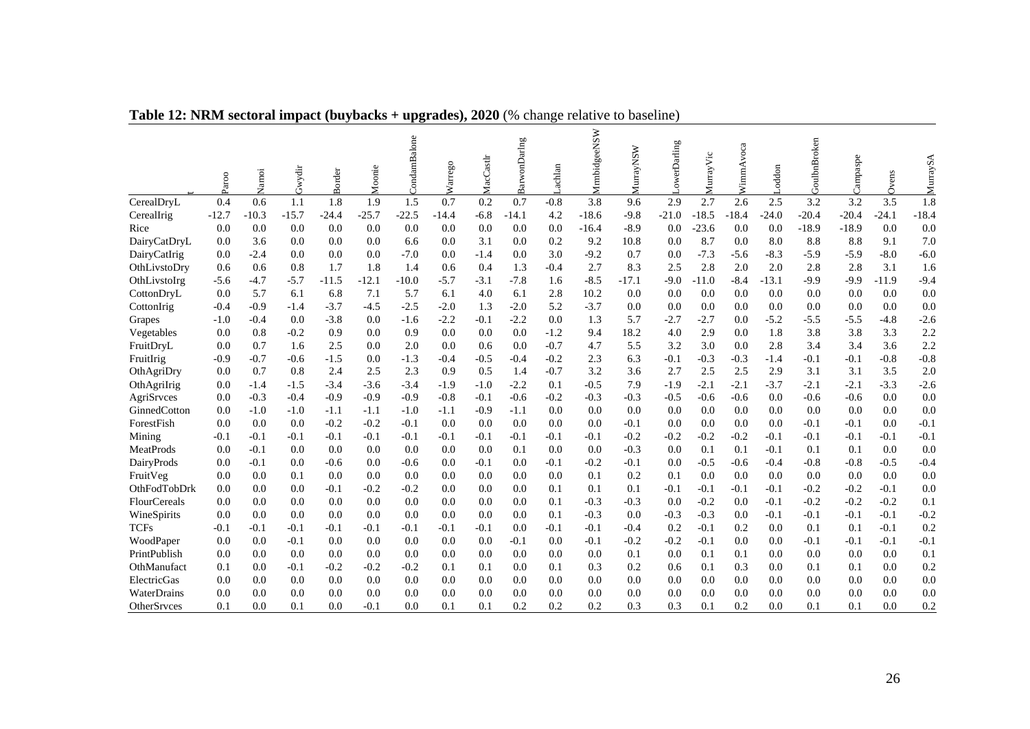**Table 12: NRM sectoral impact (buybacks + upgrades), 2020** (% change relative to baseline)

| | Paroo | Namoi | Gwydir | Border | Moonie | CondamBalone | Warrego | MacCastlr | BarwonDarlng | Lachlan | MrmbidgeeNSW | MurrayNSW | LowerDarling | MurrayVic | WimmAvoca | Loddon | GoulbnBroken | Campaspe | Ovens | MurraySA |
|---|---|---|---|---|---|---|---|---|---|---|---|---|---|---|---|---|---|---|---|---|
| CerealDryL | 0.4 | 0.6 | 1.1 | 1.8 | 1.9 | 1.5 | 0.7 | 0.2 | 0.7 | -0.8 | 3.8 | 9.6 | 2.9 | 2.7 | 2.6 | 2.5 | 3.2 | 3.2 | 3.5 | 1.8 |
| CerealIrig | -12.7 | -10.3 | -15.7 | -24.4 | -25.7 | -22.5 | -14.4 | -6.8 | -14.1 | 4.2 | -18.6 | -9.8 | -21.0 | -18.5 | -18.4 | -24.0 | -20.4 | -20.4 | -24.1 | -18.4 |
| Rice | 0.0 | 0.0 | 0.0 | 0.0 | 0.0 | 0.0 | 0.0 | 0.0 | 0.0 | 0.0 | -16.4 | -8.9 | 0.0 | -23.6 | 0.0 | 0.0 | -18.9 | -18.9 | 0.0 | 0.0 |
| DairyCatDryL | 0.0 | 3.6 | 0.0 | 0.0 | 0.0 | 6.6 | 0.0 | 3.1 | 0.0 | 0.2 | 9.2 | 10.8 | 0.0 | 8.7 | 0.0 | 8.0 | 8.8 | 8.8 | 9.1 | 7.0 |
| DairyCatIrig | 0.0 | -2.4 | 0.0 | 0.0 | 0.0 | -7.0 | 0.0 | -1.4 | 0.0 | 3.0 | -9.2 | 0.7 | 0.0 | -7.3 | -5.6 | -8.3 | -5.9 | -5.9 | -8.0 | -6.0 |
| OthLivstoDry | 0.6 | 0.6 | 0.8 | 1.7 | 1.8 | 1.4 | 0.6 | 0.4 | 1.3 | -0.4 | 2.7 | 8.3 | 2.5 | 2.8 | 2.0 | 2.0 | 2.8 | 2.8 | 3.1 | 1.6 |
| OthLivstoIrg | -5.6 | -4.7 | -5.7 | -11.5 | -12.1 | -10.0 | -5.7 | -3.1 | -7.8 | 1.6 | -8.5 | -17.1 | -9.0 | -11.0 | -8.4 | -13.1 | -9.9 | -9.9 | -11.9 | -9.4 |
| CottonDryL | 0.0 | 5.7 | 6.1 | 6.8 | 7.1 | 5.7 | 6.1 | 4.0 | 6.1 | 2.8 | 10.2 | 0.0 | 0.0 | 0.0 | 0.0 | 0.0 | 0.0 | 0.0 | 0.0 | 0.0 |
| CottonIrig | -0.4 | -0.9 | -1.4 | -3.7 | -4.5 | -2.5 | -2.0 | 1.3 | -2.0 | 5.2 | -3.7 | 0.0 | 0.0 | 0.0 | 0.0 | 0.0 | 0.0 | 0.0 | 0.0 | 0.0 |
| Grapes | -1.0 | -0.4 | 0.0 | -3.8 | 0.0 | -1.6 | -2.2 | -0.1 | -2.2 | 0.0 | 1.3 | 5.7 | -2.7 | -2.7 | 0.0 | -5.2 | -5.5 | -5.5 | -4.8 | -2.6 |
| Vegetables | 0.0 | 0.8 | -0.2 | 0.9 | 0.0 | 0.9 | 0.0 | 0.0 | 0.0 | -1.2 | 9.4 | 18.2 | 4.0 | 2.9 | 0.0 | 1.8 | 3.8 | 3.8 | 3.3 | 2.2 |
| FruitDryL | 0.0 | 0.7 | 1.6 | 2.5 | 0.0 | 2.0 | 0.0 | 0.6 | 0.0 | -0.7 | 4.7 | 5.5 | 3.2 | 3.0 | 0.0 | 2.8 | 3.4 | 3.4 | 3.6 | 2.2 |
| FruitIrig | -0.9 | -0.7 | -0.6 | -1.5 | 0.0 | -1.3 | -0.4 | -0.5 | -0.4 | -0.2 | 2.3 | 6.3 | -0.1 | -0.3 | -0.3 | -1.4 | -0.1 | -0.1 | -0.8 | -0.8 |
| OthAgriDry | 0.0 | 0.7 | 0.8 | 2.4 | 2.5 | 2.3 | 0.9 | 0.5 | 1.4 | -0.7 | 3.2 | 3.6 | 2.7 | 2.5 | 2.5 | 2.9 | 3.1 | 3.1 | 3.5 | 2.0 |
| OthAgriIrig | 0.0 | -1.4 | -1.5 | -3.4 | -3.6 | -3.4 | -1.9 | -1.0 | -2.2 | 0.1 | -0.5 | 7.9 | -1.9 | -2.1 | -2.1 | -3.7 | -2.1 | -2.1 | -3.3 | -2.6 |
| AgriSrvces | 0.0 | -0.3 | -0.4 | -0.9 | -0.9 | -0.9 | -0.8 | -0.1 | -0.6 | -0.2 | -0.3 | -0.3 | -0.5 | -0.6 | -0.6 | 0.0 | -0.6 | -0.6 | 0.0 | 0.0 |
| GinnedCotton | 0.0 | -1.0 | -1.0 | -1.1 | -1.1 | -1.0 | -1.1 | -0.9 | -1.1 | 0.0 | 0.0 | 0.0 | 0.0 | 0.0 | 0.0 | 0.0 | 0.0 | 0.0 | 0.0 | 0.0 |
| ForestFish | 0.0 | 0.0 | 0.0 | -0.2 | -0.2 | -0.1 | 0.0 | 0.0 | 0.0 | 0.0 | 0.0 | -0.1 | 0.0 | 0.0 | 0.0 | 0.0 | -0.1 | -0.1 | 0.0 | -0.1 |
| Mining | -0.1 | -0.1 | -0.1 | -0.1 | -0.1 | -0.1 | -0.1 | -0.1 | -0.1 | -0.1 | -0.1 | -0.2 | -0.2 | -0.2 | -0.2 | -0.1 | -0.1 | -0.1 | -0.1 | -0.1 |
| MeatProds | 0.0 | -0.1 | 0.0 | 0.0 | 0.0 | 0.0 | 0.0 | 0.0 | 0.1 | 0.0 | 0.0 | -0.3 | 0.0 | 0.1 | 0.1 | -0.1 | 0.1 | 0.1 | 0.0 | 0.0 |
| DairyProds | 0.0 | -0.1 | 0.0 | -0.6 | 0.0 | -0.6 | 0.0 | -0.1 | 0.0 | -0.1 | -0.2 | -0.1 | 0.0 | -0.5 | -0.6 | -0.4 | -0.8 | -0.8 | -0.5 | -0.4 |
| FruitVeg | 0.0 | 0.0 | 0.1 | 0.0 | 0.0 | 0.0 | 0.0 | 0.0 | 0.0 | 0.0 | 0.1 | 0.2 | 0.1 | 0.0 | 0.0 | 0.0 | 0.0 | 0.0 | 0.0 | 0.0 |
| OthFodTobDrk | 0.0 | 0.0 | 0.0 | -0.1 | -0.2 | -0.2 | 0.0 | 0.0 | 0.0 | 0.1 | 0.1 | 0.1 | -0.1 | -0.1 | -0.1 | -0.1 | -0.2 | -0.2 | -0.1 | 0.0 |
| FlourCereals | 0.0 | 0.0 | 0.0 | 0.0 | 0.0 | 0.0 | 0.0 | 0.0 | 0.0 | 0.1 | -0.3 | -0.3 | 0.0 | -0.2 | 0.0 | -0.1 | -0.2 | -0.2 | -0.2 | 0.1 |
| WineSpirits | 0.0 | 0.0 | 0.0 | 0.0 | 0.0 | 0.0 | 0.0 | 0.0 | 0.0 | 0.1 | -0.3 | 0.0 | -0.3 | -0.3 | 0.0 | -0.1 | -0.1 | -0.1 | -0.1 | -0.2 |
| TCFs | -0.1 | -0.1 | -0.1 | -0.1 | -0.1 | -0.1 | -0.1 | -0.1 | 0.0 | -0.1 | -0.1 | -0.4 | 0.2 | -0.1 | 0.2 | 0.0 | 0.1 | 0.1 | -0.1 | 0.2 |
| WoodPaper | 0.0 | 0.0 | -0.1 | 0.0 | 0.0 | 0.0 | 0.0 | 0.0 | -0.1 | 0.0 | -0.1 | -0.2 | -0.2 | -0.1 | 0.0 | 0.0 | -0.1 | -0.1 | -0.1 | -0.1 |
| PrintPublish | 0.0 | 0.0 | 0.0 | 0.0 | 0.0 | 0.0 | 0.0 | 0.0 | 0.0 | 0.0 | 0.0 | 0.1 | 0.0 | 0.1 | 0.1 | 0.0 | 0.0 | 0.0 | 0.0 | 0.1 |
| OthManufact | 0.1 | 0.0 | -0.1 | -0.2 | -0.2 | -0.2 | 0.1 | 0.1 | 0.0 | 0.1 | 0.3 | 0.2 | 0.6 | 0.1 | 0.3 | 0.0 | 0.1 | 0.1 | 0.0 | 0.2 |
| ElectricGas | 0.0 | 0.0 | 0.0 | 0.0 | 0.0 | 0.0 | 0.0 | 0.0 | 0.0 | 0.0 | 0.0 | 0.0 | 0.0 | 0.0 | 0.0 | 0.0 | 0.0 | 0.0 | 0.0 | 0.0 |
| WaterDrains | 0.0 | 0.0 | 0.0 | 0.0 | 0.0 | 0.0 | 0.0 | 0.0 | 0.0 | 0.0 | 0.0 | 0.0 | 0.0 | 0.0 | 0.0 | 0.0 | 0.0 | 0.0 | 0.0 | 0.0 |
| OtherSrvces | 0.1 | 0.0 | 0.1 | 0.0 | -0.1 | 0.0 | 0.1 | 0.1 | 0.2 | 0.2 | 0.2 | 0.3 | 0.3 | 0.1 | 0.2 | 0.0 | 0.1 | 0.1 | 0.0 | 0.2 |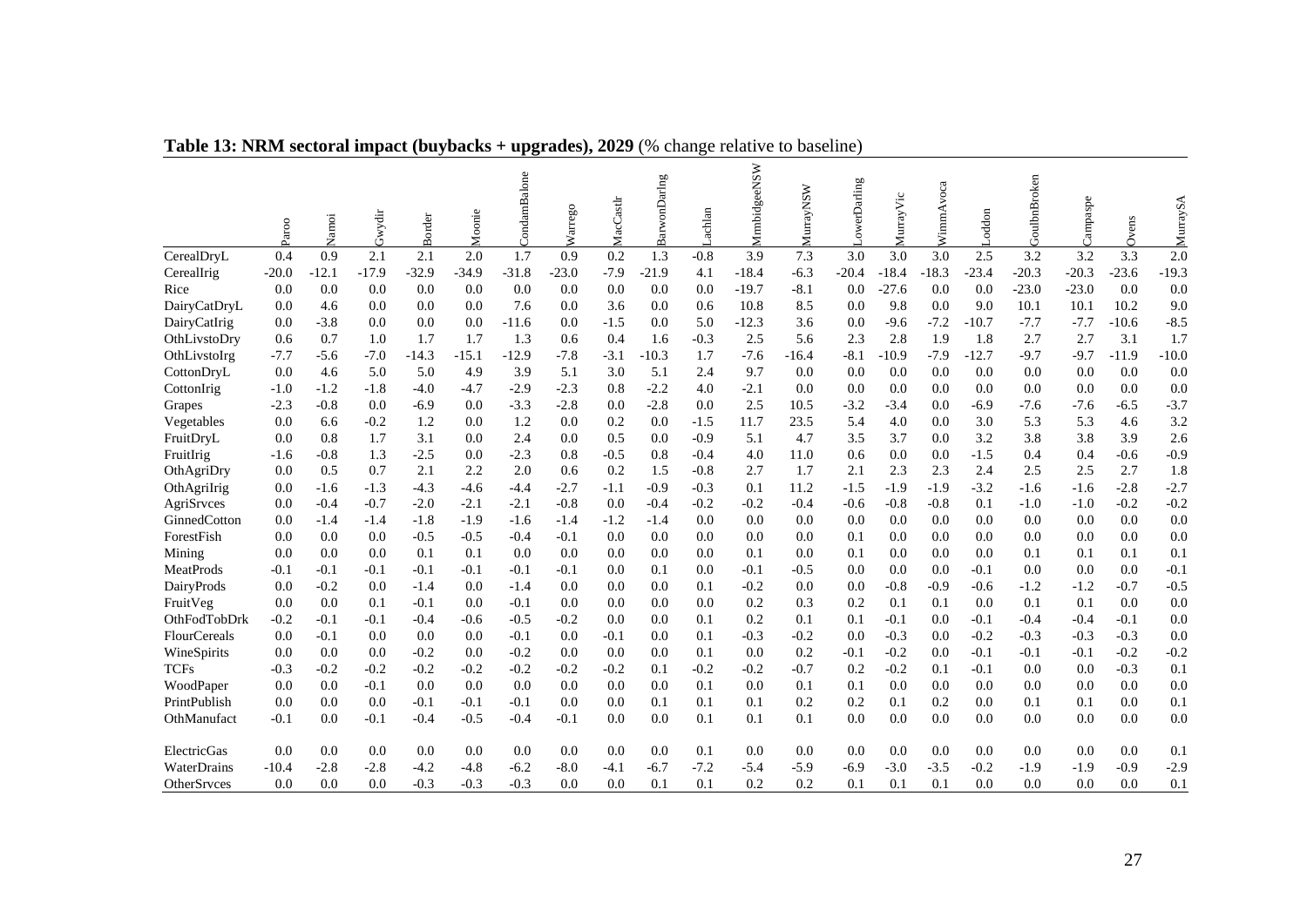**Table 13: NRM sectoral impact (buybacks + upgrades), 2029** (% change relative to baseline)

| | Paroo | Namoi | Gwydir | Border | Moonie | CondamBalone | Warrego | MacCastlr | BarwonDarling | Lachlan | MmbidgeeNSW | MurrayNSW | LowerDarling | MurrayVic | WimmAvoca | Loddon | GoulbnBroken | Campaspe | Ovens | MurraySA |
|---|---|---|---|---|---|---|---|---|---|---|---|---|---|---|---|---|---|---|---|---|
| CerealDryL | 0.4 | 0.9 | 2.1 | 2.1 | 2.0 | 1.7 | 0.9 | 0.2 | 1.3 | -0.8 | 3.9 | 7.3 | 3.0 | 3.0 | 3.0 | 2.5 | 3.2 | 3.2 | 3.3 | 2.0 |
| CerealIrig | -20.0 | -12.1 | -17.9 | -32.9 | -34.9 | -31.8 | -23.0 | -7.9 | -21.9 | 4.1 | -18.4 | -6.3 | -20.4 | -18.4 | -18.3 | -23.4 | -20.3 | -20.3 | -23.6 | -19.3 |
| Rice | 0.0 | 0.0 | 0.0 | 0.0 | 0.0 | 0.0 | 0.0 | 0.0 | 0.0 | 0.0 | -19.7 | -8.1 | 0.0 | -27.6 | 0.0 | 0.0 | -23.0 | -23.0 | 0.0 | 0.0 |
| DairyCatDryL | 0.0 | 4.6 | 0.0 | 0.0 | 0.0 | 7.6 | 0.0 | 3.6 | 0.0 | 0.6 | 10.8 | 8.5 | 0.0 | 9.8 | 0.0 | 9.0 | 10.1 | 10.1 | 10.2 | 9.0 |
| DairyCatIrig | 0.0 | -3.8 | 0.0 | 0.0 | 0.0 | -11.6 | 0.0 | -1.5 | 0.0 | 5.0 | -12.3 | 3.6 | 0.0 | -9.6 | -7.2 | -10.7 | -7.7 | -7.7 | -10.6 | -8.5 |
| OthLivstoDry | 0.6 | 0.7 | 1.0 | 1.7 | 1.7 | 1.3 | 0.6 | 0.4 | 1.6 | -0.3 | 2.5 | 5.6 | 2.3 | 2.8 | 1.9 | 1.8 | 2.7 | 2.7 | 3.1 | 1.7 |
| OthLivstoIrg | -7.7 | -5.6 | -7.0 | -14.3 | -15.1 | -12.9 | -7.8 | -3.1 | -10.3 | 1.7 | -7.6 | -16.4 | -8.1 | -10.9 | -7.9 | -12.7 | -9.7 | -9.7 | -11.9 | -10.0 |
| CottonDryL | 0.0 | 4.6 | 5.0 | 5.0 | 4.9 | 3.9 | 5.1 | 3.0 | 5.1 | 2.4 | 9.7 | 0.0 | 0.0 | 0.0 | 0.0 | 0.0 | 0.0 | 0.0 | 0.0 | 0.0 |
| CottonIrig | -1.0 | -1.2 | -1.8 | -4.0 | -4.7 | -2.9 | -2.3 | 0.8 | -2.2 | 4.0 | -2.1 | 0.0 | 0.0 | 0.0 | 0.0 | 0.0 | 0.0 | 0.0 | 0.0 | 0.0 |
| Grapes | -2.3 | -0.8 | 0.0 | -6.9 | 0.0 | -3.3 | -2.8 | 0.0 | -2.8 | 0.0 | 2.5 | 10.5 | -3.2 | -3.4 | 0.0 | -6.9 | -7.6 | -7.6 | -6.5 | -3.7 |
| Vegetables | 0.0 | 6.6 | -0.2 | 1.2 | 0.0 | 1.2 | 0.0 | 0.2 | 0.0 | -1.5 | 11.7 | 23.5 | 5.4 | 4.0 | 0.0 | 3.0 | 5.3 | 5.3 | 4.6 | 3.2 |
| FruitDryL | 0.0 | 0.8 | 1.7 | 3.1 | 0.0 | 2.4 | 0.0 | 0.5 | 0.0 | -0.9 | 5.1 | 4.7 | 3.5 | 3.7 | 0.0 | 3.2 | 3.8 | 3.8 | 3.9 | 2.6 |
| FruitIrig | -1.6 | -0.8 | 1.3 | -2.5 | 0.0 | -2.3 | 0.8 | -0.5 | 0.8 | -0.4 | 4.0 | 11.0 | 0.6 | 0.0 | 0.0 | -1.5 | 0.4 | 0.4 | -0.6 | -0.9 |
| OthAgriDry | 0.0 | 0.5 | 0.7 | 2.1 | 2.2 | 2.0 | 0.6 | 0.2 | 1.5 | -0.8 | 2.7 | 1.7 | 2.1 | 2.3 | 2.3 | 2.4 | 2.5 | 2.5 | 2.7 | 1.8 |
| OthAgriIrig | 0.0 | -1.6 | -1.3 | -4.3 | -4.6 | -4.4 | -2.7 | -1.1 | -0.9 | -0.3 | 0.1 | 11.2 | -1.5 | -1.9 | -1.9 | -3.2 | -1.6 | -1.6 | -2.8 | -2.7 |
| AgriSrvces | 0.0 | -0.4 | -0.7 | -2.0 | -2.1 | -2.1 | -0.8 | 0.0 | -0.4 | -0.2 | -0.2 | -0.4 | -0.6 | -0.8 | -0.8 | 0.1 | -1.0 | -1.0 | -0.2 | -0.2 |
| GinnedCotton | 0.0 | -1.4 | -1.4 | -1.8 | -1.9 | -1.6 | -1.4 | -1.2 | -1.4 | 0.0 | 0.0 | 0.0 | 0.0 | 0.0 | 0.0 | 0.0 | 0.0 | 0.0 | 0.0 | 0.0 |
| ForestFish | 0.0 | 0.0 | 0.0 | -0.5 | -0.5 | -0.4 | -0.1 | 0.0 | 0.0 | 0.0 | 0.0 | 0.0 | 0.1 | 0.0 | 0.0 | 0.0 | 0.0 | 0.0 | 0.0 | 0.0 |
| Mining | 0.0 | 0.0 | 0.0 | 0.1 | 0.1 | 0.0 | 0.0 | 0.0 | 0.0 | 0.0 | 0.1 | 0.0 | 0.1 | 0.0 | 0.0 | 0.0 | 0.1 | 0.1 | 0.1 | 0.1 |
| MeatProds | -0.1 | -0.1 | -0.1 | -0.1 | -0.1 | -0.1 | -0.1 | 0.0 | 0.1 | 0.0 | -0.1 | -0.5 | 0.0 | 0.0 | 0.0 | -0.1 | 0.0 | 0.0 | 0.0 | -0.1 |
| DairyProds | 0.0 | -0.2 | 0.0 | -1.4 | 0.0 | -1.4 | 0.0 | 0.0 | 0.0 | 0.1 | -0.2 | 0.0 | 0.0 | -0.8 | -0.9 | -0.6 | -1.2 | -1.2 | -0.7 | -0.5 |
| FruitVeg | 0.0 | 0.0 | 0.1 | -0.1 | 0.0 | -0.1 | 0.0 | 0.0 | 0.0 | 0.0 | 0.2 | 0.3 | 0.2 | 0.1 | 0.1 | 0.0 | 0.1 | 0.1 | 0.0 | 0.0 |
| OthFodTobDrk | -0.2 | -0.1 | -0.1 | -0.4 | -0.6 | -0.5 | -0.2 | 0.0 | 0.0 | 0.1 | 0.2 | 0.1 | 0.1 | -0.1 | 0.0 | -0.1 | -0.4 | -0.4 | -0.1 | 0.0 |
| FlourCereals | 0.0 | -0.1 | 0.0 | 0.0 | 0.0 | -0.1 | 0.0 | -0.1 | 0.0 | 0.1 | -0.3 | -0.2 | 0.0 | -0.3 | 0.0 | -0.2 | -0.3 | -0.3 | -0.3 | 0.0 |
| WineSpirits | 0.0 | 0.0 | 0.0 | -0.2 | 0.0 | -0.2 | 0.0 | 0.0 | 0.0 | 0.1 | 0.0 | 0.2 | -0.1 | -0.2 | 0.0 | -0.1 | -0.1 | -0.1 | -0.2 | -0.2 |
| TCFs | -0.3 | -0.2 | -0.2 | -0.2 | -0.2 | -0.2 | -0.2 | -0.2 | 0.1 | -0.2 | -0.2 | -0.7 | 0.2 | -0.2 | 0.1 | -0.1 | 0.0 | 0.0 | -0.3 | 0.1 |
| WoodPaper | 0.0 | 0.0 | -0.1 | 0.0 | 0.0 | 0.0 | 0.0 | 0.0 | 0.0 | 0.1 | 0.0 | 0.1 | 0.1 | 0.0 | 0.0 | 0.0 | 0.0 | 0.0 | 0.0 | 0.0 |
| PrintPublish | 0.0 | 0.0 | 0.0 | -0.1 | -0.1 | -0.1 | 0.0 | 0.0 | 0.1 | 0.1 | 0.1 | 0.2 | 0.2 | 0.1 | 0.2 | 0.0 | 0.1 | 0.1 | 0.0 | 0.1 |
| OthManufact | -0.1 | 0.0 | -0.1 | -0.4 | -0.5 | -0.4 | -0.1 | 0.0 | 0.0 | 0.1 | 0.1 | 0.1 | 0.0 | 0.0 | 0.0 | 0.0 | 0.0 | 0.0 | 0.0 | 0.0 |
| ElectricGas | 0.0 | 0.0 | 0.0 | 0.0 | 0.0 | 0.0 | 0.0 | 0.0 | 0.0 | 0.1 | 0.0 | 0.0 | 0.0 | 0.0 | 0.0 | 0.0 | 0.0 | 0.0 | 0.0 | 0.1 |
| WaterDrains | -10.4 | -2.8 | -2.8 | -4.2 | -4.8 | -6.2 | -8.0 | -4.1 | -6.7 | -7.2 | -5.4 | -5.9 | -6.9 | -3.0 | -3.5 | -0.2 | -1.9 | -1.9 | -0.9 | -2.9 |
| OtherSrvces | 0.0 | 0.0 | 0.0 | -0.3 | -0.3 | -0.3 | 0.0 | 0.0 | 0.1 | 0.1 | 0.2 | 0.2 | 0.1 | 0.1 | 0.1 | 0.0 | 0.0 | 0.0 | 0.0 | 0.1 |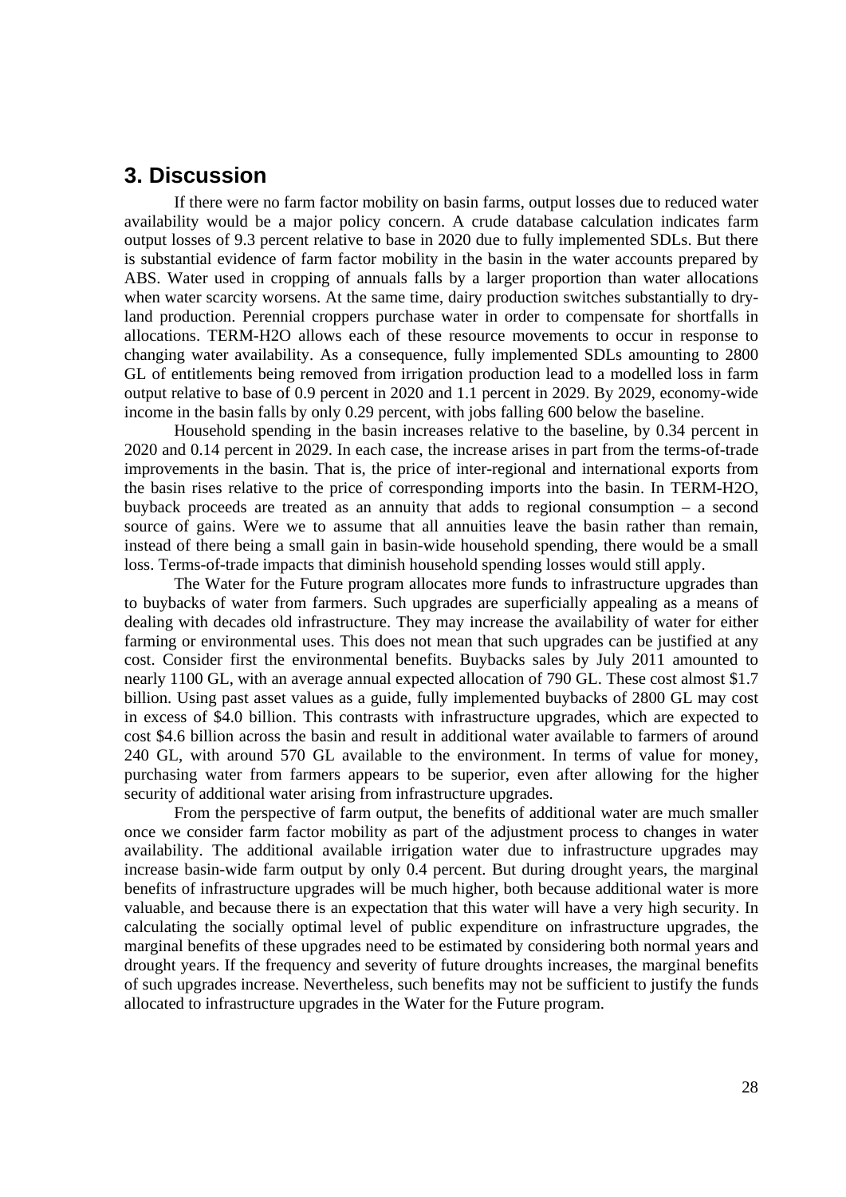## 3. Discussion

If there were no farm factor mobility on basin farms, output losses due to reduced water availability would be a major policy concern. A crude database calculation indicates farm output losses of 9.3 percent relative to base in 2020 due to fully implemented SDLs. But there is substantial evidence of farm factor mobility in the basin in the water accounts prepared by ABS. Water used in cropping of annuals falls by a larger proportion than water allocations when water scarcity worsens. At the same time, dairy production switches substantially to dry-land production. Perennial croppers purchase water in order to compensate for shortfalls in allocations. TERM-H2O allows each of these resource movements to occur in response to changing water availability. As a consequence, fully implemented SDLs amounting to 2800 GL of entitlements being removed from irrigation production lead to a modelled loss in farm output relative to base of 0.9 percent in 2020 and 1.1 percent in 2029. By 2029, economy-wide income in the basin falls by only 0.29 percent, with jobs falling 600 below the baseline.

Household spending in the basin increases relative to the baseline, by 0.34 percent in 2020 and 0.14 percent in 2029. In each case, the increase arises in part from the terms-of-trade improvements in the basin. That is, the price of inter-regional and international exports from the basin rises relative to the price of corresponding imports into the basin. In TERM-H2O, buyback proceeds are treated as an annuity that adds to regional consumption – a second source of gains. Were we to assume that all annuities leave the basin rather than remain, instead of there being a small gain in basin-wide household spending, there would be a small loss. Terms-of-trade impacts that diminish household spending losses would still apply.

The Water for the Future program allocates more funds to infrastructure upgrades than to buybacks of water from farmers. Such upgrades are superficially appealing as a means of dealing with decades old infrastructure. They may increase the availability of water for either farming or environmental uses. This does not mean that such upgrades can be justified at any cost. Consider first the environmental benefits. Buybacks sales by July 2011 amounted to nearly 1100 GL, with an average annual expected allocation of 790 GL. These cost almost $1.7 billion. Using past asset values as a guide, fully implemented buybacks of 2800 GL may cost in excess of $4.0 billion. This contrasts with infrastructure upgrades, which are expected to cost $4.6 billion across the basin and result in additional water available to farmers of around 240 GL, with around 570 GL available to the environment. In terms of value for money, purchasing water from farmers appears to be superior, even after allowing for the higher security of additional water arising from infrastructure upgrades.

From the perspective of farm output, the benefits of additional water are much smaller once we consider farm factor mobility as part of the adjustment process to changes in water availability. The additional available irrigation water due to infrastructure upgrades may increase basin-wide farm output by only 0.4 percent. But during drought years, the marginal benefits of infrastructure upgrades will be much higher, both because additional water is more valuable, and because there is an expectation that this water will have a very high security. In calculating the socially optimal level of public expenditure on infrastructure upgrades, the marginal benefits of these upgrades need to be estimated by considering both normal years and drought years. If the frequency and severity of future droughts increases, the marginal benefits of such upgrades increase. Nevertheless, such benefits may not be sufficient to justify the funds allocated to infrastructure upgrades in the Water for the Future program.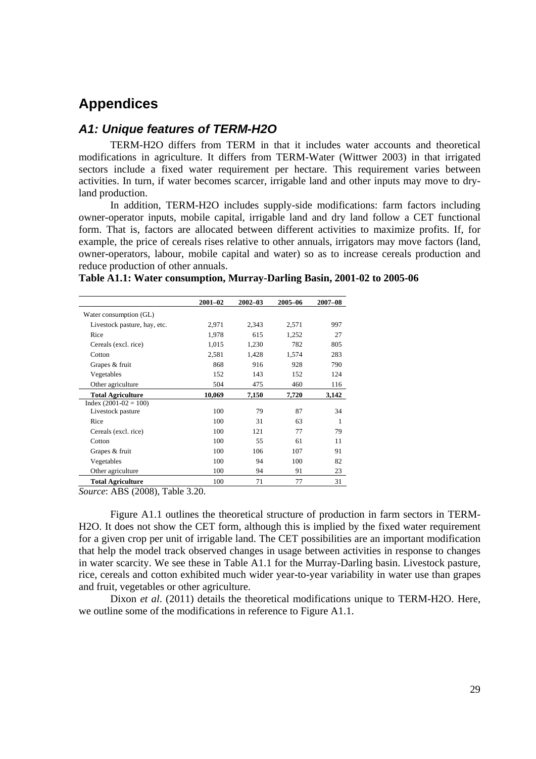# Appendices

## A1: Unique features of TERM-H2O

TERM-H2O differs from TERM in that it includes water accounts and theoretical modifications in agriculture. It differs from TERM-Water (Wittwer 2003) in that irrigated sectors include a fixed water requirement per hectare. This requirement varies between activities. In turn, if water becomes scarcer, irrigable land and other inputs may move to dry-land production.

In addition, TERM-H2O includes supply-side modifications: farm factors including owner-operator inputs, mobile capital, irrigable land and dry land follow a CET functional form. That is, factors are allocated between different activities to maximize profits. If, for example, the price of cereals rises relative to other annuals, irrigators may move factors (land, owner-operators, labour, mobile capital and water) so as to increase cereals production and reduce production of other annuals.

**Table A1.1: Water consumption, Murray-Darling Basin, 2001-02 to 2005-06**

| | 2001–02 | 2002–03 | 2005–06 | 2007–08 |
|---|---|---|---|---|
| Water consumption (GL) | | | | |
| Livestock pasture, hay, etc. | 2,971 | 2,343 | 2,571 | 997 |
| Rice | 1,978 | 615 | 1,252 | 27 |
| Cereals (excl. rice) | 1,015 | 1,230 | 782 | 805 |
| Cotton | 2,581 | 1,428 | 1,574 | 283 |
| Grapes & fruit | 868 | 916 | 928 | 790 |
| Vegetables | 152 | 143 | 152 | 124 |
| Other agriculture | 504 | 475 | 460 | 116 |
| **Total Agriculture** | **10,069** | **7,150** | **7,720** | **3,142** |
| Index (2001-02 = 100) | | | | |
| Livestock pasture | 100 | 79 | 87 | 34 |
| Rice | 100 | 31 | 63 | 1 |
| Cereals (excl. rice) | 100 | 121 | 77 | 79 |
| Cotton | 100 | 55 | 61 | 11 |
| Grapes & fruit | 100 | 106 | 107 | 91 |
| Vegetables | 100 | 94 | 100 | 82 |
| Other agriculture | 100 | 94 | 91 | 23 |
| **Total Agriculture** | 100 | 71 | 77 | 31 |

*Source*: ABS (2008), Table 3.20.

Figure A1.1 outlines the theoretical structure of production in farm sectors in TERM-H2O. It does not show the CET form, although this is implied by the fixed water requirement for a given crop per unit of irrigable land. The CET possibilities are an important modification that help the model track observed changes in usage between activities in response to changes in water scarcity. We see these in Table A1.1 for the Murray-Darling basin. Livestock pasture, rice, cereals and cotton exhibited much wider year-to-year variability in water use than grapes and fruit, vegetables or other agriculture.

Dixon *et al*. (2011) details the theoretical modifications unique to TERM-H2O. Here, we outline some of the modifications in reference to Figure A1.1.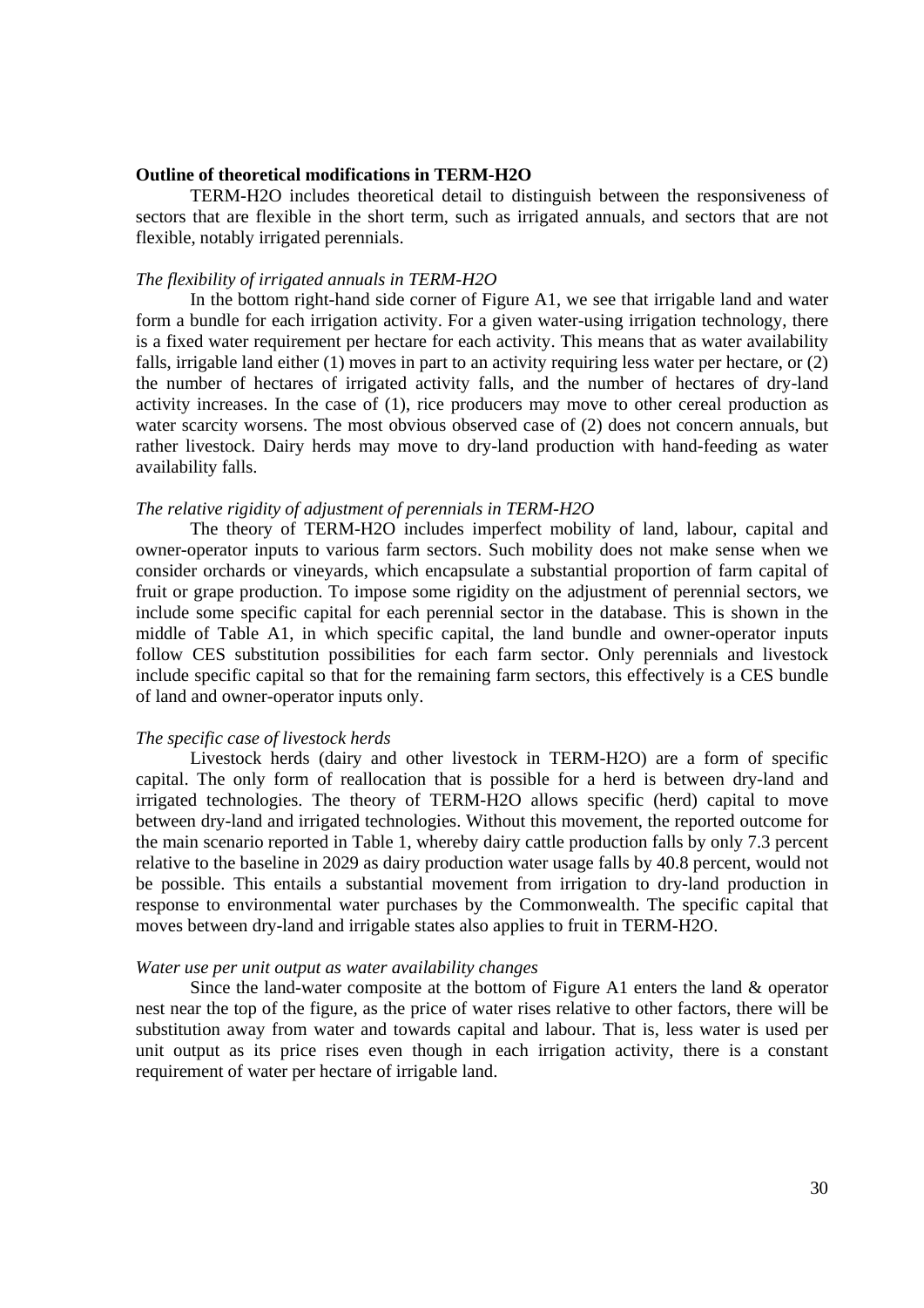**Outline of theoretical modifications in TERM-H2O**

TERM-H2O includes theoretical detail to distinguish between the responsiveness of sectors that are flexible in the short term, such as irrigated annuals, and sectors that are not flexible, notably irrigated perennials.

*The flexibility of irrigated annuals in TERM-H2O*

In the bottom right-hand side corner of Figure A1, we see that irrigable land and water form a bundle for each irrigation activity. For a given water-using irrigation technology, there is a fixed water requirement per hectare for each activity. This means that as water availability falls, irrigable land either (1) moves in part to an activity requiring less water per hectare, or (2) the number of hectares of irrigated activity falls, and the number of hectares of dry-land activity increases. In the case of (1), rice producers may move to other cereal production as water scarcity worsens. The most obvious observed case of (2) does not concern annuals, but rather livestock. Dairy herds may move to dry-land production with hand-feeding as water availability falls.

*The relative rigidity of adjustment of perennials in TERM-H2O*

The theory of TERM-H2O includes imperfect mobility of land, labour, capital and owner-operator inputs to various farm sectors. Such mobility does not make sense when we consider orchards or vineyards, which encapsulate a substantial proportion of farm capital of fruit or grape production. To impose some rigidity on the adjustment of perennial sectors, we include some specific capital for each perennial sector in the database. This is shown in the middle of Table A1, in which specific capital, the land bundle and owner-operator inputs follow CES substitution possibilities for each farm sector. Only perennials and livestock include specific capital so that for the remaining farm sectors, this effectively is a CES bundle of land and owner-operator inputs only.

*The specific case of livestock herds*

Livestock herds (dairy and other livestock in TERM-H2O) are a form of specific capital. The only form of reallocation that is possible for a herd is between dry-land and irrigated technologies. The theory of TERM-H2O allows specific (herd) capital to move between dry-land and irrigated technologies. Without this movement, the reported outcome for the main scenario reported in Table 1, whereby dairy cattle production falls by only 7.3 percent relative to the baseline in 2029 as dairy production water usage falls by 40.8 percent, would not be possible. This entails a substantial movement from irrigation to dry-land production in response to environmental water purchases by the Commonwealth. The specific capital that moves between dry-land and irrigable states also applies to fruit in TERM-H2O.

*Water use per unit output as water availability changes*

Since the land-water composite at the bottom of Figure A1 enters the land & operator nest near the top of the figure, as the price of water rises relative to other factors, there will be substitution away from water and towards capital and labour. That is, less water is used per unit output as its price rises even though in each irrigation activity, there is a constant requirement of water per hectare of irrigable land.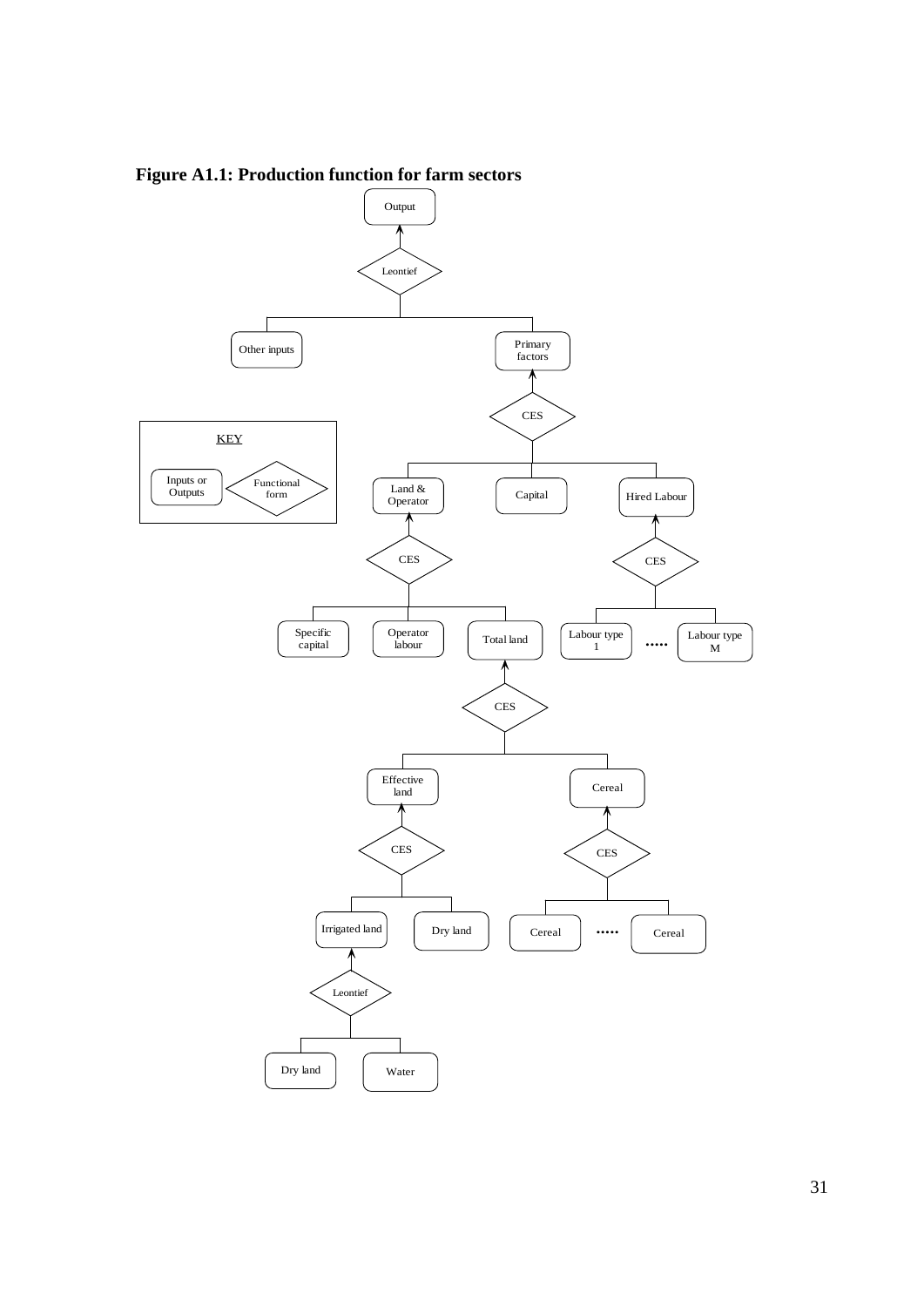**Figure A1.1: Production function for farm sectors**

KEY: Inputs or Outputs (rounded boxes); Functional form (diamonds)

- Output ← Leontief
  - Other inputs
  - Primary factors ← CES
    - Land & Operator ← CES
      - Specific capital
      - Operator labour
      - Total land ← CES
        - Effective land ← CES
          - Irrigated land ← Leontief
            - Dry land
            - Water
          - Dry land
        - Cereal ← CES
          - Cereal ..... Cereal
    - Capital
    - Hired Labour ← CES
      - Labour type 1 ..... Labour type M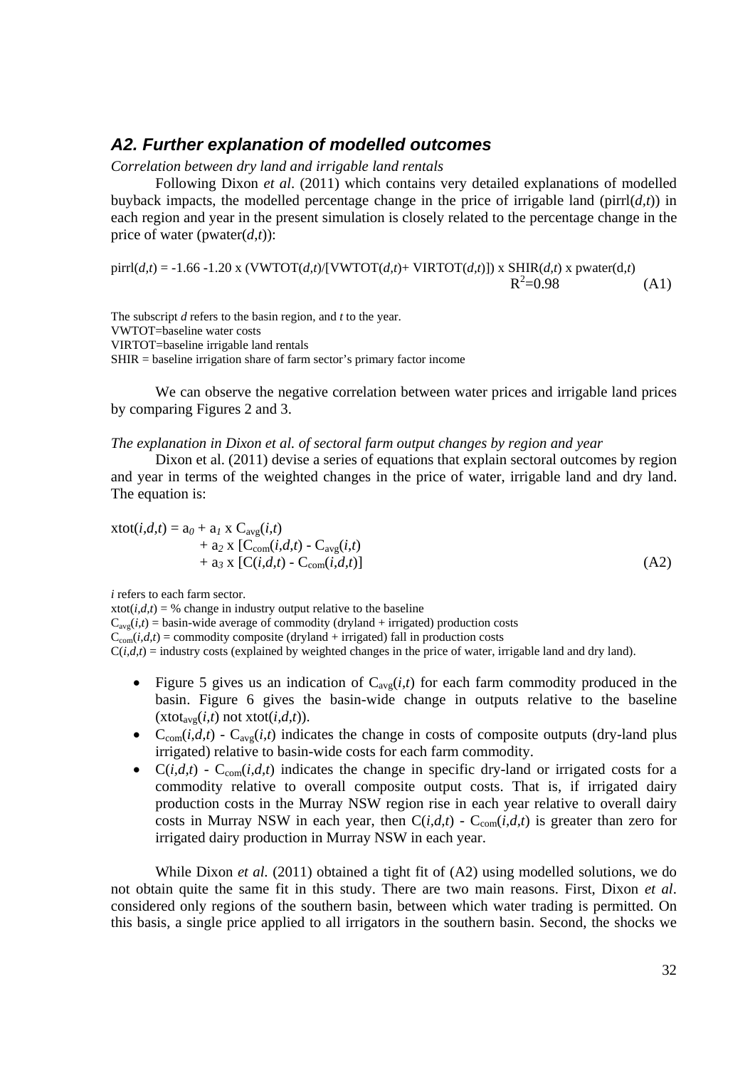## *A2. Further explanation of modelled outcomes*

*Correlation between dry land and irrigable land rentals*

Following Dixon *et al*. (2011) which contains very detailed explanations of modelled buyback impacts, the modelled percentage change in the price of irrigable land (pirrl($d$,$t$)) in each region and year in the present simulation is closely related to the percentage change in the price of water (pwater($d$,$t$)):

$$\text{pirrl}(d,t) = -1.66 - 1.20 \times (\text{VWTOT}(d,t)/[\text{VWTOT}(d,t) + \text{VIRTOT}(d,t)]) \times \text{SHIR}(d,t) \times \text{pwater}(d,t) \qquad R^2=0.98 \qquad \text{(A1)}$$

The subscript $d$ refers to the basin region, and $t$ to the year.
VWTOT=baseline water costs
VIRTOT=baseline irrigable land rentals
SHIR = baseline irrigation share of farm sector's primary factor income

We can observe the negative correlation between water prices and irrigable land prices by comparing Figures 2 and 3.

*The explanation in Dixon et al. of sectoral farm output changes by region and year*

Dixon et al. (2011) devise a series of equations that explain sectoral outcomes by region and year in terms of the weighted changes in the price of water, irrigable land and dry land. The equation is:

$$\begin{aligned} \text{xtot}(i,d,t) = a_0 &+ a_1 \times C_{avg}(i,t) \\ &+ a_2 \times [C_{com}(i,d,t) - C_{avg}(i,t) \\ &+ a_3 \times [C(i,d,t) - C_{com}(i,d,t)] \end{aligned} \qquad \text{(A2)}$$

$i$ refers to each farm sector.
xtot($i$,$d$,$t$) = % change in industry output relative to the baseline
$C_{avg}(i,t)$ = basin-wide average of commodity (dryland + irrigated) production costs
$C_{com}(i,d,t)$ = commodity composite (dryland + irrigated) fall in production costs
$C(i,d,t)$ = industry costs (explained by weighted changes in the price of water, irrigable land and dry land).

- Figure 5 gives us an indication of $C_{avg}(i,t)$ for each farm commodity produced in the basin. Figure 6 gives the basin-wide change in outputs relative to the baseline ($\text{xtot}_{avg}(i,t)$ not xtot($i$,$d$,$t$)).
- $C_{com}(i,d,t) - C_{avg}(i,t)$ indicates the change in costs of composite outputs (dry-land plus irrigated) relative to basin-wide costs for each farm commodity.
- $C(i,d,t) - C_{com}(i,d,t)$ indicates the change in specific dry-land or irrigated costs for a commodity relative to overall composite output costs. That is, if irrigated dairy production costs in the Murray NSW region rise in each year relative to overall dairy costs in Murray NSW in each year, then $C(i,d,t) - C_{com}(i,d,t)$ is greater than zero for irrigated dairy production in Murray NSW in each year.

While Dixon *et al.* (2011) obtained a tight fit of (A2) using modelled solutions, we do not obtain quite the same fit in this study. There are two main reasons. First, Dixon *et al*. considered only regions of the southern basin, between which water trading is permitted. On this basis, a single price applied to all irrigators in the southern basin. Second, the shocks we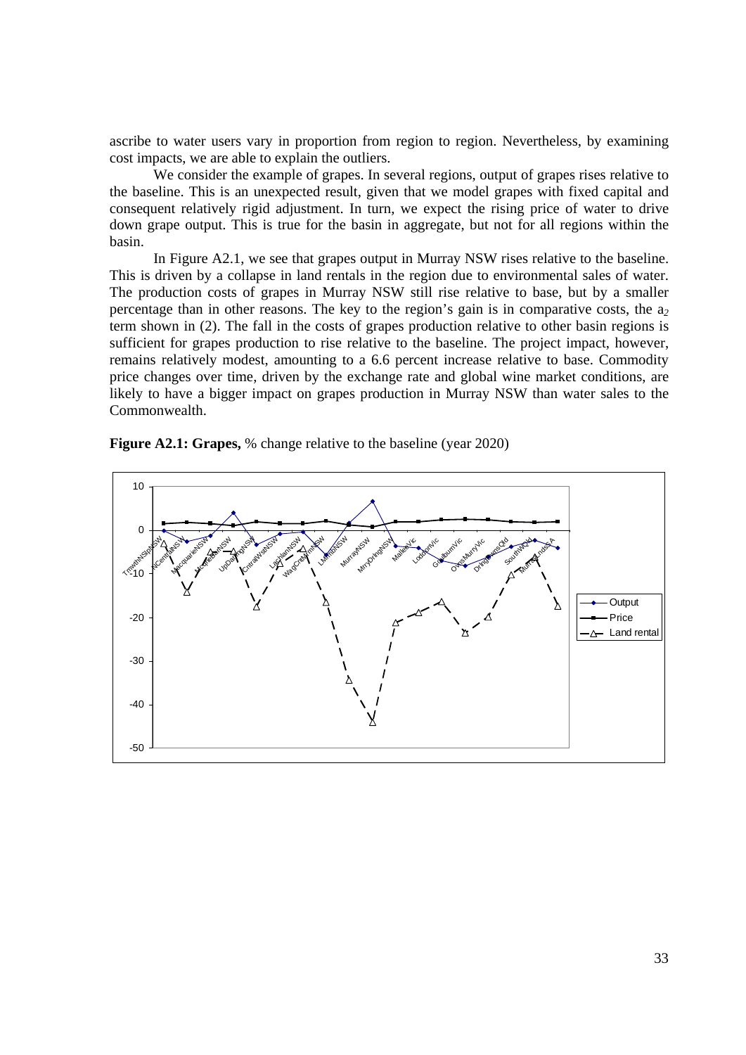ascribe to water users vary in proportion from region to region. Nevertheless, by examining cost impacts, we are able to explain the outliers.

We consider the example of grapes. In several regions, output of grapes rises relative to the baseline. This is an unexpected result, given that we model grapes with fixed capital and consequent relatively rigid adjustment. In turn, we expect the rising price of water to drive down grape output. This is true for the basin in aggregate, but not for all regions within the basin.

In Figure A2.1, we see that grapes output in Murray NSW rises relative to the baseline. This is driven by a collapse in land rentals in the region due to environmental sales of water. The production costs of grapes in Murray NSW still rise relative to base, but by a smaller percentage than in other reasons. The key to the region's gain is in comparative costs, the $a_2$ term shown in (2). The fall in the costs of grapes production relative to other basin regions is sufficient for grapes production to rise relative to the baseline. The project impact, however, remains relatively modest, amounting to a 6.6 percent increase relative to base. Commodity price changes over time, driven by the exchange rate and global wine market conditions, are likely to have a bigger impact on grapes production in Murray NSW than water sales to the Commonwealth.

**Figure A2.1: Grapes,** % change relative to the baseline (year 2020)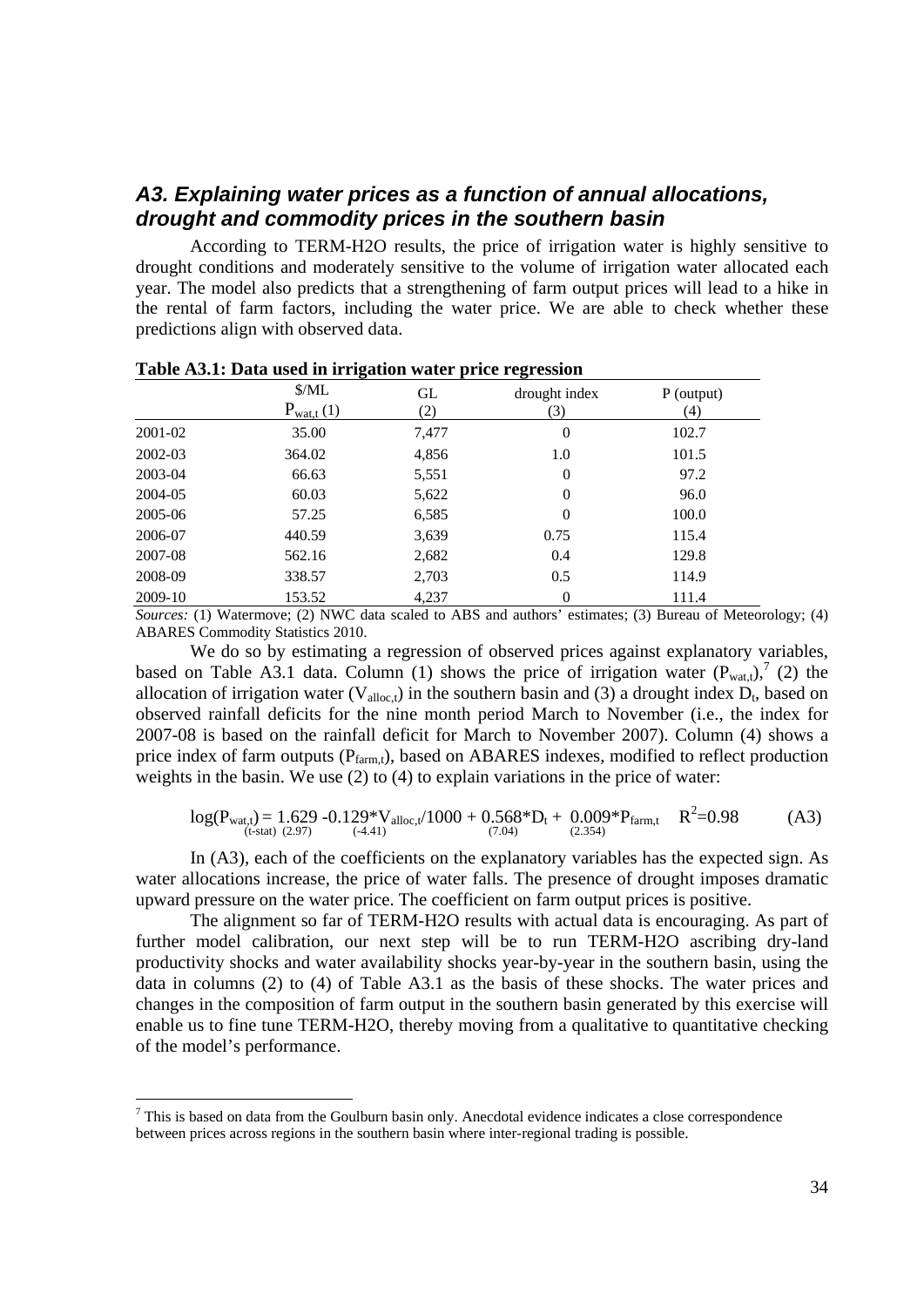## A3. Explaining water prices as a function of annual allocations, drought and commodity prices in the southern basin

According to TERM-H2O results, the price of irrigation water is highly sensitive to drought conditions and moderately sensitive to the volume of irrigation water allocated each year. The model also predicts that a strengthening of farm output prices will lead to a hike in the rental of farm factors, including the water price. We are able to check whether these predictions align with observed data.

**Table A3.1: Data used in irrigation water price regression**

| | \$/ML $P_{wat,t}$ (1) | GL (2) | drought index (3) | P (output) (4) |
|---|---|---|---|---|
| 2001-02 | 35.00 | 7,477 | 0 | 102.7 |
| 2002-03 | 364.02 | 4,856 | 1.0 | 101.5 |
| 2003-04 | 66.63 | 5,551 | 0 | 97.2 |
| 2004-05 | 60.03 | 5,622 | 0 | 96.0 |
| 2005-06 | 57.25 | 6,585 | 0 | 100.0 |
| 2006-07 | 440.59 | 3,639 | 0.75 | 115.4 |
| 2007-08 | 562.16 | 2,682 | 0.4 | 129.8 |
| 2008-09 | 338.57 | 2,703 | 0.5 | 114.9 |
| 2009-10 | 153.52 | 4,237 | 0 | 111.4 |

*Sources:* (1) Watermove; (2) NWC data scaled to ABS and authors' estimates; (3) Bureau of Meteorology; (4) ABARES Commodity Statistics 2010.

We do so by estimating a regression of observed prices against explanatory variables, based on Table A3.1 data. Column (1) shows the price of irrigation water ($P_{wat,t}$),[7] (2) the allocation of irrigation water ($V_{alloc,t}$) in the southern basin and (3) a drought index $D_t$, based on observed rainfall deficits for the nine month period March to November (i.e., the index for 2007-08 is based on the rainfall deficit for March to November 2007). Column (4) shows a price index of farm outputs ($P_{farm,t}$), based on ABARES indexes, modified to reflect production weights in the basin. We use (2) to (4) to explain variations in the price of water:

$$\log(P_{wat,t}) = \underset{(\text{t-stat})\ (2.97)}{1.629} \underset{(-4.41)}{-0.129} {*} V_{alloc,t}/1000 + \underset{(7.04)}{0.568} {*} D_t + \underset{(2.354)}{0.009} {*} P_{farm,t} \quad R^2=0.98 \qquad \text{(A3)}$$

In (A3), each of the coefficients on the explanatory variables has the expected sign. As water allocations increase, the price of water falls. The presence of drought imposes dramatic upward pressure on the water price. The coefficient on farm output prices is positive.

The alignment so far of TERM-H2O results with actual data is encouraging. As part of further model calibration, our next step will be to run TERM-H2O ascribing dry-land productivity shocks and water availability shocks year-by-year in the southern basin, using the data in columns (2) to (4) of Table A3.1 as the basis of these shocks. The water prices and changes in the composition of farm output in the southern basin generated by this exercise will enable us to fine tune TERM-H2O, thereby moving from a qualitative to quantitative checking of the model's performance.

---

[7] This is based on data from the Goulburn basin only. Anecdotal evidence indicates a close correspondence between prices across regions in the southern basin where inter-regional trading is possible.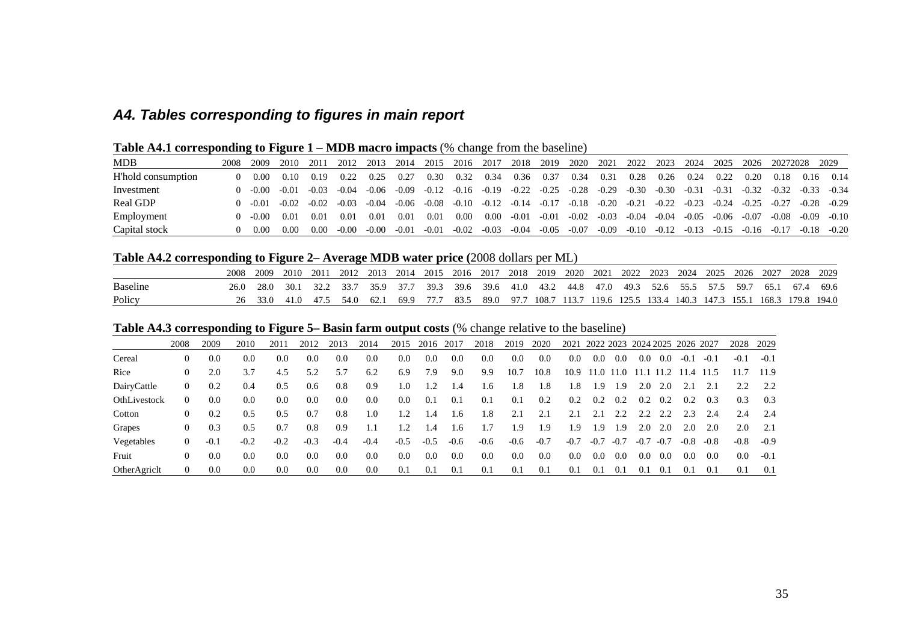## *A4. Tables corresponding to figures in main report*

**Table A4.1 corresponding to Figure 1 – MDB macro impacts** (% change from the baseline)

| MDB | 2008 | 2009 | 2010 | 2011 | 2012 | 2013 | 2014 | 2015 | 2016 | 2017 | 2018 | 2019 | 2020 | 2021 | 2022 | 2023 | 2024 | 2025 | 2026 | 2027 | 2028 | 2029 |
|---|---|---|---|---|---|---|---|---|---|---|---|---|---|---|---|---|---|---|---|---|---|---|
| H'hold consumption | 0 | 0.00 | 0.10 | 0.19 | 0.22 | 0.25 | 0.27 | 0.30 | 0.32 | 0.34 | 0.36 | 0.37 | 0.34 | 0.31 | 0.28 | 0.26 | 0.24 | 0.22 | 0.20 | 0.18 | 0.16 | 0.14 |
| Investment | 0 | -0.00 | -0.01 | -0.03 | -0.04 | -0.06 | -0.09 | -0.12 | -0.16 | -0.19 | -0.22 | -0.25 | -0.28 | -0.29 | -0.30 | -0.30 | -0.31 | -0.31 | -0.32 | -0.32 | -0.33 | -0.34 |
| Real GDP | 0 | -0.01 | -0.02 | -0.02 | -0.03 | -0.04 | -0.06 | -0.08 | -0.10 | -0.12 | -0.14 | -0.17 | -0.18 | -0.20 | -0.21 | -0.22 | -0.23 | -0.24 | -0.25 | -0.27 | -0.28 | -0.29 |
| Employment | 0 | -0.00 | 0.01 | 0.01 | 0.01 | 0.01 | 0.01 | 0.01 | 0.00 | 0.00 | -0.01 | -0.01 | -0.02 | -0.03 | -0.04 | -0.04 | -0.05 | -0.06 | -0.07 | -0.08 | -0.09 | -0.10 |
| Capital stock | 0 | 0.00 | 0.00 | 0.00 | -0.00 | -0.00 | -0.01 | -0.01 | -0.02 | -0.03 | -0.04 | -0.05 | -0.07 | -0.09 | -0.10 | -0.12 | -0.13 | -0.15 | -0.16 | -0.17 | -0.18 | -0.20 |

**Table A4.2 corresponding to Figure 2– Average MDB water price (**2008 dollars per ML)

| | 2008 | 2009 | 2010 | 2011 | 2012 | 2013 | 2014 | 2015 | 2016 | 2017 | 2018 | 2019 | 2020 | 2021 | 2022 | 2023 | 2024 | 2025 | 2026 | 2027 | 2028 | 2029 |
|---|---|---|---|---|---|---|---|---|---|---|---|---|---|---|---|---|---|---|---|---|---|---|
| Baseline | 26.0 | 28.0 | 30.1 | 32.2 | 33.7 | 35.9 | 37.7 | 39.3 | 39.6 | 39.6 | 41.0 | 43.2 | 44.8 | 47.0 | 49.3 | 52.6 | 55.5 | 57.5 | 59.7 | 65.1 | 67.4 | 69.6 |
| Policy | 26 | 33.0 | 41.0 | 47.5 | 54.0 | 62.1 | 69.9 | 77.7 | 83.5 | 89.0 | 97.7 | 108.7 | 113.7 | 119.6 | 125.5 | 133.4 | 140.3 | 147.3 | 155.1 | 168.3 | 179.8 | 194.0 |

**Table A4.3 corresponding to Figure 5– Basin farm output costs** (% change relative to the baseline)

| | 2008 | 2009 | 2010 | 2011 | 2012 | 2013 | 2014 | 2015 | 2016 | 2017 | 2018 | 2019 | 2020 | 2021 | 2022 | 2023 | 2024 | 2025 | 2026 | 2027 | 2028 | 2029 |
|---|---|---|---|---|---|---|---|---|---|---|---|---|---|---|---|---|---|---|---|---|---|---|
| Cereal | 0 | 0.0 | 0.0 | 0.0 | 0.0 | 0.0 | 0.0 | 0.0 | 0.0 | 0.0 | 0.0 | 0.0 | 0.0 | 0.0 | 0.0 | 0.0 | 0.0 | 0.0 | -0.1 | -0.1 | -0.1 | -0.1 |
| Rice | 0 | 2.0 | 3.7 | 4.5 | 5.2 | 5.7 | 6.2 | 6.9 | 7.9 | 9.0 | 9.9 | 10.7 | 10.8 | 10.9 | 11.0 | 11.0 | 11.1 | 11.2 | 11.4 | 11.5 | 11.7 | 11.9 |
| DairyCattle | 0 | 0.2 | 0.4 | 0.5 | 0.6 | 0.8 | 0.9 | 1.0 | 1.2 | 1.4 | 1.6 | 1.8 | 1.8 | 1.8 | 1.9 | 1.9 | 2.0 | 2.0 | 2.1 | 2.1 | 2.2 | 2.2 |
| OthLivestock | 0 | 0.0 | 0.0 | 0.0 | 0.0 | 0.0 | 0.0 | 0.0 | 0.1 | 0.1 | 0.1 | 0.1 | 0.2 | 0.2 | 0.2 | 0.2 | 0.2 | 0.2 | 0.2 | 0.3 | 0.3 | 0.3 |
| Cotton | 0 | 0.2 | 0.5 | 0.5 | 0.7 | 0.8 | 1.0 | 1.2 | 1.4 | 1.6 | 1.8 | 2.1 | 2.1 | 2.1 | 2.1 | 2.2 | 2.2 | 2.2 | 2.3 | 2.4 | 2.4 | 2.4 |
| Grapes | 0 | 0.3 | 0.5 | 0.7 | 0.8 | 0.9 | 1.1 | 1.2 | 1.4 | 1.6 | 1.7 | 1.9 | 1.9 | 1.9 | 1.9 | 1.9 | 2.0 | 2.0 | 2.0 | 2.0 | 2.0 | 2.1 |
| Vegetables | 0 | -0.1 | -0.2 | -0.2 | -0.3 | -0.4 | -0.4 | -0.5 | -0.5 | -0.6 | -0.6 | -0.6 | -0.7 | -0.7 | -0.7 | -0.7 | -0.7 | -0.7 | -0.8 | -0.8 | -0.8 | -0.9 |
| Fruit | 0 | 0.0 | 0.0 | 0.0 | 0.0 | 0.0 | 0.0 | 0.0 | 0.0 | 0.0 | 0.0 | 0.0 | 0.0 | 0.0 | 0.0 | 0.0 | 0.0 | 0.0 | 0.0 | 0.0 | 0.0 | -0.1 |
| OtherAgriclt | 0 | 0.0 | 0.0 | 0.0 | 0.0 | 0.0 | 0.0 | 0.1 | 0.1 | 0.1 | 0.1 | 0.1 | 0.1 | 0.1 | 0.1 | 0.1 | 0.1 | 0.1 | 0.1 | 0.1 | 0.1 | 0.1 |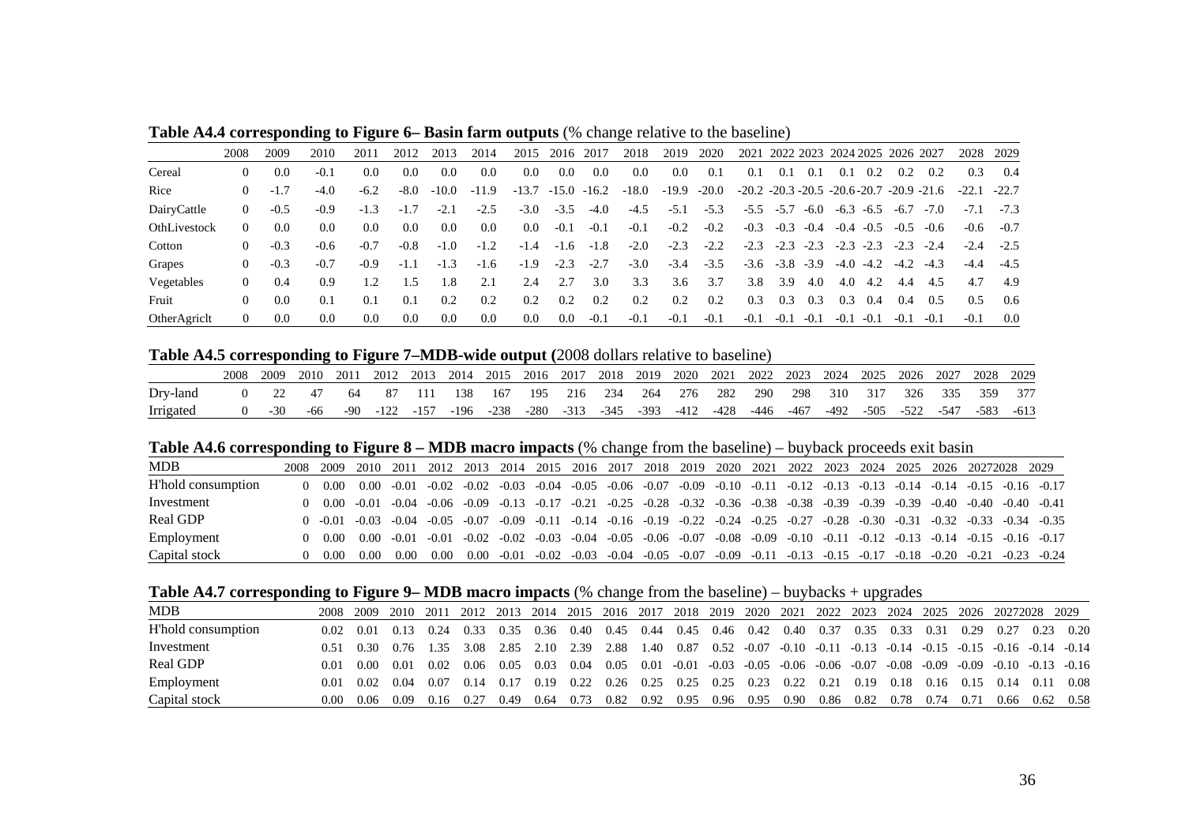**Table A4.4 corresponding to Figure 6– Basin farm outputs** (% change relative to the baseline)

| | 2008 | 2009 | 2010 | 2011 | 2012 | 2013 | 2014 | 2015 | 2016 | 2017 | 2018 | 2019 | 2020 | 2021 | 2022 | 2023 | 2024 | 2025 | 2026 | 2027 | 2028 | 2029 |
|---|---|---|---|---|---|---|---|---|---|---|---|---|---|---|---|---|---|---|---|---|---|---|
| Cereal | 0 | 0.0 | -0.1 | 0.0 | 0.0 | 0.0 | 0.0 | 0.0 | 0.0 | 0.0 | 0.0 | 0.0 | 0.1 | 0.1 | 0.1 | 0.1 | 0.1 | 0.2 | 0.2 | 0.2 | 0.3 | 0.4 |
| Rice | 0 | -1.7 | -4.0 | -6.2 | -8.0 | -10.0 | -11.9 | -13.7 | -15.0 | -16.2 | -18.0 | -19.9 | -20.0 | -20.2 | -20.3 | -20.5 | -20.6 | -20.7 | -20.9 | -21.6 | -22.1 | -22.7 |
| DairyCattle | 0 | -0.5 | -0.9 | -1.3 | -1.7 | -2.1 | -2.5 | -3.0 | -3.5 | -4.0 | -4.5 | -5.1 | -5.3 | -5.5 | -5.7 | -6.0 | -6.3 | -6.5 | -6.7 | -7.0 | -7.1 | -7.3 |
| OthLivestock | 0 | 0.0 | 0.0 | 0.0 | 0.0 | 0.0 | 0.0 | 0.0 | -0.1 | -0.1 | -0.1 | -0.2 | -0.2 | -0.3 | -0.3 | -0.4 | -0.4 | -0.5 | -0.5 | -0.6 | -0.6 | -0.7 |
| Cotton | 0 | -0.3 | -0.6 | -0.7 | -0.8 | -1.0 | -1.2 | -1.4 | -1.6 | -1.8 | -2.0 | -2.3 | -2.2 | -2.3 | -2.3 | -2.3 | -2.3 | -2.3 | -2.3 | -2.4 | -2.4 | -2.5 |
| Grapes | 0 | -0.3 | -0.7 | -0.9 | -1.1 | -1.3 | -1.6 | -1.9 | -2.3 | -2.7 | -3.0 | -3.4 | -3.5 | -3.6 | -3.8 | -3.9 | -4.0 | -4.2 | -4.2 | -4.3 | -4.4 | -4.5 |
| Vegetables | 0 | 0.4 | 0.9 | 1.2 | 1.5 | 1.8 | 2.1 | 2.4 | 2.7 | 3.0 | 3.3 | 3.6 | 3.7 | 3.8 | 3.9 | 4.0 | 4.0 | 4.2 | 4.4 | 4.5 | 4.7 | 4.9 |
| Fruit | 0 | 0.0 | 0.1 | 0.1 | 0.1 | 0.2 | 0.2 | 0.2 | 0.2 | 0.2 | 0.2 | 0.2 | 0.2 | 0.3 | 0.3 | 0.3 | 0.3 | 0.4 | 0.4 | 0.5 | 0.5 | 0.6 |
| OtherAgriclt | 0 | 0.0 | 0.0 | 0.0 | 0.0 | 0.0 | 0.0 | 0.0 | 0.0 | -0.1 | -0.1 | -0.1 | -0.1 | -0.1 | -0.1 | -0.1 | -0.1 | -0.1 | -0.1 | -0.1 | -0.1 | 0.0 |

**Table A4.5 corresponding to Figure 7–MDB-wide output (**2008 dollars relative to baseline)

| | 2008 | 2009 | 2010 | 2011 | 2012 | 2013 | 2014 | 2015 | 2016 | 2017 | 2018 | 2019 | 2020 | 2021 | 2022 | 2023 | 2024 | 2025 | 2026 | 2027 | 2028 | 2029 |
|---|---|---|---|---|---|---|---|---|---|---|---|---|---|---|---|---|---|---|---|---|---|---|
| Dry-land | 0 | 22 | 47 | 64 | 87 | 111 | 138 | 167 | 195 | 216 | 234 | 264 | 276 | 282 | 290 | 298 | 310 | 317 | 326 | 335 | 359 | 377 |
| Irrigated | 0 | -30 | -66 | -90 | -122 | -157 | -196 | -238 | -280 | -313 | -345 | -393 | -412 | -428 | -446 | -467 | -492 | -505 | -522 | -547 | -583 | -613 |

**Table A4.6 corresponding to Figure 8 – MDB macro impacts** (% change from the baseline) – buyback proceeds exit basin

| MDB | 2008 | 2009 | 2010 | 2011 | 2012 | 2013 | 2014 | 2015 | 2016 | 2017 | 2018 | 2019 | 2020 | 2021 | 2022 | 2023 | 2024 | 2025 | 2026 | 2027 | 2028 | 2029 |
|---|---|---|---|---|---|---|---|---|---|---|---|---|---|---|---|---|---|---|---|---|---|---|
| H'hold consumption | 0 | 0.00 | 0.00 | -0.01 | -0.02 | -0.02 | -0.03 | -0.04 | -0.05 | -0.06 | -0.07 | -0.09 | -0.10 | -0.11 | -0.12 | -0.13 | -0.13 | -0.14 | -0.14 | -0.15 | -0.16 | -0.17 |
| Investment | 0 | 0.00 | -0.01 | -0.04 | -0.06 | -0.09 | -0.13 | -0.17 | -0.21 | -0.25 | -0.28 | -0.32 | -0.36 | -0.38 | -0.38 | -0.39 | -0.39 | -0.39 | -0.40 | -0.40 | -0.40 | -0.41 |
| Real GDP | 0 | -0.01 | -0.03 | -0.04 | -0.05 | -0.07 | -0.09 | -0.11 | -0.14 | -0.16 | -0.19 | -0.22 | -0.24 | -0.25 | -0.27 | -0.28 | -0.30 | -0.31 | -0.32 | -0.33 | -0.34 | -0.35 |
| Employment | 0 | 0.00 | 0.00 | -0.01 | -0.01 | -0.02 | -0.02 | -0.03 | -0.04 | -0.05 | -0.06 | -0.07 | -0.08 | -0.09 | -0.10 | -0.11 | -0.12 | -0.13 | -0.14 | -0.15 | -0.16 | -0.17 |
| Capital stock | 0 | 0.00 | 0.00 | 0.00 | 0.00 | 0.00 | -0.01 | -0.02 | -0.03 | -0.04 | -0.05 | -0.07 | -0.09 | -0.11 | -0.13 | -0.15 | -0.17 | -0.18 | -0.20 | -0.21 | -0.23 | -0.24 |

**Table A4.7 corresponding to Figure 9– MDB macro impacts** (% change from the baseline) – buybacks + upgrades

| MDB | 2008 | 2009 | 2010 | 2011 | 2012 | 2013 | 2014 | 2015 | 2016 | 2017 | 2018 | 2019 | 2020 | 2021 | 2022 | 2023 | 2024 | 2025 | 2026 | 2027 | 2028 | 2029 |
|---|---|---|---|---|---|---|---|---|---|---|---|---|---|---|---|---|---|---|---|---|---|---|
| H'hold consumption | 0.02 | 0.01 | 0.13 | 0.24 | 0.33 | 0.35 | 0.36 | 0.40 | 0.45 | 0.44 | 0.45 | 0.46 | 0.42 | 0.40 | 0.37 | 0.35 | 0.33 | 0.31 | 0.29 | 0.27 | 0.23 | 0.20 |
| Investment | 0.51 | 0.30 | 0.76 | 1.35 | 3.08 | 2.85 | 2.10 | 2.39 | 2.88 | 1.40 | 0.87 | 0.52 | -0.07 | -0.10 | -0.11 | -0.13 | -0.14 | -0.15 | -0.15 | -0.16 | -0.14 | -0.14 |
| Real GDP | 0.01 | 0.00 | 0.01 | 0.02 | 0.06 | 0.05 | 0.03 | 0.04 | 0.05 | 0.01 | -0.01 | -0.03 | -0.05 | -0.06 | -0.06 | -0.07 | -0.08 | -0.09 | -0.09 | -0.10 | -0.13 | -0.16 |
| Employment | 0.01 | 0.02 | 0.04 | 0.07 | 0.14 | 0.17 | 0.19 | 0.22 | 0.26 | 0.25 | 0.25 | 0.25 | 0.23 | 0.22 | 0.21 | 0.19 | 0.18 | 0.16 | 0.15 | 0.14 | 0.11 | 0.08 |
| Capital stock | 0.00 | 0.06 | 0.09 | 0.16 | 0.27 | 0.49 | 0.64 | 0.73 | 0.82 | 0.92 | 0.95 | 0.96 | 0.95 | 0.90 | 0.86 | 0.82 | 0.78 | 0.74 | 0.71 | 0.66 | 0.62 | 0.58 |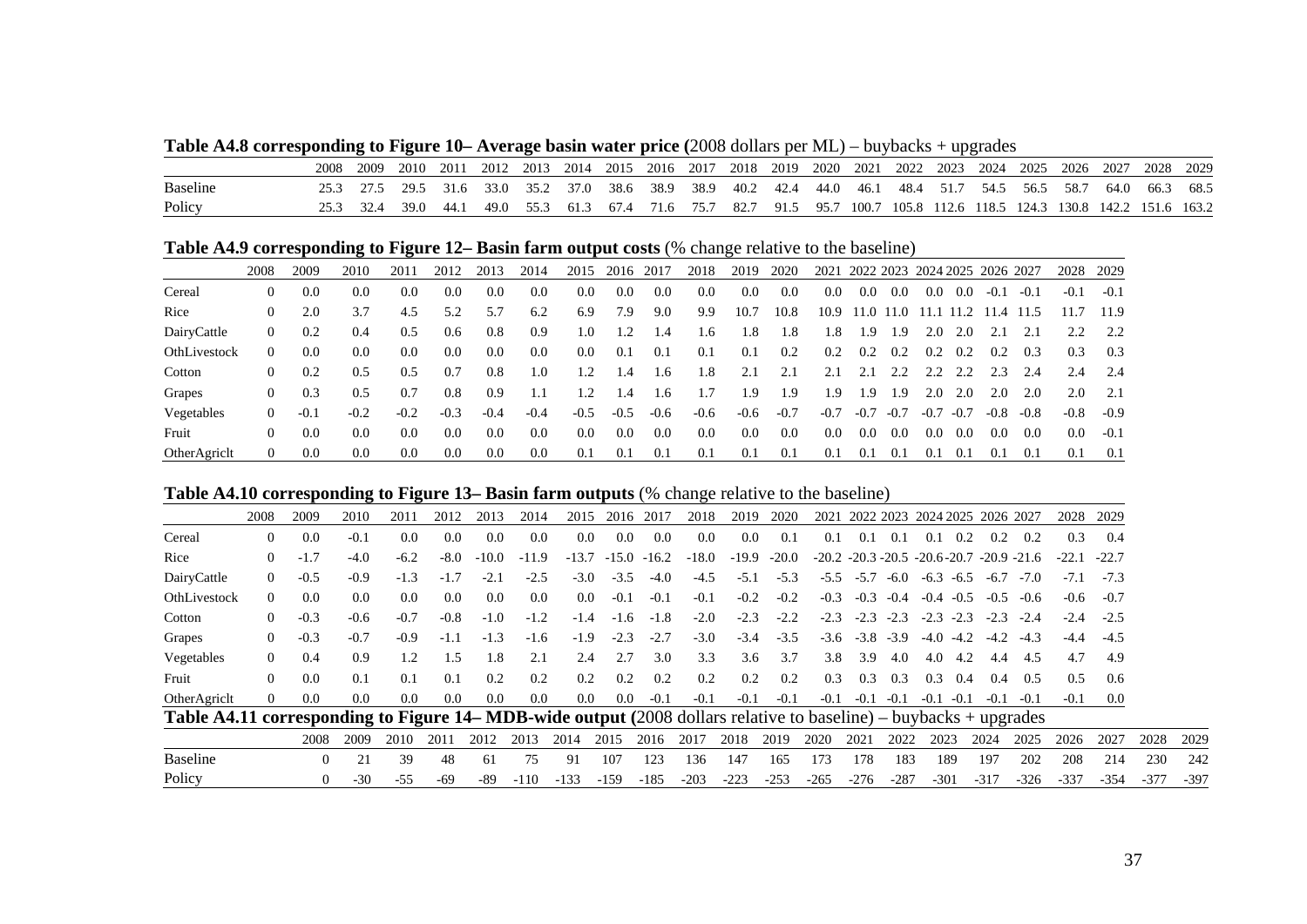**Table A4.8 corresponding to Figure 10– Average basin water price (**2008 dollars per ML) – buybacks + upgrades

| | 2008 | 2009 | 2010 | 2011 | 2012 | 2013 | 2014 | 2015 | 2016 | 2017 | 2018 | 2019 | 2020 | 2021 | 2022 | 2023 | 2024 | 2025 | 2026 | 2027 | 2028 | 2029 |
|---|---|---|---|---|---|---|---|---|---|---|---|---|---|---|---|---|---|---|---|---|---|---|
| Baseline | 25.3 | 27.5 | 29.5 | 31.6 | 33.0 | 35.2 | 37.0 | 38.6 | 38.9 | 38.9 | 40.2 | 42.4 | 44.0 | 46.1 | 48.4 | 51.7 | 54.5 | 56.5 | 58.7 | 64.0 | 66.3 | 68.5 |
| Policy | 25.3 | 32.4 | 39.0 | 44.1 | 49.0 | 55.3 | 61.3 | 67.4 | 71.6 | 75.7 | 82.7 | 91.5 | 95.7 | 100.7 | 105.8 | 112.6 | 118.5 | 124.3 | 130.8 | 142.2 | 151.6 | 163.2 |

**Table A4.9 corresponding to Figure 12– Basin farm output costs** (% change relative to the baseline)

| | 2008 | 2009 | 2010 | 2011 | 2012 | 2013 | 2014 | 2015 | 2016 | 2017 | 2018 | 2019 | 2020 | 2021 | 2022 | 2023 | 2024 | 2025 | 2026 | 2027 | 2028 | 2029 |
|---|---|---|---|---|---|---|---|---|---|---|---|---|---|---|---|---|---|---|---|---|---|---|
| Cereal | 0 | 0.0 | 0.0 | 0.0 | 0.0 | 0.0 | 0.0 | 0.0 | 0.0 | 0.0 | 0.0 | 0.0 | 0.0 | 0.0 | 0.0 | 0.0 | 0.0 | 0.0 | -0.1 | -0.1 | -0.1 | -0.1 |
| Rice | 0 | 2.0 | 3.7 | 4.5 | 5.2 | 5.7 | 6.2 | 6.9 | 7.9 | 9.0 | 9.9 | 10.7 | 10.8 | 10.9 | 11.0 | 11.0 | 11.1 | 11.2 | 11.4 | 11.5 | 11.7 | 11.9 |
| DairyCattle | 0 | 0.2 | 0.4 | 0.5 | 0.6 | 0.8 | 0.9 | 1.0 | 1.2 | 1.4 | 1.6 | 1.8 | 1.8 | 1.8 | 1.9 | 1.9 | 2.0 | 2.0 | 2.1 | 2.1 | 2.2 | 2.2 |
| OthLivestock | 0 | 0.0 | 0.0 | 0.0 | 0.0 | 0.0 | 0.0 | 0.0 | 0.1 | 0.1 | 0.1 | 0.1 | 0.2 | 0.2 | 0.2 | 0.2 | 0.2 | 0.2 | 0.2 | 0.3 | 0.3 | 0.3 |
| Cotton | 0 | 0.2 | 0.5 | 0.5 | 0.7 | 0.8 | 1.0 | 1.2 | 1.4 | 1.6 | 1.8 | 2.1 | 2.1 | 2.1 | 2.1 | 2.2 | 2.2 | 2.2 | 2.3 | 2.4 | 2.4 | 2.4 |
| Grapes | 0 | 0.3 | 0.5 | 0.7 | 0.8 | 0.9 | 1.1 | 1.2 | 1.4 | 1.6 | 1.7 | 1.9 | 1.9 | 1.9 | 1.9 | 1.9 | 2.0 | 2.0 | 2.0 | 2.0 | 2.0 | 2.1 |
| Vegetables | 0 | -0.1 | -0.2 | -0.2 | -0.3 | -0.4 | -0.4 | -0.5 | -0.5 | -0.6 | -0.6 | -0.6 | -0.7 | -0.7 | -0.7 | -0.7 | -0.7 | -0.7 | -0.8 | -0.8 | -0.8 | -0.9 |
| Fruit | 0 | 0.0 | 0.0 | 0.0 | 0.0 | 0.0 | 0.0 | 0.0 | 0.0 | 0.0 | 0.0 | 0.0 | 0.0 | 0.0 | 0.0 | 0.0 | 0.0 | 0.0 | 0.0 | 0.0 | 0.0 | -0.1 |
| OtherAgriclt | 0 | 0.0 | 0.0 | 0.0 | 0.0 | 0.0 | 0.0 | 0.1 | 0.1 | 0.1 | 0.1 | 0.1 | 0.1 | 0.1 | 0.1 | 0.1 | 0.1 | 0.1 | 0.1 | 0.1 | 0.1 | 0.1 |

**Table A4.10 corresponding to Figure 13– Basin farm outputs** (% change relative to the baseline)

| | 2008 | 2009 | 2010 | 2011 | 2012 | 2013 | 2014 | 2015 | 2016 | 2017 | 2018 | 2019 | 2020 | 2021 | 2022 | 2023 | 2024 | 2025 | 2026 | 2027 | 2028 | 2029 |
|---|---|---|---|---|---|---|---|---|---|---|---|---|---|---|---|---|---|---|---|---|---|---|
| Cereal | 0 | 0.0 | -0.1 | 0.0 | 0.0 | 0.0 | 0.0 | 0.0 | 0.0 | 0.0 | 0.0 | 0.0 | 0.1 | 0.1 | 0.1 | 0.1 | 0.1 | 0.2 | 0.2 | 0.2 | 0.3 | 0.4 |
| Rice | 0 | -1.7 | -4.0 | -6.2 | -8.0 | -10.0 | -11.9 | -13.7 | -15.0 | -16.2 | -18.0 | -19.9 | -20.0 | -20.2 | -20.3 | -20.5 | -20.6 | -20.7 | -20.9 | -21.6 | -22.1 | -22.7 |
| DairyCattle | 0 | -0.5 | -0.9 | -1.3 | -1.7 | -2.1 | -2.5 | -3.0 | -3.5 | -4.0 | -4.5 | -5.1 | -5.3 | -5.5 | -5.7 | -6.0 | -6.3 | -6.5 | -6.7 | -7.0 | -7.1 | -7.3 |
| OthLivestock | 0 | 0.0 | 0.0 | 0.0 | 0.0 | 0.0 | 0.0 | 0.0 | -0.1 | -0.1 | -0.1 | -0.2 | -0.2 | -0.3 | -0.3 | -0.4 | -0.4 | -0.5 | -0.5 | -0.6 | -0.6 | -0.7 |
| Cotton | 0 | -0.3 | -0.6 | -0.7 | -0.8 | -1.0 | -1.2 | -1.4 | -1.6 | -1.8 | -2.0 | -2.3 | -2.2 | -2.3 | -2.3 | -2.3 | -2.3 | -2.3 | -2.3 | -2.4 | -2.4 | -2.5 |
| Grapes | 0 | -0.3 | -0.7 | -0.9 | -1.1 | -1.3 | -1.6 | -1.9 | -2.3 | -2.7 | -3.0 | -3.4 | -3.5 | -3.6 | -3.8 | -3.9 | -4.0 | -4.2 | -4.2 | -4.3 | -4.4 | -4.5 |
| Vegetables | 0 | 0.4 | 0.9 | 1.2 | 1.5 | 1.8 | 2.1 | 2.4 | 2.7 | 3.0 | 3.3 | 3.6 | 3.7 | 3.8 | 3.9 | 4.0 | 4.0 | 4.2 | 4.4 | 4.5 | 4.7 | 4.9 |
| Fruit | 0 | 0.0 | 0.1 | 0.1 | 0.1 | 0.2 | 0.2 | 0.2 | 0.2 | 0.2 | 0.2 | 0.2 | 0.2 | 0.3 | 0.3 | 0.3 | 0.3 | 0.4 | 0.4 | 0.5 | 0.5 | 0.6 |
| OtherAgriclt | 0 | 0.0 | 0.0 | 0.0 | 0.0 | 0.0 | 0.0 | 0.0 | 0.0 | -0.1 | -0.1 | -0.1 | -0.1 | -0.1 | -0.1 | -0.1 | -0.1 | -0.1 | -0.1 | -0.1 | -0.1 | 0.0 |

**Table A4.11 corresponding to Figure 14– MDB-wide output (**2008 dollars relative to baseline) – buybacks + upgrades

| | 2008 | 2009 | 2010 | 2011 | 2012 | 2013 | 2014 | 2015 | 2016 | 2017 | 2018 | 2019 | 2020 | 2021 | 2022 | 2023 | 2024 | 2025 | 2026 | 2027 | 2028 | 2029 |
|---|---|---|---|---|---|---|---|---|---|---|---|---|---|---|---|---|---|---|---|---|---|---|
| Baseline | 0 | 21 | 39 | 48 | 61 | 75 | 91 | 107 | 123 | 136 | 147 | 165 | 173 | 178 | 183 | 189 | 197 | 202 | 208 | 214 | 230 | 242 |
| Policy | 0 | -30 | -55 | -69 | -89 | -110 | -133 | -159 | -185 | -203 | -223 | -253 | -265 | -276 | -287 | -301 | -317 | -326 | -337 | -354 | -377 | -397 |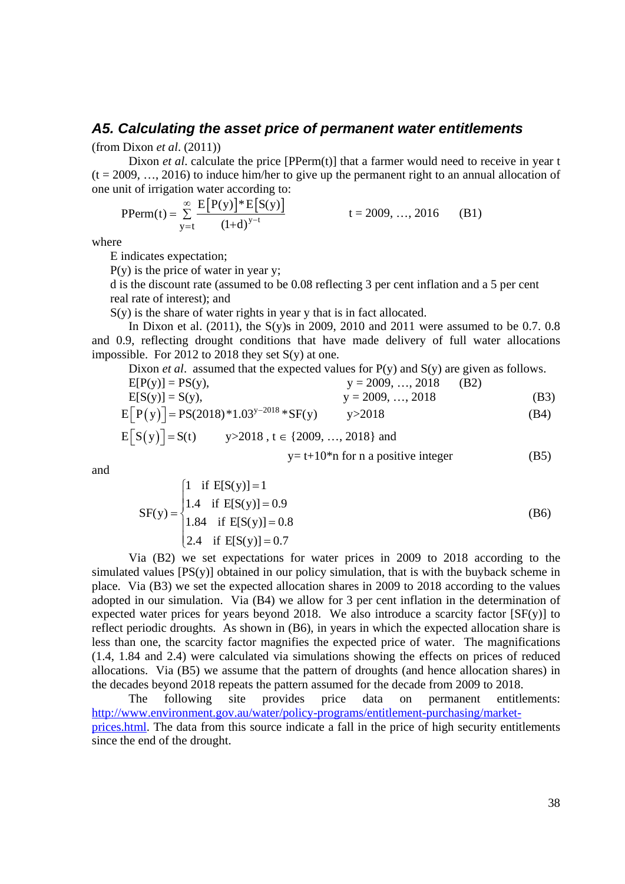## *A5. Calculating the asset price of permanent water entitlements*

(from Dixon *et al*. (2011))

Dixon *et al*. calculate the price [PPerm(t)] that a farmer would need to receive in year t (t = 2009, …, 2016) to induce him/her to give up the permanent right to an annual allocation of one unit of irrigation water according to:

$$\text{PPerm(t)} = \sum_{y=t}^{\infty} \frac{E\left[P(y)\right]*E\left[S(y)\right]}{(1+d)^{y-t}} \qquad t = 2009, \ldots, 2016 \qquad \text{(B1)}$$

where

E indicates expectation;

P(y) is the price of water in year y;

d is the discount rate (assumed to be 0.08 reflecting 3 per cent inflation and a 5 per cent real rate of interest); and

S(y) is the share of water rights in year y that is in fact allocated.

In Dixon et al. (2011), the S(y)s in 2009, 2010 and 2011 were assumed to be 0.7. 0.8 and 0.9, reflecting drought conditions that have made delivery of full water allocations impossible. For 2012 to 2018 they set S(y) at one.

Dixon *et al*. assumed that the expected values for P(y) and S(y) are given as follows.

$$E[P(y)] = PS(y), \qquad y = 2009, \ldots, 2018 \qquad \text{(B2)}$$

$$E[S(y)] = S(y), \qquad y = 2009, \ldots, 2018 \qquad \text{(B3)}$$

$$E\left[P(y)\right] = PS(2018)*1.03^{y-2018}*SF(y) \qquad y>2018 \qquad \text{(B4)}$$

$$E\left[S(y)\right] = S(t) \qquad y>2018\text{ , } t \in \{2009, \ldots, 2018\} \text{ and}$$

$$y = t+10*n \text{ for n a positive integer} \qquad \text{(B5)}$$

and

$$SF(y) = \begin{cases} 1 & \text{if } E[S(y)] = 1 \\ 1.4 & \text{if } E[S(y)] = 0.9 \\ 1.84 & \text{if } E[S(y)] = 0.8 \\ 2.4 & \text{if } E[S(y)] = 0.7 \end{cases} \qquad \text{(B6)}$$

Via (B2) we set expectations for water prices in 2009 to 2018 according to the simulated values [PS(y)] obtained in our policy simulation, that is with the buyback scheme in place. Via (B3) we set the expected allocation shares in 2009 to 2018 according to the values adopted in our simulation. Via (B4) we allow for 3 per cent inflation in the determination of expected water prices for years beyond 2018. We also introduce a scarcity factor [SF(y)] to reflect periodic droughts. As shown in (B6), in years in which the expected allocation share is less than one, the scarcity factor magnifies the expected price of water. The magnifications (1.4, 1.84 and 2.4) were calculated via simulations showing the effects on prices of reduced allocations. Via (B5) we assume that the pattern of droughts (and hence allocation shares) in the decades beyond 2018 repeats the pattern assumed for the decade from 2009 to 2018.

The following site provides price data on permanent entitlements: http://www.environment.gov.au/water/policy-programs/entitlement-purchasing/market-prices.html. The data from this source indicate a fall in the price of high security entitlements since the end of the drought.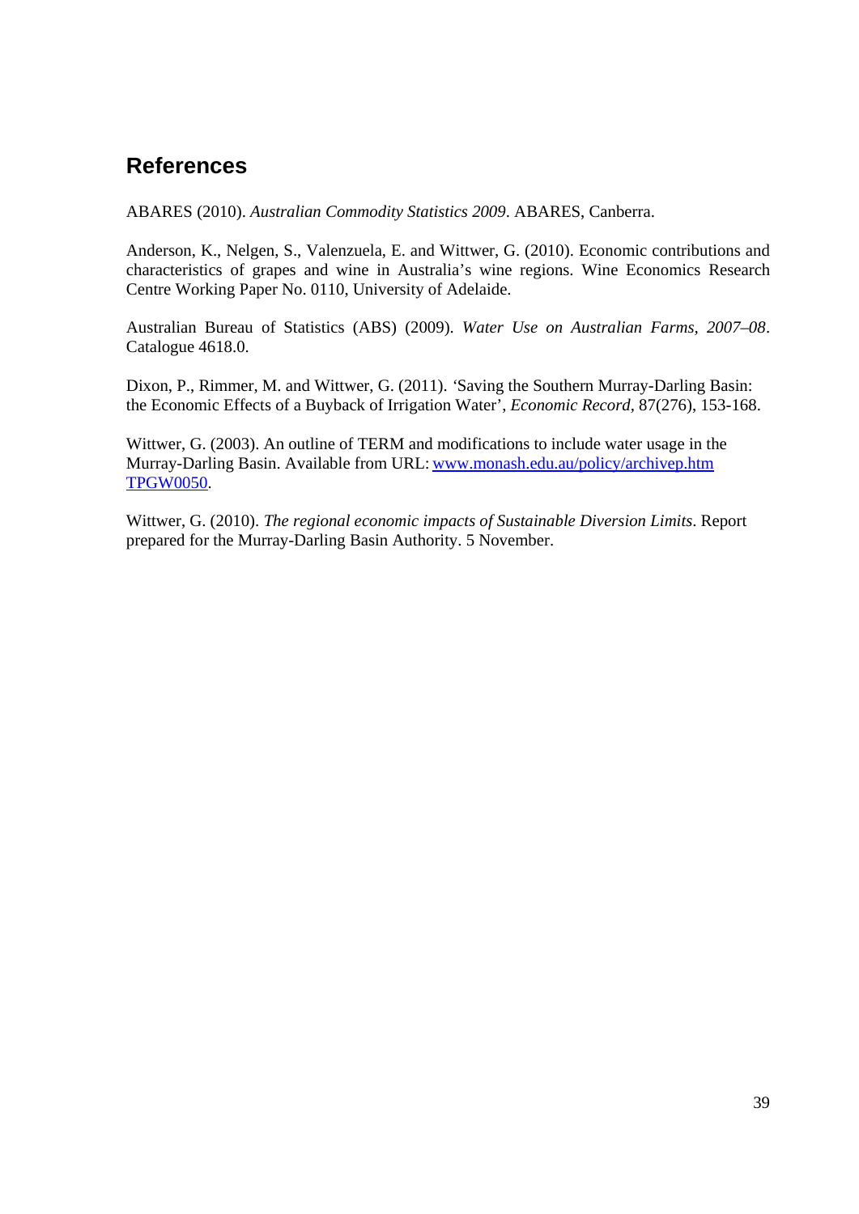## References

ABARES (2010). *Australian Commodity Statistics 2009*. ABARES, Canberra.

Anderson, K., Nelgen, S., Valenzuela, E. and Wittwer, G. (2010). Economic contributions and characteristics of grapes and wine in Australia's wine regions. Wine Economics Research Centre Working Paper No. 0110, University of Adelaide.

Australian Bureau of Statistics (ABS) (2009). *Water Use on Australian Farms, 2007–08*. Catalogue 4618.0.

Dixon, P., Rimmer, M. and Wittwer, G. (2011). 'Saving the Southern Murray-Darling Basin: the Economic Effects of a Buyback of Irrigation Water', *Economic Record*, 87(276), 153-168.

Wittwer, G. (2003). An outline of TERM and modifications to include water usage in the Murray-Darling Basin. Available from URL: [www.monash.edu.au/policy/archivep.htm TPGW0050](www.monash.edu.au/policy/archivep.htm).

Wittwer, G. (2010). *The regional economic impacts of Sustainable Diversion Limits*. Report prepared for the Murray-Darling Basin Authority. 5 November.